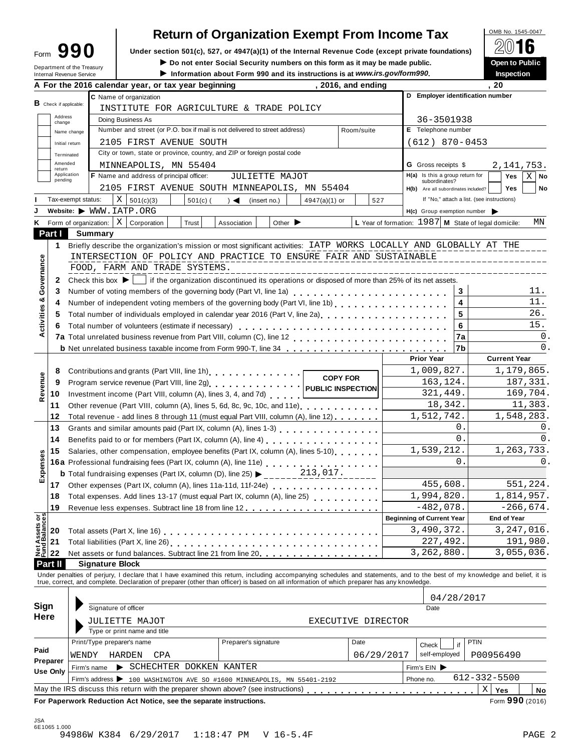Form **990**

Department of the Treasury
Internal Revenue Service

# Return of Organization Exempt From Income Tax

**Under section 501(c), 527, or 4947(a)(1) of the Internal Revenue Code (except private foundations)**

▶ **Do not enter Social Security numbers on this form as it may be made public.**

▶ **Information about Form 990 and its instructions is at *www.irs.gov/form990*.**

OMB No. 1545-0047

**2016**

**Open to Public Inspection**

**A For the 2016 calendar year, or tax year beginning , 2016, and ending , 20**

| | | |
|---|---|---|
| **B** Check if applicable: Address change; Name change; Initial return; Terminated; Amended return; Application pending | **C** Name of organization: INSTITUTE FOR AGRICULTURE & TRADE POLICY | **D** Employer identification number: 36-3501938 |
| | Doing Business As | |
| | Number and street (or P.O. box if mail is not delivered to street address): 2105 FIRST AVENUE SOUTH — Room/suite | **E** Telephone number: (612) 870-0453 |
| | City or town, state or province, country, and ZIP or foreign postal code: MINNEAPOLIS, MN 55404 | **G** Gross receipts $ 2,141,753. |
| | **F** Name and address of principal officer: JULIETTE MAJOT, 2105 FIRST AVENUE SOUTH MINNEAPOLIS, MN 55404 | **H(a)** Is this a group return for subordinates? Yes [ ] No [X] |
| | | **H(b)** Are all subordinates included? Yes [ ] No [ ] If "No," attach a list. (see instructions) |

**I** Tax-exempt status: [X] 501(c)(3) [ ] 501(c) ( ) ◀ (insert no.) [ ] 4947(a)(1) or [ ] 527

**J** Website: ▶ WWW.IATP.ORG

**H(c)** Group exemption number ▶

**K** Form of organization: [X] Corporation [ ] Trust [ ] Association [ ] Other ▶

**L** Year of formation: 1987 **M** State of legal domicile: MN

## Part I Summary

**Activities & Governance**

1 Briefly describe the organization's mission or most significant activities: IATP WORKS LOCALLY AND GLOBALLY AT THE INTERSECTION OF POLICY AND PRACTICE TO ENSURE FAIR AND SUSTAINABLE FOOD, FARM AND TRADE SYSTEMS.

2 Check this box ▶ [ ] if the organization discontinued its operations or disposed of more than 25% of its net assets.

| | | | |
|---|---|---|---|
| 3 | Number of voting members of the governing body (Part VI, line 1a) | 3 | 11. |
| 4 | Number of independent voting members of the governing body (Part VI, line 1b) | 4 | 11. |
| 5 | Total number of individuals employed in calendar year 2016 (Part V, line 2a) | 5 | 26. |
| 6 | Total number of volunteers (estimate if necessary) | 6 | 15. |
| 7a | Total unrelated business revenue from Part VIII, column (C), line 12 | 7a | 0. |
| b | Net unrelated business taxable income from Form 990-T, line 34 | 7b | 0. |

COPY FOR PUBLIC INSPECTION

| | | | Prior Year | Current Year |
|---|---|---|---|---|
| **Revenue** | 8 | Contributions and grants (Part VIII, line 1h) | 1,009,827. | 1,179,865. |
| | 9 | Program service revenue (Part VIII, line 2g) | 163,124. | 187,331. |
| | 10 | Investment income (Part VIII, column (A), lines 3, 4, and 7d) | 321,449. | 169,704. |
| | 11 | Other revenue (Part VIII, column (A), lines 5, 6d, 8c, 9c, 10c, and 11e) | 18,342. | 11,383. |
| | 12 | Total revenue - add lines 8 through 11 (must equal Part VIII, column (A), line 12) | 1,512,742. | 1,548,283. |
| **Expenses** | 13 | Grants and similar amounts paid (Part IX, column (A), lines 1-3) | 0. | 0. |
| | 14 | Benefits paid to or for members (Part IX, column (A), line 4) | 0. | 0. |
| | 15 | Salaries, other compensation, employee benefits (Part IX, column (A), lines 5-10) | 1,539,212. | 1,263,733. |
| | 16a | Professional fundraising fees (Part IX, column (A), line 11e) | 0. | 0. |
| | b | Total fundraising expenses (Part IX, column (D), line 25) ▶ 213,017. | | |
| | 17 | Other expenses (Part IX, column (A), lines 11a-11d, 11f-24e) | 455,608. | 551,224. |
| | 18 | Total expenses. Add lines 13-17 (must equal Part IX, column (A), line 25) | 1,994,820. | 1,814,957. |
| | 19 | Revenue less expenses. Subtract line 18 from line 12 | -482,078. | -266,674. |
| | | | **Beginning of Current Year** | **End of Year** |
| **Net Assets or Fund Balances** | 20 | Total assets (Part X, line 16) | 3,490,372. | 3,247,016. |
| | 21 | Total liabilities (Part X, line 26) | 227,492. | 191,980. |
| | 22 | Net assets or fund balances. Subtract line 21 from line 20 | 3,262,880. | 3,055,036. |

## Part II Signature Block

Under penalties of perjury, I declare that I have examined this return, including accompanying schedules and statements, and to the best of my knowledge and belief, it is true, correct, and complete. Declaration of preparer (other than officer) is based on all information of which preparer has any knowledge.

**Sign Here**

Signature of officer — Date: 04/28/2017

JULIETTE MAJOT — EXECUTIVE DIRECTOR
Type or print name and title

**Paid Preparer Use Only**

| Print/Type preparer's name | Preparer's signature | Date | Check [ ] if self-employed | PTIN |
|---|---|---|---|---|
| WENDY HARDEN CPA | | 06/29/2017 | | P00956490 |

Firm's name ▶ SCHECHTER DOKKEN KANTER — Firm's EIN ▶

Firm's address ▶ 100 WASHINGTON AVE SO #1600 MINNEAPOLIS, MN 55401-2192 — Phone no. 612-332-5500

May the IRS discuss this return with the preparer shown above? (see instructions) [X] Yes [ ] No

**For Paperwork Reduction Act Notice, see the separate instructions.** Form **990** (2016)

JSA
6E1065 1.000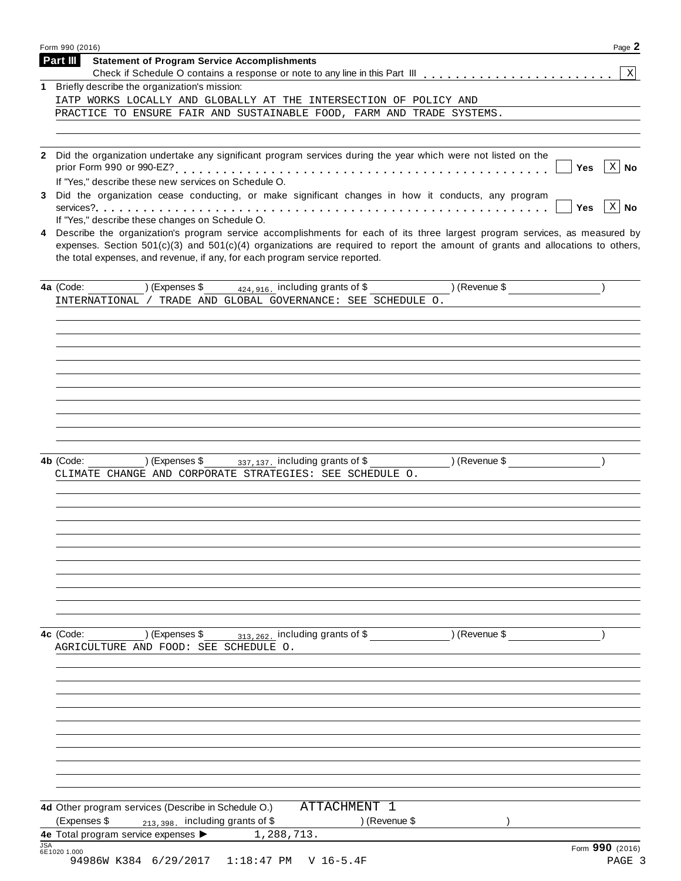## Part III Statement of Program Service Accomplishments

Check if Schedule O contains a response or note to any line in this Part III . . . . . . . . . . . . . . . . . . . . . . . [X]

**1** Briefly describe the organization's mission:

IATP WORKS LOCALLY AND GLOBALLY AT THE INTERSECTION OF POLICY AND PRACTICE TO ENSURE FAIR AND SUSTAINABLE FOOD, FARM AND TRADE SYSTEMS.

**2** Did the organization undertake any significant program services during the year which were not listed on the prior Form 990 or 990-EZ? . . . . . . . . . . . . . . . . . . . . . . . . . . . . . . . . . . . . . . . . . . . [ ] Yes [X] No

If "Yes," describe these new services on Schedule O.

**3** Did the organization cease conducting, or make significant changes in how it conducts, any program services? . . . . . . . . . . . . . . . . . . . . . . . . . . . . . . . . . . . . . . . . . . . . . . . . . . . . [ ] Yes [X] No

If "Yes," describe these changes on Schedule O.

**4** Describe the organization's program service accomplishments for each of its three largest program services, as measured by expenses. Section 501(c)(3) and 501(c)(4) organizations are required to report the amount of grants and allocations to others, the total expenses, and revenue, if any, for each program service reported.

**4a** (Code: ) (Expenses $ 424,916. including grants of $ ) (Revenue $ )

INTERNATIONAL / TRADE AND GLOBAL GOVERNANCE: SEE SCHEDULE O.

**4b** (Code: ) (Expenses $ 337,137. including grants of $ ) (Revenue $ )

CLIMATE CHANGE AND CORPORATE STRATEGIES: SEE SCHEDULE O.

**4c** (Code: ) (Expenses $ 313,262. including grants of $ ) (Revenue $ )

AGRICULTURE AND FOOD: SEE SCHEDULE O.

**4d** Other program services (Describe in Schedule O.) ATTACHMENT 1

(Expenses $ 213,398. including grants of $ ) (Revenue $ )

**4e** Total program service expenses ► 1,288,713.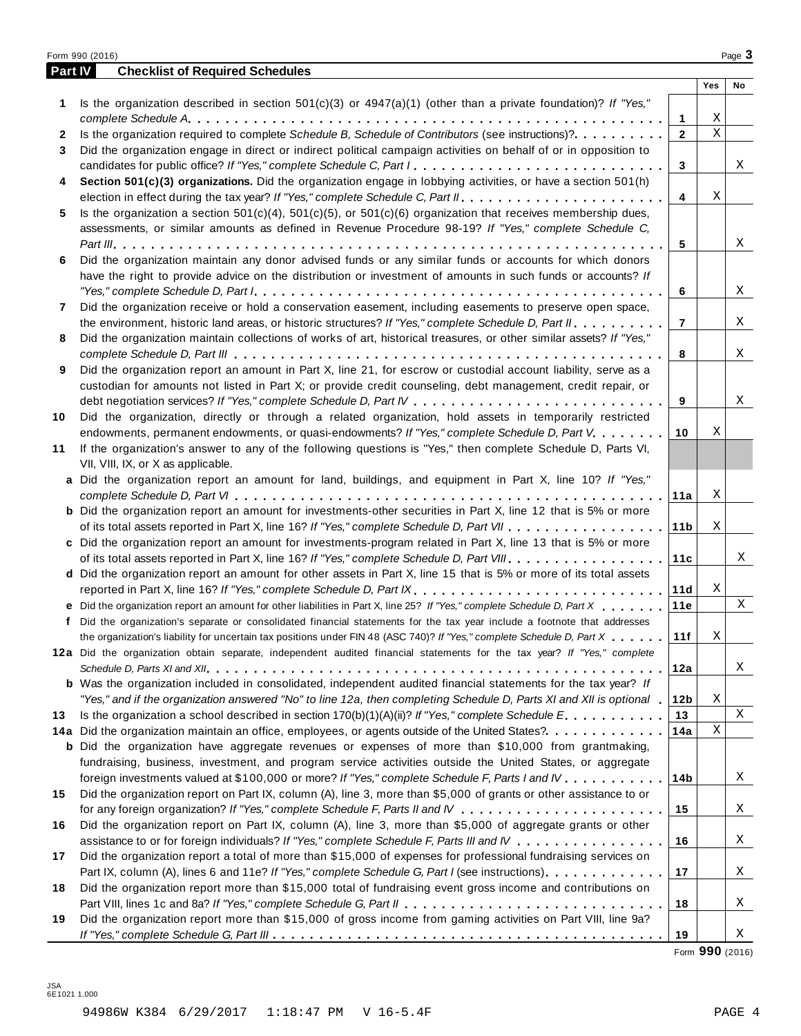## Part IV Checklist of Required Schedules

| | | | Yes | No |
|---|---|---|---|---|
| **1** | Is the organization described in section 501(c)(3) or 4947(a)(1) (other than a private foundation)? *If "Yes," complete Schedule A* | 1 | X | |
| **2** | Is the organization required to complete *Schedule B, Schedule of Contributors* (see instructions)? | 2 | X | |
| **3** | Did the organization engage in direct or indirect political campaign activities on behalf of or in opposition to candidates for public office? *If "Yes," complete Schedule C, Part I* | 3 | | X |
| **4** | **Section 501(c)(3) organizations.** Did the organization engage in lobbying activities, or have a section 501(h) election in effect during the tax year? *If "Yes," complete Schedule C, Part II* | 4 | X | |
| **5** | Is the organization a section 501(c)(4), 501(c)(5), or 501(c)(6) organization that receives membership dues, assessments, or similar amounts as defined in Revenue Procedure 98-19? *If "Yes," complete Schedule C, Part III* | 5 | | X |
| **6** | Did the organization maintain any donor advised funds or any similar funds or accounts for which donors have the right to provide advice on the distribution or investment of amounts in such funds or accounts? *If "Yes," complete Schedule D, Part I* | 6 | | X |
| **7** | Did the organization receive or hold a conservation easement, including easements to preserve open space, the environment, historic land areas, or historic structures? *If "Yes," complete Schedule D, Part II* | 7 | | X |
| **8** | Did the organization maintain collections of works of art, historical treasures, or other similar assets? *If "Yes," complete Schedule D, Part III* | 8 | | X |
| **9** | Did the organization report an amount in Part X, line 21, for escrow or custodial account liability, serve as a custodian for amounts not listed in Part X; or provide credit counseling, debt management, credit repair, or debt negotiation services? *If "Yes," complete Schedule D, Part IV* | 9 | | X |
| **10** | Did the organization, directly or through a related organization, hold assets in temporarily restricted endowments, permanent endowments, or quasi-endowments? *If "Yes," complete Schedule D, Part V* | 10 | X | |
| **11** | If the organization's answer to any of the following questions is "Yes," then complete Schedule D, Parts VI, VII, VIII, IX, or X as applicable. | | | |
| **a** | Did the organization report an amount for land, buildings, and equipment in Part X, line 10? *If "Yes," complete Schedule D, Part VI* | 11a | X | |
| **b** | Did the organization report an amount for investments-other securities in Part X, line 12 that is 5% or more of its total assets reported in Part X, line 16? *If "Yes," complete Schedule D, Part VII* | 11b | X | |
| **c** | Did the organization report an amount for investments-program related in Part X, line 13 that is 5% or more of its total assets reported in Part X, line 16? *If "Yes," complete Schedule D, Part VIII* | 11c | | X |
| **d** | Did the organization report an amount for other assets in Part X, line 15 that is 5% or more of its total assets reported in Part X, line 16? *If "Yes," complete Schedule D, Part IX* | 11d | X | |
| **e** | Did the organization report an amount for other liabilities in Part X, line 25? *If "Yes," complete Schedule D, Part X* | 11e | | X |
| **f** | Did the organization's separate or consolidated financial statements for the tax year include a footnote that addresses the organization's liability for uncertain tax positions under FIN 48 (ASC 740)? *If "Yes," complete Schedule D, Part X* | 11f | X | |
| **12a** | Did the organization obtain separate, independent audited financial statements for the tax year? *If "Yes," complete Schedule D, Parts XI and XII* | 12a | | X |
| **b** | Was the organization included in consolidated, independent audited financial statements for the tax year? *If "Yes," and if the organization answered "No" to line 12a, then completing Schedule D, Parts XI and XII is optional* | 12b | X | |
| **13** | Is the organization a school described in section 170(b)(1)(A)(ii)? *If "Yes," complete Schedule E* | 13 | | X |
| **14a** | Did the organization maintain an office, employees, or agents outside of the United States? | 14a | X | |
| **b** | Did the organization have aggregate revenues or expenses of more than $10,000 from grantmaking, fundraising, business, investment, and program service activities outside the United States, or aggregate foreign investments valued at $100,000 or more? *If "Yes," complete Schedule F, Parts I and IV* | 14b | | X |
| **15** | Did the organization report on Part IX, column (A), line 3, more than $5,000 of grants or other assistance to or for any foreign organization? *If "Yes," complete Schedule F, Parts II and IV* | 15 | | X |
| **16** | Did the organization report on Part IX, column (A), line 3, more than $5,000 of aggregate grants or other assistance to or for foreign individuals? *If "Yes," complete Schedule F, Parts III and IV* | 16 | | X |
| **17** | Did the organization report a total of more than $15,000 of expenses for professional fundraising services on Part IX, column (A), lines 6 and 11e? *If "Yes," complete Schedule G, Part I* (see instructions) | 17 | | X |
| **18** | Did the organization report more than $15,000 total of fundraising event gross income and contributions on Part VIII, lines 1c and 8a? *If "Yes," complete Schedule G, Part II* | 18 | | X |
| **19** | Did the organization report more than $15,000 of gross income from gaming activities on Part VIII, line 9a? *If "Yes," complete Schedule G, Part III* | 19 | | X |

Form **990** (2016)

JSA
6E1021 1.000

94986W K384 6/29/2017 1:18:47 PM V 16-5.4F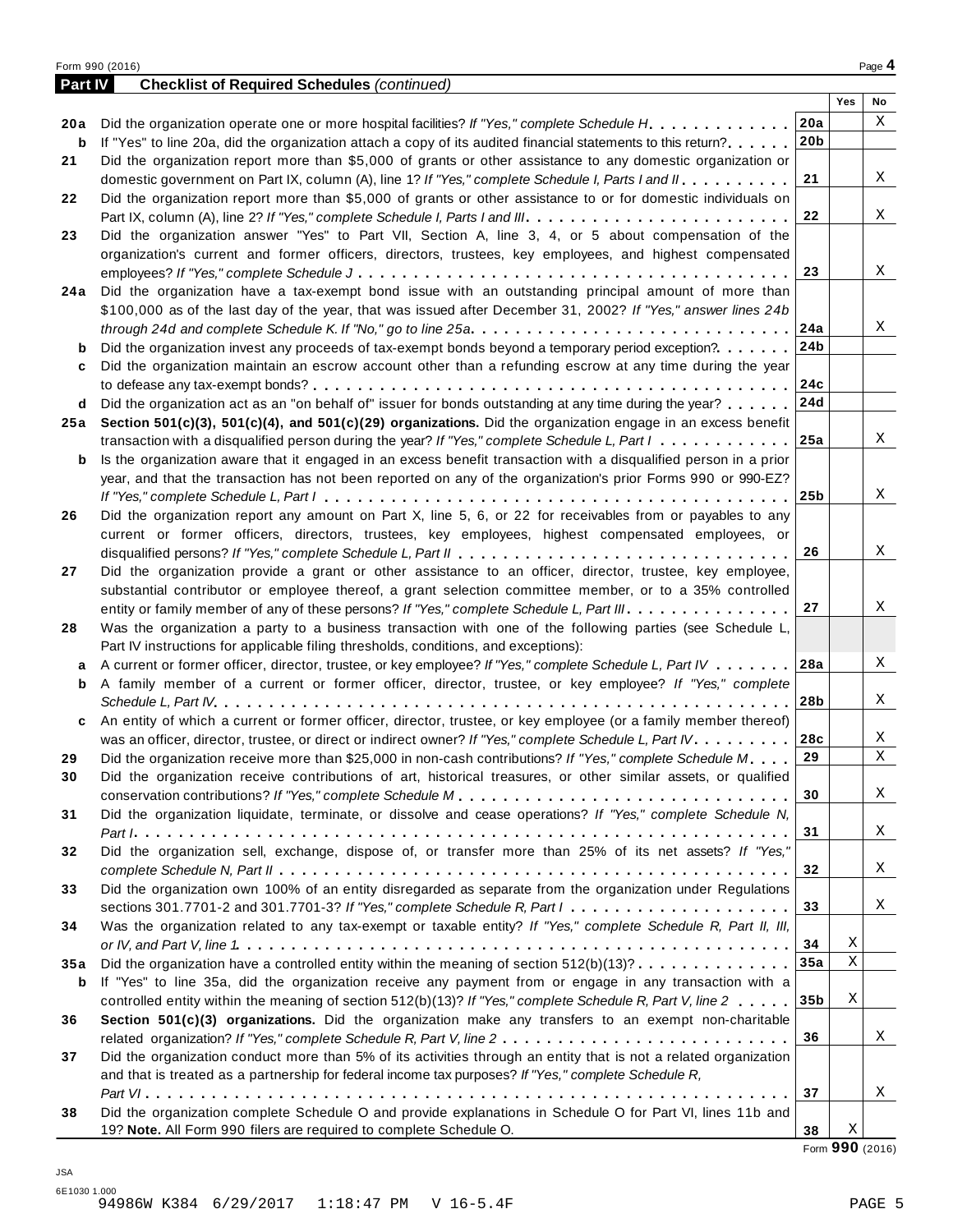Form 990 (2016) Page **4**

## Part IV Checklist of Required Schedules *(continued)*

| | | | Yes | No |
|---|---|---|---|---|
| **20a** | Did the organization operate one or more hospital facilities? *If "Yes," complete Schedule H* | **20a** | | X |
| **b** | If "Yes" to line 20a, did the organization attach a copy of its audited financial statements to this return? | **20b** | | |
| **21** | Did the organization report more than $5,000 of grants or other assistance to any domestic organization or domestic government on Part IX, column (A), line 1? *If "Yes," complete Schedule I, Parts I and II* | **21** | | X |
| **22** | Did the organization report more than $5,000 of grants or other assistance to or for domestic individuals on Part IX, column (A), line 2? *If "Yes," complete Schedule I, Parts I and III* | **22** | | X |
| **23** | Did the organization answer "Yes" to Part VII, Section A, line 3, 4, or 5 about compensation of the organization's current and former officers, directors, trustees, key employees, and highest compensated employees? *If "Yes," complete Schedule J* | **23** | | X |
| **24a** | Did the organization have a tax-exempt bond issue with an outstanding principal amount of more than $100,000 as of the last day of the year, that was issued after December 31, 2002? *If "Yes," answer lines 24b through 24d and complete Schedule K. If "No," go to line 25a* | **24a** | | X |
| **b** | Did the organization invest any proceeds of tax-exempt bonds beyond a temporary period exception? | **24b** | | |
| **c** | Did the organization maintain an escrow account other than a refunding escrow at any time during the year to defease any tax-exempt bonds? | **24c** | | |
| **d** | Did the organization act as an "on behalf of" issuer for bonds outstanding at any time during the year? | **24d** | | |
| **25a** | **Section 501(c)(3), 501(c)(4), and 501(c)(29) organizations.** Did the organization engage in an excess benefit transaction with a disqualified person during the year? *If "Yes," complete Schedule L, Part I* | **25a** | | X |
| **b** | Is the organization aware that it engaged in an excess benefit transaction with a disqualified person in a prior year, and that the transaction has not been reported on any of the organization's prior Forms 990 or 990-EZ? *If "Yes," complete Schedule L, Part I* | **25b** | | X |
| **26** | Did the organization report any amount on Part X, line 5, 6, or 22 for receivables from or payables to any current or former officers, directors, trustees, key employees, highest compensated employees, or disqualified persons? *If "Yes," complete Schedule L, Part II* | **26** | | X |
| **27** | Did the organization provide a grant or other assistance to an officer, director, trustee, key employee, substantial contributor or employee thereof, a grant selection committee member, or to a 35% controlled entity or family member of any of these persons? *If "Yes," complete Schedule L, Part III* | **27** | | X |
| **28** | Was the organization a party to a business transaction with one of the following parties (see Schedule L, Part IV instructions for applicable filing thresholds, conditions, and exceptions): | | | |
| **a** | A current or former officer, director, trustee, or key employee? *If "Yes," complete Schedule L, Part IV* | **28a** | | X |
| **b** | A family member of a current or former officer, director, trustee, or key employee? *If "Yes," complete Schedule L, Part IV* | **28b** | | X |
| **c** | An entity of which a current or former officer, director, trustee, or key employee (or a family member thereof) was an officer, director, trustee, or direct or indirect owner? *If "Yes," complete Schedule L, Part IV* | **28c** | | X |
| **29** | Did the organization receive more than $25,000 in non-cash contributions? *If "Yes," complete Schedule M* | **29** | | X |
| **30** | Did the organization receive contributions of art, historical treasures, or other similar assets, or qualified conservation contributions? *If "Yes," complete Schedule M* | **30** | | X |
| **31** | Did the organization liquidate, terminate, or dissolve and cease operations? *If "Yes," complete Schedule N, Part I* | **31** | | X |
| **32** | Did the organization sell, exchange, dispose of, or transfer more than 25% of its net assets? *If "Yes," complete Schedule N, Part II* | **32** | | X |
| **33** | Did the organization own 100% of an entity disregarded as separate from the organization under Regulations sections 301.7701-2 and 301.7701-3? *If "Yes," complete Schedule R, Part I* | **33** | | X |
| **34** | Was the organization related to any tax-exempt or taxable entity? *If "Yes," complete Schedule R, Part II, III, or IV, and Part V, line 1* | **34** | X | |
| **35a** | Did the organization have a controlled entity within the meaning of section 512(b)(13)? | **35a** | X | |
| **b** | If "Yes" to line 35a, did the organization receive any payment from or engage in any transaction with a controlled entity within the meaning of section 512(b)(13)? *If "Yes," complete Schedule R, Part V, line 2* | **35b** | X | |
| **36** | **Section 501(c)(3) organizations.** Did the organization make any transfers to an exempt non-charitable related organization? *If "Yes," complete Schedule R, Part V, line 2* | **36** | | X |
| **37** | Did the organization conduct more than 5% of its activities through an entity that is not a related organization and that is treated as a partnership for federal income tax purposes? *If "Yes," complete Schedule R, Part VI* | **37** | | X |
| **38** | Did the organization complete Schedule O and provide explanations in Schedule O for Part VI, lines 11b and 19? **Note.** All Form 990 filers are required to complete Schedule O. | **38** | X | |

Form **990** (2016)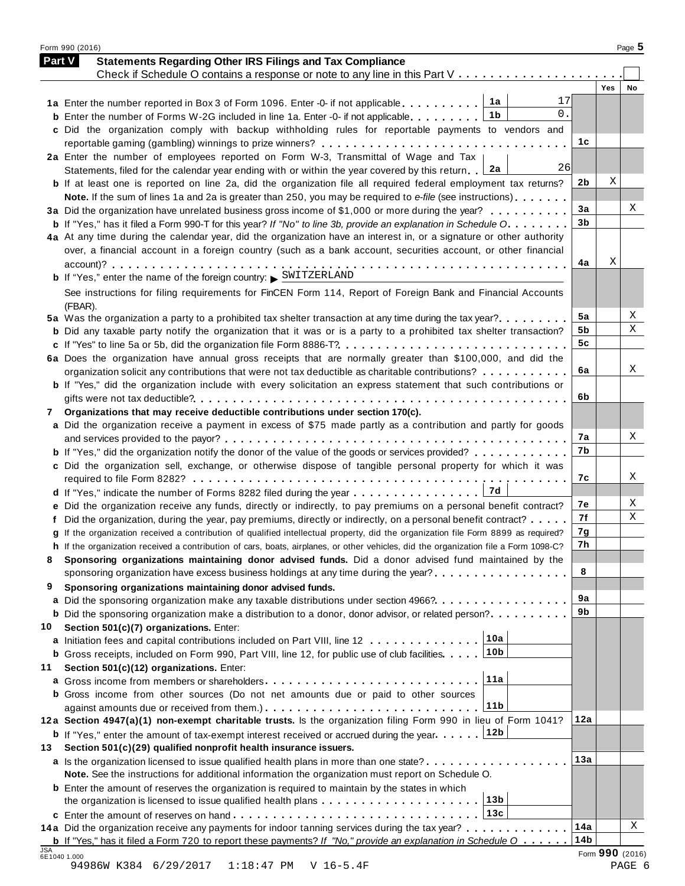## Part V Statements Regarding Other IRS Filings and Tax Compliance

Check if Schedule O contains a response or note to any line in this Part V . . . . . . . . . . . . . . . . . . . . . ☐

| | | | | Yes | No |
|---|---|---|---|---|---|
| **1a** | Enter the number reported in Box 3 of Form 1096. Enter -0- if not applicable . . . . . . . . . | 1a | 17 | | |
| **b** | Enter the number of Forms W-2G included in line 1a. Enter -0- if not applicable . . . . . . . . | 1b | 0. | | |
| **c** | Did the organization comply with backup withholding rules for reportable payments to vendors and reportable gaming (gambling) winnings to prize winners? . . . . . . . . . . . . . . . . . . . . . . . . . . . . | 1c | | | |
| **2a** | Enter the number of employees reported on Form W-3, Transmittal of Wage and Tax Statements, filed for the calendar year ending with or within the year covered by this return . . | 2a | 26 | | |
| **b** | If at least one is reported on line 2a, did the organization file all required federal employment tax returns? **Note.** If the sum of lines 1a and 2a is greater than 250, you may be required to *e-file* (see instructions) . . . . . . . | 2b | | X | |
| **3a** | Did the organization have unrelated business gross income of $1,000 or more during the year? . . . . . . . . . . | 3a | | | X |
| **b** | If "Yes," has it filed a Form 990-T for this year? *If "No" to line 3b, provide an explanation in Schedule O* . . . . . . . . | 3b | | | |
| **4a** | At any time during the calendar year, did the organization have an interest in, or a signature or other authority over, a financial account in a foreign country (such as a bank account, securities account, or other financial account)? . . . . . . . . . . . . . . . . . . . . . . . . . . . . . . . . . . . . . . . . . . . . | 4a | | X | |
| **b** | If "Yes," enter the name of the foreign country: ▶ SWITZERLAND<br>See instructions for filing requirements for FinCEN Form 114, Report of Foreign Bank and Financial Accounts (FBAR). | | | | |
| **5a** | Was the organization a party to a prohibited tax shelter transaction at any time during the tax year? . . . . . . . . . | 5a | | | X |
| **b** | Did any taxable party notify the organization that it was or is a party to a prohibited tax shelter transaction? | 5b | | | X |
| **c** | If "Yes" to line 5a or 5b, did the organization file Form 8886-T? . . . . . . . . . . . . . . . . . . . . . . . . . . . | 5c | | | |
| **6a** | Does the organization have annual gross receipts that are normally greater than $100,000, and did the organization solicit any contributions that were not tax deductible as charitable contributions? . . . . . . . . . . . | 6a | | | X |
| **b** | If "Yes," did the organization include with every solicitation an express statement that such contributions or gifts were not tax deductible? . . . . . . . . . . . . . . . . . . . . . . . . . . . . . . . . . . . . . . . . | 6b | | | |
| **7** | **Organizations that may receive deductible contributions under section 170(c).** | | | | |
| **a** | Did the organization receive a payment in excess of $75 made partly as a contribution and partly for goods and services provided to the payor? . . . . . . . . . . . . . . . . . . . . . . . . . . . . . . . . . . . . . . | 7a | | | X |
| **b** | If "Yes," did the organization notify the donor of the value of the goods or services provided? . . . . . . . . . . . . | 7b | | | |
| **c** | Did the organization sell, exchange, or otherwise dispose of tangible personal property for which it was required to file Form 8282? . . . . . . . . . . . . . . . . . . . . . . . . . . . . . . . . . . . . . . . . . . . . | 7c | | | X |
| **d** | If "Yes," indicate the number of Forms 8282 filed during the year . . . . . . . . . . . . . . . . | 7d | | | |
| **e** | Did the organization receive any funds, directly or indirectly, to pay premiums on a personal benefit contract? | 7e | | | X |
| **f** | Did the organization, during the year, pay premiums, directly or indirectly, on a personal benefit contract? . . . . . | 7f | | | X |
| **g** | If the organization received a contribution of qualified intellectual property, did the organization file Form 8899 as required? | 7g | | | |
| **h** | If the organization received a contribution of cars, boats, airplanes, or other vehicles, did the organization file a Form 1098-C? | 7h | | | |
| **8** | **Sponsoring organizations maintaining donor advised funds.** Did a donor advised fund maintained by the sponsoring organization have excess business holdings at any time during the year? . . . . . . . . . . . . . . . . . | 8 | | | |
| **9** | **Sponsoring organizations maintaining donor advised funds.** | | | | |
| **a** | Did the sponsoring organization make any taxable distributions under section 4966? . . . . . . . . . . . . . . . . . | 9a | | | |
| **b** | Did the sponsoring organization make a distribution to a donor, donor advisor, or related person? . . . . . . . . . . | 9b | | | |
| **10** | **Section 501(c)(7) organizations.** Enter: | | | | |
| **a** | Initiation fees and capital contributions included on Part VIII, line 12 . . . . . . . . . . . . . . | 10a | | | |
| **b** | Gross receipts, included on Form 990, Part VIII, line 12, for public use of club facilities . . . . . | 10b | | | |
| **11** | **Section 501(c)(12) organizations.** Enter: | | | | |
| **a** | Gross income from members or shareholders . . . . . . . . . . . . . . . . . . . . . . . . . . | 11a | | | |
| **b** | Gross income from other sources (Do not net amounts due or paid to other sources against amounts due or received from them.) . . . . . . . . . . . . . . . . . . . . . . . . . . | 11b | | | |
| **12a** | **Section 4947(a)(1) non-exempt charitable trusts.** Is the organization filing Form 990 in lieu of Form 1041? | 12a | | | |
| **b** | If "Yes," enter the amount of tax-exempt interest received or accrued during the year . . . . . . | 12b | | | |
| **13** | **Section 501(c)(29) qualified nonprofit health insurance issuers.** | | | | |
| **a** | Is the organization licensed to issue qualified health plans in more than one state? . . . . . . . . . . . . . . . . . . <br>**Note.** See the instructions for additional information the organization must report on Schedule O. | 13a | | | |
| **b** | Enter the amount of reserves the organization is required to maintain by the states in which the organization is licensed to issue qualified health plans . . . . . . . . . . . . . . . . . . . . | 13b | | | |
| **c** | Enter the amount of reserves on hand . . . . . . . . . . . . . . . . . . . . . . . . . . . . . . | 13c | | | |
| **14a** | Did the organization receive any payments for indoor tanning services during the tax year? . . . . . . . . . . . . . | 14a | | | X |
| **b** | If "Yes," has it filed a Form 720 to report these payments? *If "No," provide an explanation in Schedule O* . . . . . . | 14b | | | |

Form **990** (2016)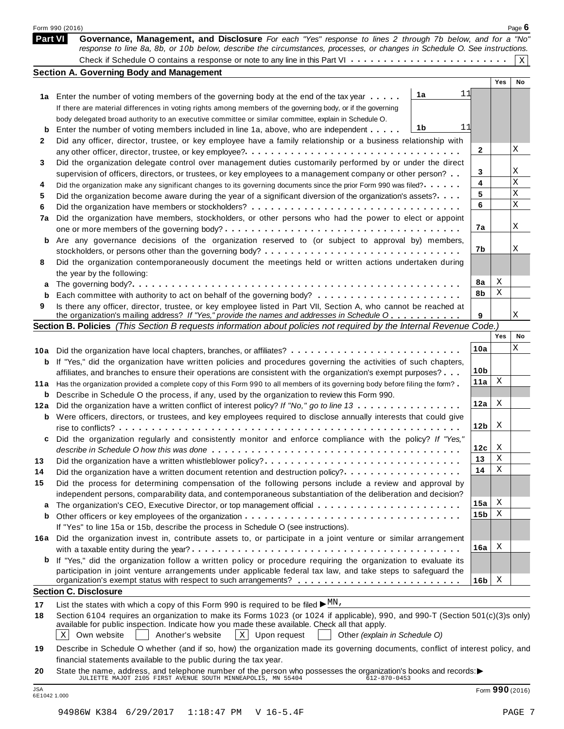## Part VI Governance, Management, and Disclosure

*For each "Yes" response to lines 2 through 7b below, and for a "No" response to line 8a, 8b, or 10b below, describe the circumstances, processes, or changes in Schedule O. See instructions.*

Check if Schedule O contains a response or note to any line in this Part VI . . . . . . . . . . . . . . . . . . . . . . . . X

### Section A. Governing Body and Management

| | | | Yes | No |
|---|---|---|---|---|
| **1a** | Enter the number of voting members of the governing body at the end of the tax year . . . . . **1a** 11 <br> If there are material differences in voting rights among members of the governing body, or if the governing body delegated broad authority to an executive committee or similar committee, explain in Schedule O. | | | |
| **b** | Enter the number of voting members included in line 1a, above, who are independent . . . . . **1b** 11 | | | |
| **2** | Did any officer, director, trustee, or key employee have a family relationship or a business relationship with any other officer, director, trustee, or key employee? . . . | **2** | | X |
| **3** | Did the organization delegate control over management duties customarily performed by or under the direct supervision of officers, directors, or trustees, or key employees to a management company or other person? . . | **3** | | X |
| **4** | Did the organization make any significant changes to its governing documents since the prior Form 990 was filed? . . . . . | **4** | | X |
| **5** | Did the organization become aware during the year of a significant diversion of the organization's assets? . . . . | **5** | | X |
| **6** | Did the organization have members or stockholders? . . . | **6** | | X |
| **7a** | Did the organization have members, stockholders, or other persons who had the power to elect or appoint one or more members of the governing body? . . . | **7a** | | X |
| **b** | Are any governance decisions of the organization reserved to (or subject to approval by) members, stockholders, or persons other than the governing body? . . . | **7b** | | X |
| **8** | Did the organization contemporaneously document the meetings held or written actions undertaken during the year by the following: | | | |
| **a** | The governing body? . . . | **8a** | X | |
| **b** | Each committee with authority to act on behalf of the governing body? . . . | **8b** | X | |
| **9** | Is there any officer, director, trustee, or key employee listed in Part VII, Section A, who cannot be reached at the organization's mailing address? *If "Yes," provide the names and addresses in Schedule O* . . . | **9** | | X |

### Section B. Policies *(This Section B requests information about policies not required by the Internal Revenue Code.)*

| | | | Yes | No |
|---|---|---|---|---|
| **10a** | Did the organization have local chapters, branches, or affiliates? . . . | **10a** | | X |
| **b** | If "Yes," did the organization have written policies and procedures governing the activities of such chapters, affiliates, and branches to ensure their operations are consistent with the organization's exempt purposes? . . . | **10b** | | |
| **11a** | Has the organization provided a complete copy of this Form 990 to all members of its governing body before filing the form? . | **11a** | X | |
| **b** | Describe in Schedule O the process, if any, used by the organization to review this Form 990. | | | |
| **12a** | Did the organization have a written conflict of interest policy? *If "No," go to line 13* . . . | **12a** | X | |
| **b** | Were officers, directors, or trustees, and key employees required to disclose annually interests that could give rise to conflicts? . . . | **12b** | X | |
| **c** | Did the organization regularly and consistently monitor and enforce compliance with the policy? *If "Yes," describe in Schedule O how this was done* . . . | **12c** | X | |
| **13** | Did the organization have a written whistleblower policy? . . . | **13** | X | |
| **14** | Did the organization have a written document retention and destruction policy? . . . | **14** | X | |
| **15** | Did the process for determining compensation of the following persons include a review and approval by independent persons, comparability data, and contemporaneous substantiation of the deliberation and decision? | | | |
| **a** | The organization's CEO, Executive Director, or top management official . . . | **15a** | X | |
| **b** | Other officers or key employees of the organization . . . <br> If "Yes" to line 15a or 15b, describe the process in Schedule O (see instructions). | **15b** | X | |
| **16a** | Did the organization invest in, contribute assets to, or participate in a joint venture or similar arrangement with a taxable entity during the year? . . . | **16a** | X | |
| **b** | If "Yes," did the organization follow a written policy or procedure requiring the organization to evaluate its participation in joint venture arrangements under applicable federal tax law, and take steps to safeguard the organization's exempt status with respect to such arrangements? . . . | **16b** | X | |

### Section C. Disclosure

**17** List the states with which a copy of this Form 990 is required to be filed ► MN,

**18** Section 6104 requires an organization to make its Forms 1023 (or 1024 if applicable), 990, and 990-T (Section 501(c)(3)s only) available for public inspection. Indicate how you made these available. Check all that apply.

[X] Own website [ ] Another's website [X] Upon request [ ] Other *(explain in Schedule O)*

**19** Describe in Schedule O whether (and if so, how) the organization made its governing documents, conflict of interest policy, and financial statements available to the public during the tax year.

**20** State the name, address, and telephone number of the person who possesses the organization's books and records: ►
JULIETTE MAJOT 2105 FIRST AVENUE SOUTH MINNEAPOLIS, MN 55404 612-870-0453

Form **990** (2016)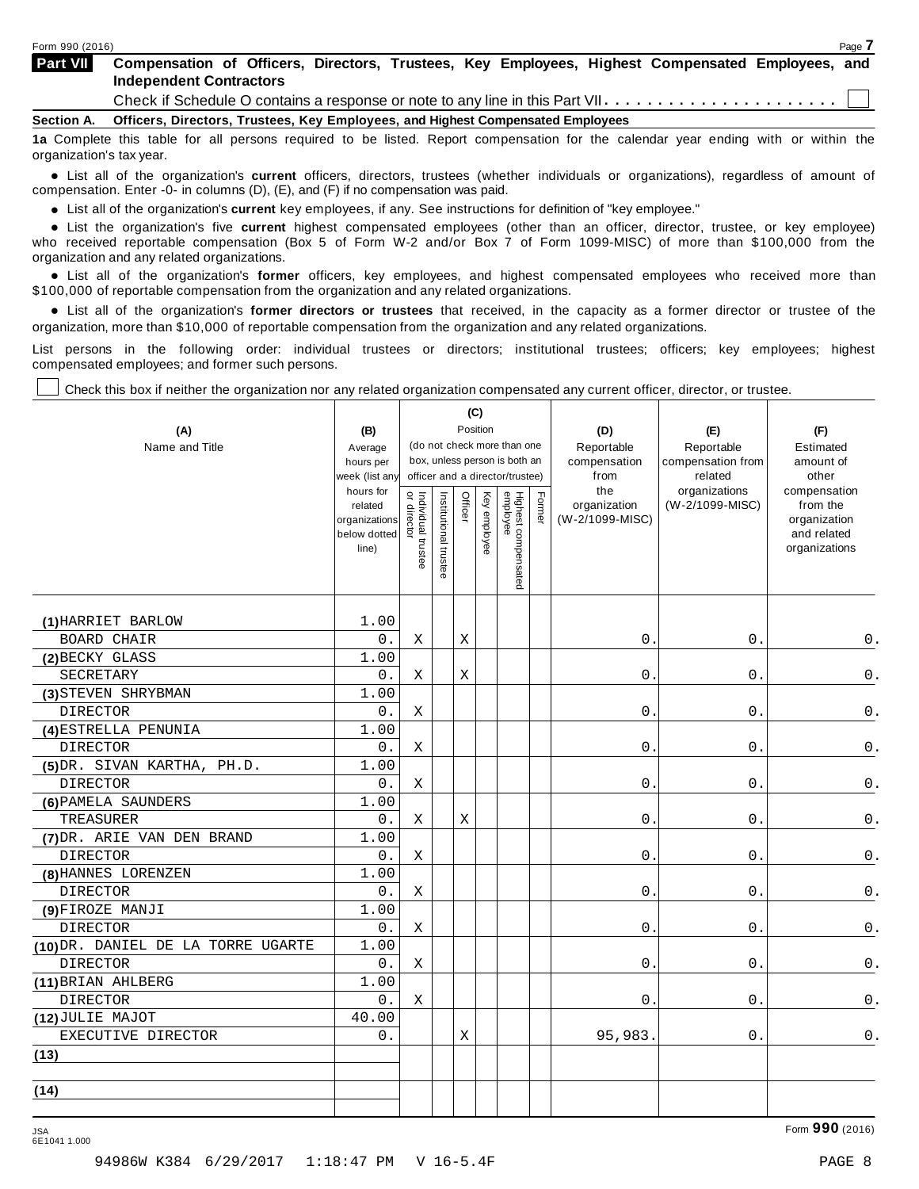## Part VII Compensation of Officers, Directors, Trustees, Key Employees, Highest Compensated Employees, and Independent Contractors

Check if Schedule O contains a response or note to any line in this Part VII . . . . . . . . . . . . . . . . . . . . . . ☐

### Section A. Officers, Directors, Trustees, Key Employees, and Highest Compensated Employees

**1a** Complete this table for all persons required to be listed. Report compensation for the calendar year ending with or within the organization's tax year.

- List all of the organization's **current** officers, directors, trustees (whether individuals or organizations), regardless of amount of compensation. Enter -0- in columns (D), (E), and (F) if no compensation was paid.
- List all of the organization's **current** key employees, if any. See instructions for definition of "key employee."
- List the organization's five **current** highest compensated employees (other than an officer, director, trustee, or key employee) who received reportable compensation (Box 5 of Form W-2 and/or Box 7 of Form 1099-MISC) of more than $100,000 from the organization and any related organizations.
- List all of the organization's **former** officers, key employees, and highest compensated employees who received more than $100,000 of reportable compensation from the organization and any related organizations.
- List all of the organization's **former directors or trustees** that received, in the capacity as a former director or trustee of the organization, more than $10,000 of reportable compensation from the organization and any related organizations.

List persons in the following order: individual trustees or directors; institutional trustees; officers; key employees; highest compensated employees; and former such persons.

☐ Check this box if neither the organization nor any related organization compensated any current officer, director, or trustee.

| (A) Name and Title | (B) Average hours per week (list any hours for related organizations below dotted line) | (C) Position: Individual trustee or director | Institutional trustee | Officer | Key employee | Highest compensated employee | Former | (D) Reportable compensation from the organization (W-2/1099-MISC) | (E) Reportable compensation from related organizations (W-2/1099-MISC) | (F) Estimated amount of other compensation from the organization and related organizations |
|---|---|---|---|---|---|---|---|---|---|---|
| (1) HARRIET BARLOW<br>BOARD CHAIR | 1.00<br>0. | X | | X | | | | 0. | 0. | 0. |
| (2) BECKY GLASS<br>SECRETARY | 1.00<br>0. | X | | X | | | | 0. | 0. | 0. |
| (3) STEVEN SHRYBMAN<br>DIRECTOR | 1.00<br>0. | X | | | | | | 0. | 0. | 0. |
| (4) ESTRELLA PENUNIA<br>DIRECTOR | 1.00<br>0. | X | | | | | | 0. | 0. | 0. |
| (5) DR. SIVAN KARTHA, PH.D.<br>DIRECTOR | 1.00<br>0. | X | | | | | | 0. | 0. | 0. |
| (6) PAMELA SAUNDERS<br>TREASURER | 1.00<br>0. | X | | X | | | | 0. | 0. | 0. |
| (7) DR. ARIE VAN DEN BRAND<br>DIRECTOR | 1.00<br>0. | X | | | | | | 0. | 0. | 0. |
| (8) HANNES LORENZEN<br>DIRECTOR | 1.00<br>0. | X | | | | | | 0. | 0. | 0. |
| (9) FIROZE MANJI<br>DIRECTOR | 1.00<br>0. | X | | | | | | 0. | 0. | 0. |
| (10) DR. DANIEL DE LA TORRE UGARTE<br>DIRECTOR | 1.00<br>0. | X | | | | | | 0. | 0. | 0. |
| (11) BRIAN AHLBERG<br>DIRECTOR | 1.00<br>0. | X | | | | | | 0. | 0. | 0. |
| (12) JULIE MAJOT<br>EXECUTIVE DIRECTOR | 40.00<br>0. | | | X | | | | 95,983. | 0. | 0. |
| (13) | | | | | | | | | | |
| (14) | | | | | | | | | | |

Form **990** (2016)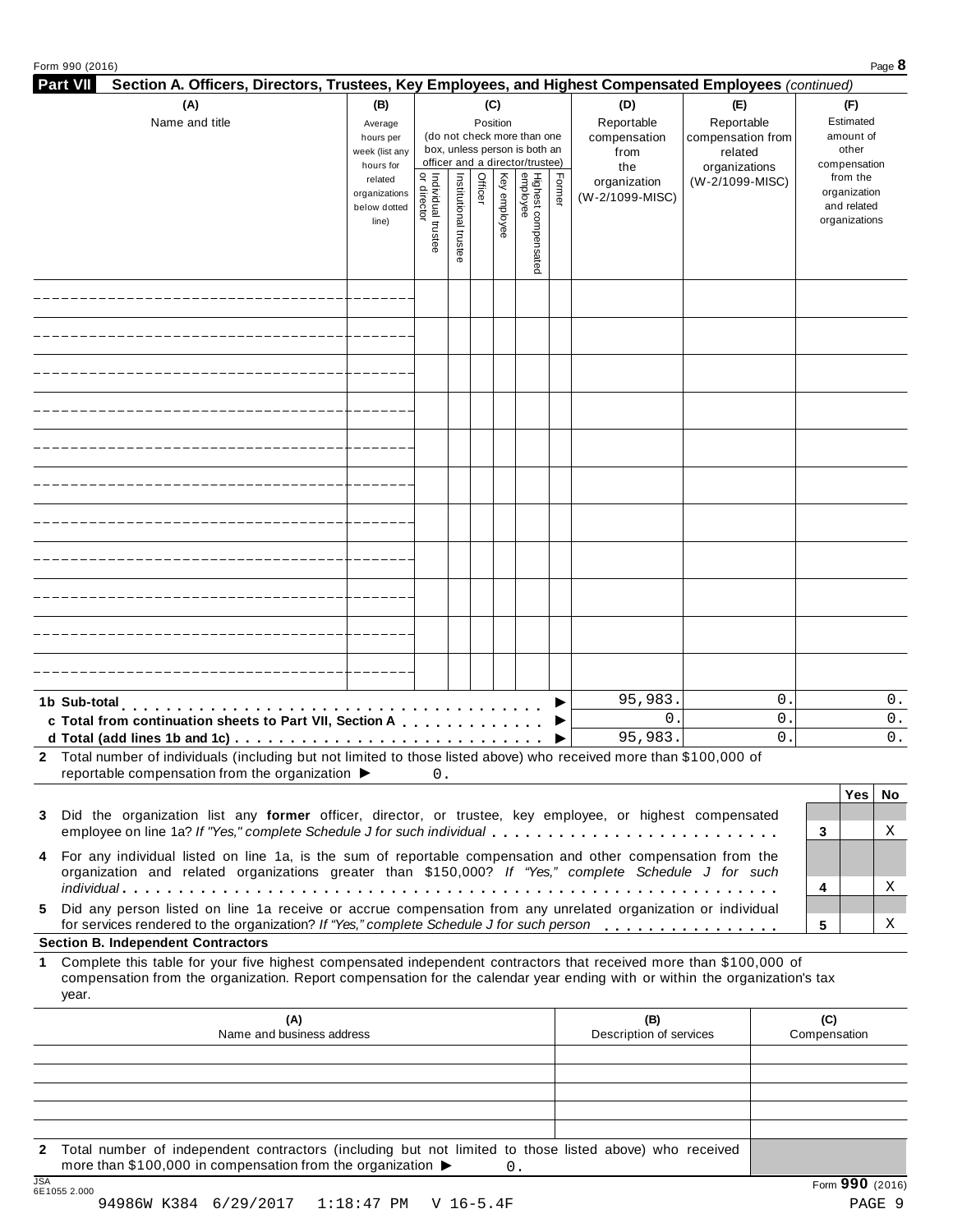Form 990 (2016)

## Part VII Section A. Officers, Directors, Trustees, Key Employees, and Highest Compensated Employees *(continued)*

| (A) Name and title | (B) Average hours per week (list any hours for related organizations below dotted line) | (C) Position (do not check more than one box, unless person is both an officer and a director/trustee) | | | | | | (D) Reportable compensation from the organization (W-2/1099-MISC) | (E) Reportable compensation from related organizations (W-2/1099-MISC) | (F) Estimated amount of other compensation from the organization and related organizations |
|---|---|---|---|---|---|---|---|---|---|---|
| | | Individual trustee or director | Institutional trustee | Officer | Key employee | Highest compensated employee | Former | | | |
| | | | | | | | | | | |
| | | | | | | | | | | |
| | | | | | | | | | | |
| | | | | | | | | | | |
| | | | | | | | | | | |
| | | | | | | | | | | |
| | | | | | | | | | | |
| | | | | | | | | | | |
| | | | | | | | | | | |
| | | | | | | | | | | |
| | | | | | | | | | | |
| **1b Sub-total** ▶ | | | | | | | | 95,983. | 0. | 0. |
| **c Total from continuation sheets to Part VII, Section A** ▶ | | | | | | | | 0. | 0. | 0. |
| **d Total (add lines 1b and 1c)** ▶ | | | | | | | | 95,983. | 0. | 0. |

**2** Total number of individuals (including but not limited to those listed above) who received more than $100,000 of reportable compensation from the organization ▶ 0.

| | | Yes | No |
|---|---|---|---|
| **3** Did the organization list any **former** officer, director, or trustee, key employee, or highest compensated employee on line 1a? *If "Yes," complete Schedule J for such individual* | 3 | | X |
| **4** For any individual listed on line 1a, is the sum of reportable compensation and other compensation from the organization and related organizations greater than $150,000? *If "Yes," complete Schedule J for such individual* | 4 | | X |
| **5** Did any person listed on line 1a receive or accrue compensation from any unrelated organization or individual for services rendered to the organization? *If "Yes," complete Schedule J for such person* | 5 | | X |

### Section B. Independent Contractors

**1** Complete this table for your five highest compensated independent contractors that received more than $100,000 of compensation from the organization. Report compensation for the calendar year ending with or within the organization's tax year.

| (A) Name and business address | (B) Description of services | (C) Compensation |
|---|---|---|
| | | |
| | | |
| | | |
| | | |
| | | |

**2** Total number of independent contractors (including but not limited to those listed above) who received more than $100,000 in compensation from the organization ▶ 0.

Form **990** (2016)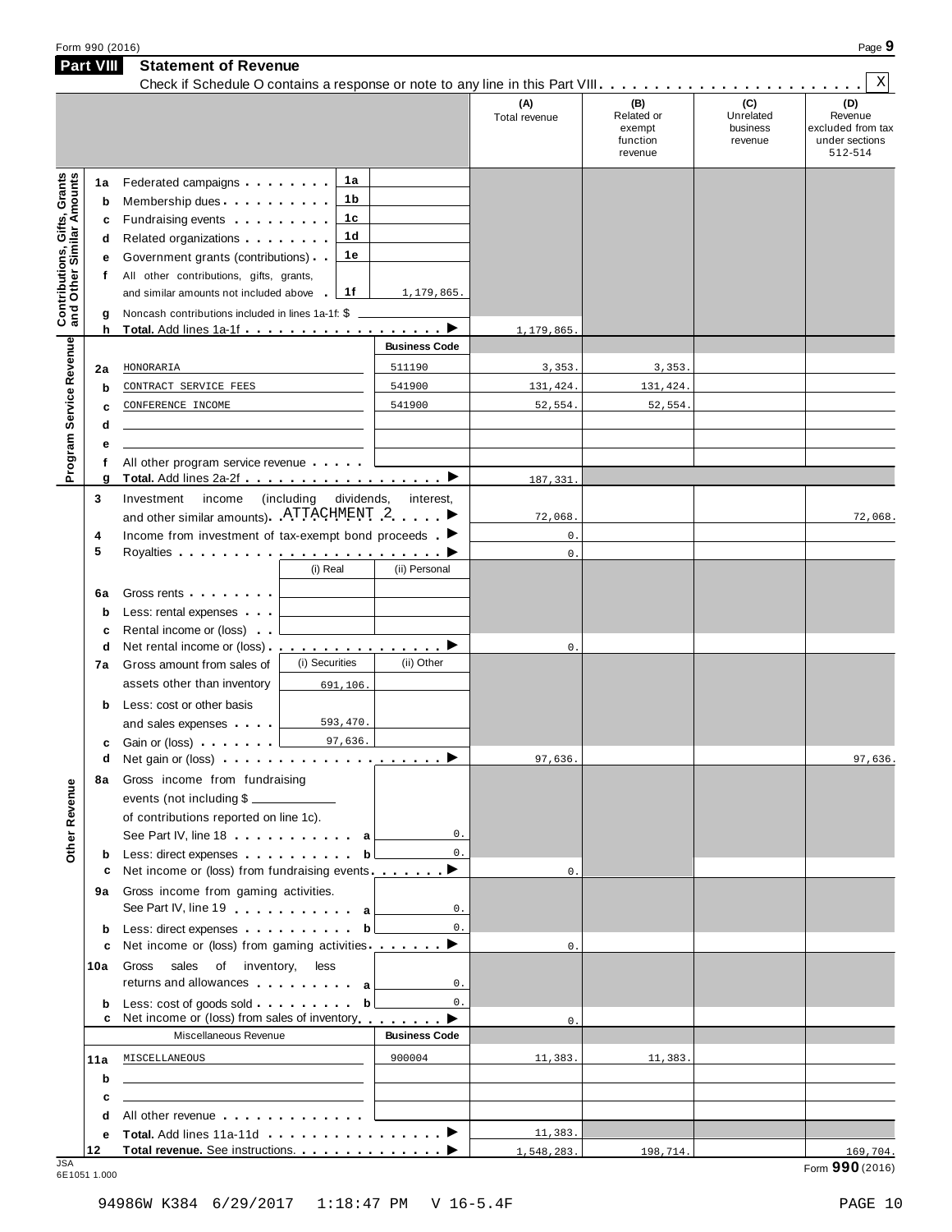Form 990 (2016) Page **9**

## Part VIII Statement of Revenue

Check if Schedule O contains a response or note to any line in this Part VIII . . . . . . . . . . . . . . . . . . . . . . . . [X]

| | | | | (A) Total revenue | (B) Related or exempt function revenue | (C) Unrelated business revenue | (D) Revenue excluded from tax under sections 512-514 |
|---|---|---|---|---|---|---|---|
| **Contributions, Gifts, Grants and Other Similar Amounts** | **1a** Federated campaigns | 1a | | | | | |
| | **b** Membership dues | 1b | | | | | |
| | **c** Fundraising events | 1c | | | | | |
| | **d** Related organizations | 1d | | | | | |
| | **e** Government grants (contributions) | 1e | | | | | |
| | **f** All other contributions, gifts, grants, and similar amounts not included above | 1f | 1,179,865. | | | | |
| | **g** Noncash contributions included in lines 1a-1f: $ | | | | | | |
| | **h Total.** Add lines 1a-1f | | ▶ | 1,179,865. | | | |
| **Program Service Revenue** | | | Business Code | | | | |
| | **2a** HONORARIA | | 511190 | 3,353. | 3,353. | | |
| | **b** CONTRACT SERVICE FEES | | 541900 | 131,424. | 131,424. | | |
| | **c** CONFERENCE INCOME | | 541900 | 52,554. | 52,554. | | |
| | **d** | | | | | | |
| | **e** | | | | | | |
| | **f** All other program service revenue | | | | | | |
| | **g Total.** Add lines 2a-2f | | ▶ | 187,331. | | | |
| **Other Revenue** | **3** Investment income (including dividends, interest, and other similar amounts) ATTACHMENT 2 | | ▶ | 72,068. | | | 72,068. |
| | **4** Income from investment of tax-exempt bond proceeds | | ▶ | 0. | | | |
| | **5** Royalties | | ▶ | 0. | | | |
| | | (i) Real | (ii) Personal | | | | |
| | **6a** Gross rents | | | | | | |
| | **b** Less: rental expenses | | | | | | |
| | **c** Rental income or (loss) | | | | | | |
| | **d** Net rental income or (loss) | | ▶ | 0. | | | |
| | **7a** Gross amount from sales of assets other than inventory | (i) Securities 691,106. | (ii) Other | | | | |
| | **b** Less: cost or other basis and sales expenses | 593,470. | | | | | |
| | **c** Gain or (loss) | 97,636. | | | | | |
| | **d** Net gain or (loss) | | ▶ | 97,636. | | | 97,636. |
| | **8a** Gross income from fundraising events (not including $ of contributions reported on line 1c). See Part IV, line 18 | a | 0. | | | | |
| | **b** Less: direct expenses | b | 0. | | | | |
| | **c** Net income or (loss) from fundraising events | | ▶ | 0. | | | |
| | **9a** Gross income from gaming activities. See Part IV, line 19 | a | 0. | | | | |
| | **b** Less: direct expenses | b | 0. | | | | |
| | **c** Net income or (loss) from gaming activities | | ▶ | 0. | | | |
| | **10a** Gross sales of inventory, less returns and allowances | a | 0. | | | | |
| | **b** Less: cost of goods sold | b | 0. | | | | |
| | **c** Net income or (loss) from sales of inventory | | ▶ | 0. | | | |
| | Miscellaneous Revenue | | Business Code | | | | |
| | **11a** MISCELLANEOUS | | 900004 | 11,383. | 11,383. | | |
| | **b** | | | | | | |
| | **c** | | | | | | |
| | **d** All other revenue | | | | | | |
| | **e Total.** Add lines 11a-11d | | ▶ | 11,383. | | | |
| | **12 Total revenue.** See instructions. | | ▶ | 1,548,283. | 198,714. | | 169,704. |

JSA 6E1051 1.000

Form **990** (2016)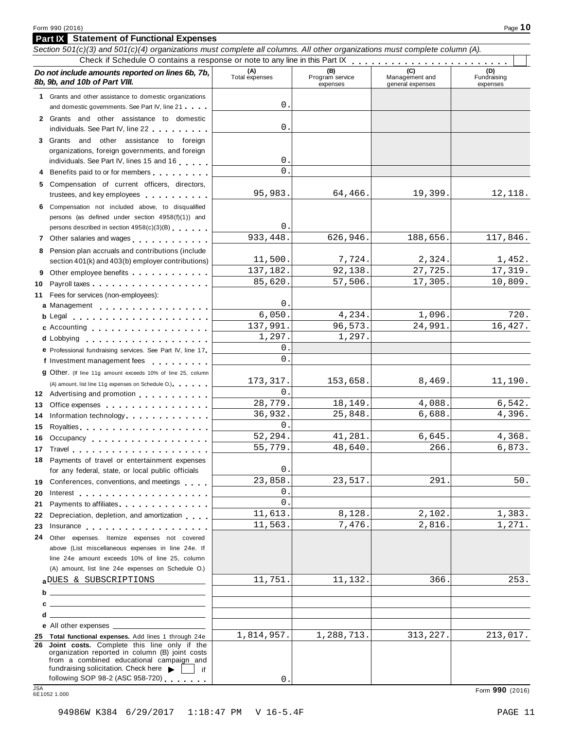## Part IX Statement of Functional Expenses

*Section 501(c)(3) and 501(c)(4) organizations must complete all columns. All other organizations must complete column (A).*

Check if Schedule O contains a response or note to any line in this Part IX

| *Do not include amounts reported on lines 6b, 7b, 8b, 9b, and 10b of Part VIII.* | (A) Total expenses | (B) Program service expenses | (C) Management and general expenses | (D) Fundraising expenses |
|---|---|---|---|---|
| **1** Grants and other assistance to domestic organizations and domestic governments. See Part IV, line 21 | 0. | | | |
| **2** Grants and other assistance to domestic individuals. See Part IV, line 22 | 0. | | | |
| **3** Grants and other assistance to foreign organizations, foreign governments, and foreign individuals. See Part IV, lines 15 and 16 | 0. | | | |
| **4** Benefits paid to or for members | 0. | | | |
| **5** Compensation of current officers, directors, trustees, and key employees | 95,983. | 64,466. | 19,399. | 12,118. |
| **6** Compensation not included above, to disqualified persons (as defined under section 4958(f)(1)) and persons described in section 4958(c)(3)(B) | 0. | | | |
| **7** Other salaries and wages | 933,448. | 626,946. | 188,656. | 117,846. |
| **8** Pension plan accruals and contributions (include section 401(k) and 403(b) employer contributions) | 11,500. | 7,724. | 2,324. | 1,452. |
| **9** Other employee benefits | 137,182. | 92,138. | 27,725. | 17,319. |
| **10** Payroll taxes | 85,620. | 57,506. | 17,305. | 10,809. |
| **11** Fees for services (non-employees): | | | | |
| **a** Management | 0. | | | |
| **b** Legal | 6,050. | 4,234. | 1,096. | 720. |
| **c** Accounting | 137,991. | 96,573. | 24,991. | 16,427. |
| **d** Lobbying | 1,297. | 1,297. | | |
| **e** Professional fundraising services. See Part IV, line 17 | 0. | | | |
| **f** Investment management fees | 0. | | | |
| **g** Other. (If line 11g amount exceeds 10% of line 25, column (A) amount, list line 11g expenses on Schedule O.) | 173,317. | 153,658. | 8,469. | 11,190. |
| **12** Advertising and promotion | 0. | | | |
| **13** Office expenses | 28,779. | 18,149. | 4,088. | 6,542. |
| **14** Information technology | 36,932. | 25,848. | 6,688. | 4,396. |
| **15** Royalties | 0. | | | |
| **16** Occupancy | 52,294. | 41,281. | 6,645. | 4,368. |
| **17** Travel | 55,779. | 48,640. | 266. | 6,873. |
| **18** Payments of travel or entertainment expenses for any federal, state, or local public officials | 0. | | | |
| **19** Conferences, conventions, and meetings | 23,858. | 23,517. | 291. | 50. |
| **20** Interest | 0. | | | |
| **21** Payments to affiliates | 0. | | | |
| **22** Depreciation, depletion, and amortization | 11,613. | 8,128. | 2,102. | 1,383. |
| **23** Insurance | 11,563. | 7,476. | 2,816. | 1,271. |
| **24** Other expenses. Itemize expenses not covered above (List miscellaneous expenses in line 24e. If line 24e amount exceeds 10% of line 25, column (A) amount, list line 24e expenses on Schedule O.) | | | | |
| **a** DUES & SUBSCRIPTIONS | 11,751. | 11,132. | 366. | 253. |
| **b** | | | | |
| **c** | | | | |
| **d** | | | | |
| **e** All other expenses | | | | |
| **25 Total functional expenses.** Add lines 1 through 24e | 1,814,957. | 1,288,713. | 313,227. | 213,017. |
| **26 Joint costs.** Complete this line only if the organization reported in column (B) joint costs from a combined educational campaign and fundraising solicitation. Check here ▶ ☐ if following SOP 98-2 (ASC 958-720) | 0. | | | |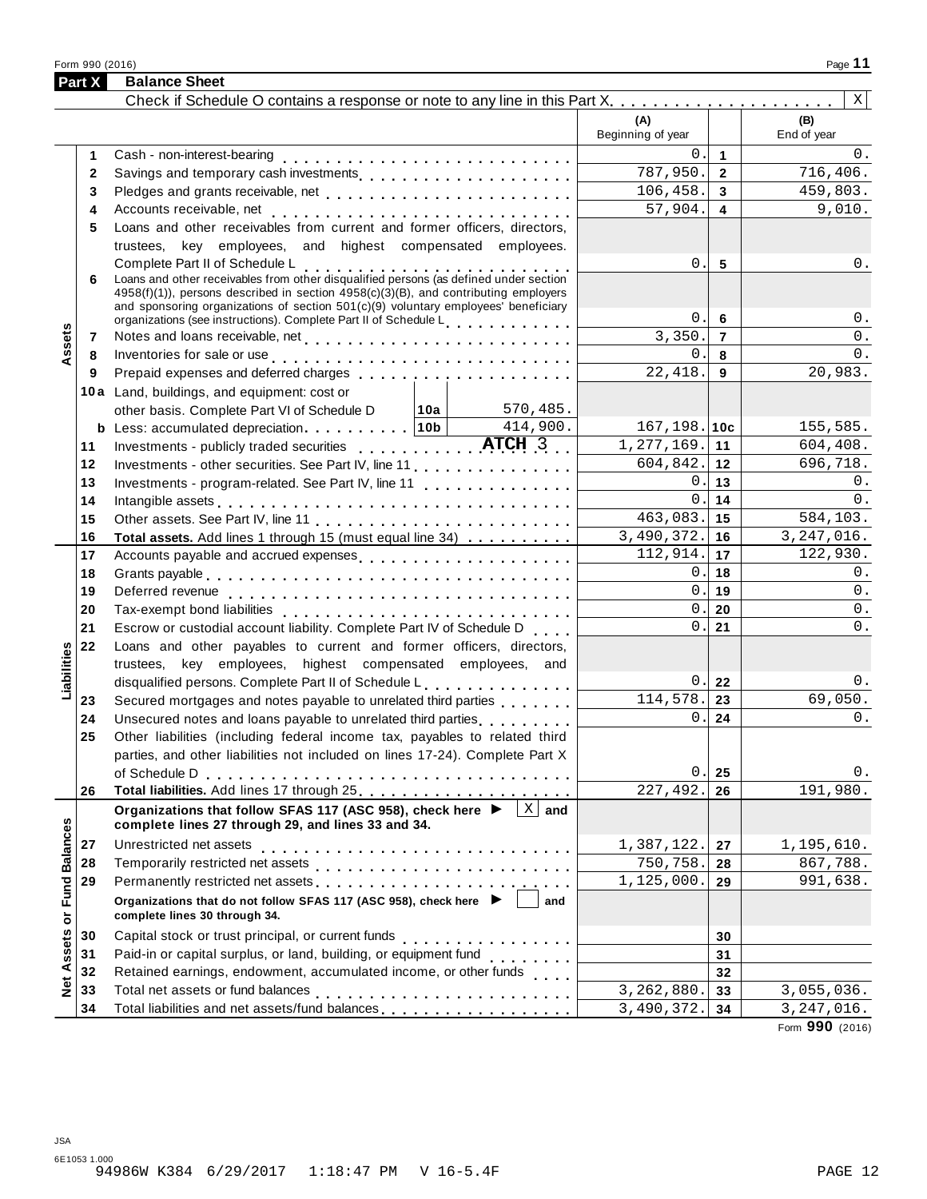Form 990 (2016)

## Part X Balance Sheet

Check if Schedule O contains a response or note to any line in this Part X . . . . . . . . . . . . . . . . . . . . . [X]

| Section | Line | Description | (A) Beginning of year | | (B) End of year |
|---|---|---|---|---|---|
| Assets | 1 | Cash - non-interest-bearing | 0. | 1 | 0. |
| | 2 | Savings and temporary cash investments | 787,950. | 2 | 716,406. |
| | 3 | Pledges and grants receivable, net | 106,458. | 3 | 459,803. |
| | 4 | Accounts receivable, net | 57,904. | 4 | 9,010. |
| | 5 | Loans and other receivables from current and former officers, directors, trustees, key employees, and highest compensated employees. Complete Part II of Schedule L | 0. | 5 | 0. |
| | 6 | Loans and other receivables from other disqualified persons (as defined under section 4958(f)(1)), persons described in section 4958(c)(3)(B), and contributing employers and sponsoring organizations of section 501(c)(9) voluntary employees' beneficiary organizations (see instructions). Complete Part II of Schedule L | 0. | 6 | 0. |
| | 7 | Notes and loans receivable, net | 3,350. | 7 | 0. |
| | 8 | Inventories for sale or use | 0. | 8 | 0. |
| | 9 | Prepaid expenses and deferred charges | 22,418. | 9 | 20,983. |
| | 10a | Land, buildings, and equipment: cost or other basis. Complete Part VI of Schedule D — 10a: 570,485. | | | |
| | b | Less: accumulated depreciation — 10b: 414,900. | 167,198. | 10c | 155,585. |
| | 11 | Investments - publicly traded securities ATCH 3 | 1,277,169. | 11 | 604,408. |
| | 12 | Investments - other securities. See Part IV, line 11 | 604,842. | 12 | 696,718. |
| | 13 | Investments - program-related. See Part IV, line 11 | 0. | 13 | 0. |
| | 14 | Intangible assets | 0. | 14 | 0. |
| | 15 | Other assets. See Part IV, line 11 | 463,083. | 15 | 584,103. |
| | 16 | **Total assets.** Add lines 1 through 15 (must equal line 34) | 3,490,372. | 16 | 3,247,016. |
| Liabilities | 17 | Accounts payable and accrued expenses | 112,914. | 17 | 122,930. |
| | 18 | Grants payable | 0. | 18 | 0. |
| | 19 | Deferred revenue | 0. | 19 | 0. |
| | 20 | Tax-exempt bond liabilities | 0. | 20 | 0. |
| | 21 | Escrow or custodial account liability. Complete Part IV of Schedule D | 0. | 21 | 0. |
| | 22 | Loans and other payables to current and former officers, directors, trustees, key employees, highest compensated employees, and disqualified persons. Complete Part II of Schedule L | 0. | 22 | 0. |
| | 23 | Secured mortgages and notes payable to unrelated third parties | 114,578. | 23 | 69,050. |
| | 24 | Unsecured notes and loans payable to unrelated third parties | 0. | 24 | 0. |
| | 25 | Other liabilities (including federal income tax, payables to related third parties, and other liabilities not included on lines 17-24). Complete Part X of Schedule D | 0. | 25 | 0. |
| | 26 | **Total liabilities.** Add lines 17 through 25 | 227,492. | 26 | 191,980. |
| Net Assets or Fund Balances | | **Organizations that follow SFAS 117 (ASC 958), check here ▶ [X] and complete lines 27 through 29, and lines 33 and 34.** | | | |
| | 27 | Unrestricted net assets | 1,387,122. | 27 | 1,195,610. |
| | 28 | Temporarily restricted net assets | 750,758. | 28 | 867,788. |
| | 29 | Permanently restricted net assets | 1,125,000. | 29 | 991,638. |
| | | **Organizations that do not follow SFAS 117 (ASC 958), check here ▶ [ ] and complete lines 30 through 34.** | | | |
| | 30 | Capital stock or trust principal, or current funds | | 30 | |
| | 31 | Paid-in or capital surplus, or land, building, or equipment fund | | 31 | |
| | 32 | Retained earnings, endowment, accumulated income, or other funds | | 32 | |
| | 33 | Total net assets or fund balances | 3,262,880. | 33 | 3,055,036. |
| | 34 | Total liabilities and net assets/fund balances | 3,490,372. | 34 | 3,247,016. |

Form **990** (2016)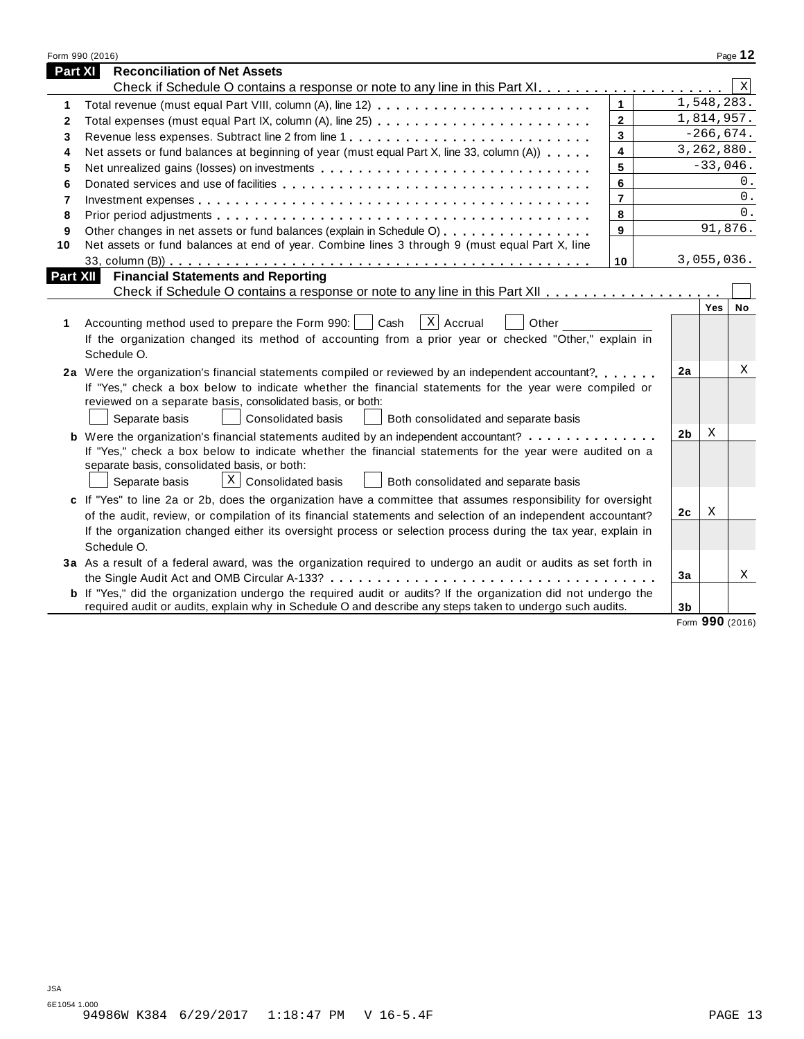## Part XI Reconciliation of Net Assets

Check if Schedule O contains a response or note to any line in this Part XI . . . . . . . . . . . . . . . . . . . . [X]

| | | | |
|---|---|---|---|
| 1 | Total revenue (must equal Part VIII, column (A), line 12) | 1 | 1,548,283. |
| 2 | Total expenses (must equal Part IX, column (A), line 25) | 2 | 1,814,957. |
| 3 | Revenue less expenses. Subtract line 2 from line 1 | 3 | -266,674. |
| 4 | Net assets or fund balances at beginning of year (must equal Part X, line 33, column (A)) | 4 | 3,262,880. |
| 5 | Net unrealized gains (losses) on investments | 5 | -33,046. |
| 6 | Donated services and use of facilities | 6 | 0. |
| 7 | Investment expenses | 7 | 0. |
| 8 | Prior period adjustments | 8 | 0. |
| 9 | Other changes in net assets or fund balances (explain in Schedule O) | 9 | 91,876. |
| 10 | Net assets or fund balances at end of year. Combine lines 3 through 9 (must equal Part X, line 33, column (B)) | 10 | 3,055,036. |

## Part XII Financial Statements and Reporting

Check if Schedule O contains a response or note to any line in this Part XII . . . . . . . . . . . . . . . . . . [ ]

| | | | Yes | No |
|---|---|---|---|---|
| 1 | Accounting method used to prepare the Form 990: [ ] Cash [X] Accrual [ ] Other ________ <br> If the organization changed its method of accounting from a prior year or checked "Other," explain in Schedule O. | | | |
| 2a | Were the organization's financial statements compiled or reviewed by an independent accountant? <br> If "Yes," check a box below to indicate whether the financial statements for the year were compiled or reviewed on a separate basis, consolidated basis, or both: <br> [ ] Separate basis [ ] Consolidated basis [ ] Both consolidated and separate basis | 2a | | X |
| b | Were the organization's financial statements audited by an independent accountant? <br> If "Yes," check a box below to indicate whether the financial statements for the year were audited on a separate basis, consolidated basis, or both: <br> [ ] Separate basis [X] Consolidated basis [ ] Both consolidated and separate basis | 2b | X | |
| c | If "Yes" to line 2a or 2b, does the organization have a committee that assumes responsibility for oversight of the audit, review, or compilation of its financial statements and selection of an independent accountant? <br> If the organization changed either its oversight process or selection process during the tax year, explain in Schedule O. | 2c | X | |
| 3a | As a result of a federal award, was the organization required to undergo an audit or audits as set forth in the Single Audit Act and OMB Circular A-133? | 3a | | X |
| b | If "Yes," did the organization undergo the required audit or audits? If the organization did not undergo the required audit or audits, explain why in Schedule O and describe any steps taken to undergo such audits. | 3b | | |

Form **990** (2016)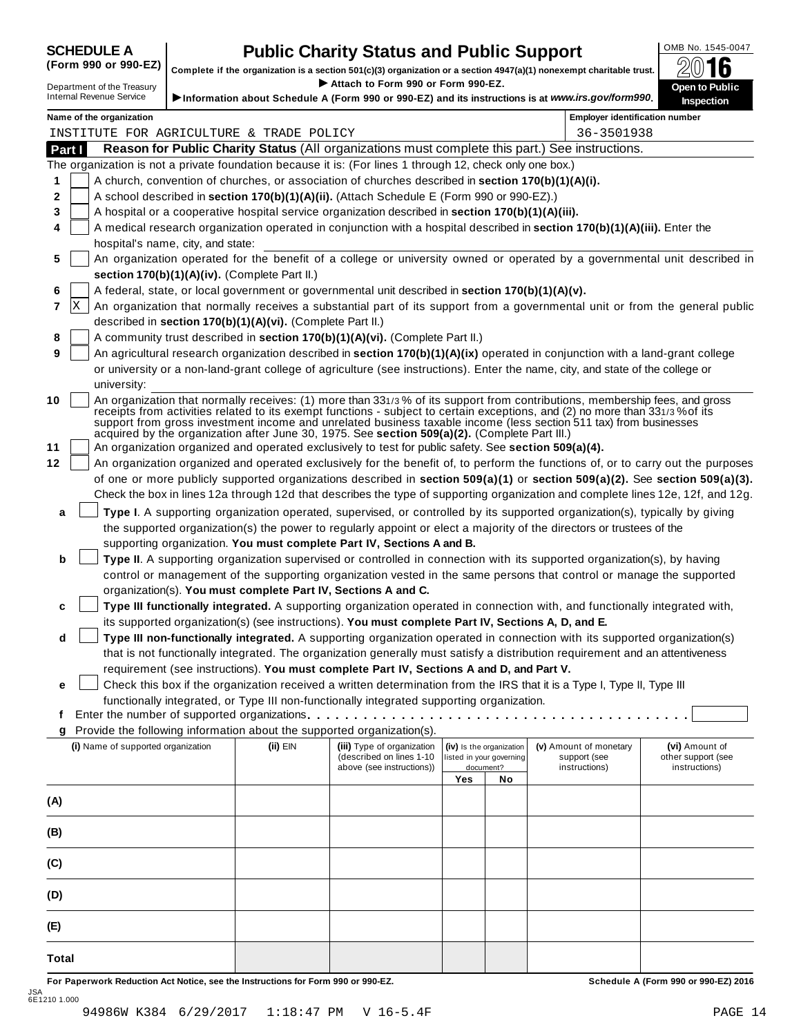**SCHEDULE A (Form 990 or 990-EZ)**

Department of the Treasury
Internal Revenue Service

# Public Charity Status and Public Support

**Complete if the organization is a section 501(c)(3) organization or a section 4947(a)(1) nonexempt charitable trust.**

▶ **Attach to Form 990 or Form 990-EZ.**

▶ **Information about Schedule A (Form 990 or 990-EZ) and its instructions is at www.irs.gov/form990.**

OMB No. 1545-0047

**2016**

**Open to Public Inspection**

**Name of the organization**
INSTITUTE FOR AGRICULTURE & TRADE POLICY

**Employer identification number**
36-3501938

## Part I Reason for Public Charity Status (All organizations must complete this part.) See instructions.

The organization is not a private foundation because it is: (For lines 1 through 12, check only one box.)

1 [ ] A church, convention of churches, or association of churches described in **section 170(b)(1)(A)(i).**

2 [ ] A school described in **section 170(b)(1)(A)(ii).** (Attach Schedule E (Form 990 or 990-EZ).)

3 [ ] A hospital or a cooperative hospital service organization described in **section 170(b)(1)(A)(iii).**

4 [ ] A medical research organization operated in conjunction with a hospital described in **section 170(b)(1)(A)(iii).** Enter the hospital's name, city, and state:

5 [ ] An organization operated for the benefit of a college or university owned or operated by a governmental unit described in **section 170(b)(1)(A)(iv).** (Complete Part II.)

6 [ ] A federal, state, or local government or governmental unit described in **section 170(b)(1)(A)(v).**

7 [X] An organization that normally receives a substantial part of its support from a governmental unit or from the general public described in **section 170(b)(1)(A)(vi).** (Complete Part II.)

8 [ ] A community trust described in **section 170(b)(1)(A)(vi).** (Complete Part II.)

9 [ ] An agricultural research organization described in **section 170(b)(1)(A)(ix)** operated in conjunction with a land-grant college or university or a non-land-grant college of agriculture (see instructions). Enter the name, city, and state of the college or university:

10 [ ] An organization that normally receives: (1) more than 33 1/3 % of its support from contributions, membership fees, and gross receipts from activities related to its exempt functions - subject to certain exceptions, and (2) no more than 33 1/3 % of its support from gross investment income and unrelated business taxable income (less section 511 tax) from businesses acquired by the organization after June 30, 1975. See **section 509(a)(2).** (Complete Part III.)

11 [ ] An organization organized and operated exclusively to test for public safety. See **section 509(a)(4).**

12 [ ] An organization organized and operated exclusively for the benefit of, to perform the functions of, or to carry out the purposes of one or more publicly supported organizations described in **section 509(a)(1)** or **section 509(a)(2).** See **section 509(a)(3).** Check the box in lines 12a through 12d that describes the type of supporting organization and complete lines 12e, 12f, and 12g.

a [ ] **Type I**. A supporting organization operated, supervised, or controlled by its supported organization(s), typically by giving the supported organization(s) the power to regularly appoint or elect a majority of the directors or trustees of the supporting organization. **You must complete Part IV, Sections A and B.**

b [ ] **Type II**. A supporting organization supervised or controlled in connection with its supported organization(s), by having control or management of the supporting organization vested in the same persons that control or manage the supported organization(s). **You must complete Part IV, Sections A and C.**

c [ ] **Type III functionally integrated.** A supporting organization operated in connection with, and functionally integrated with, its supported organization(s) (see instructions). **You must complete Part IV, Sections A, D, and E.**

d [ ] **Type III non-functionally integrated.** A supporting organization operated in connection with its supported organization(s) that is not functionally integrated. The organization generally must satisfy a distribution requirement and an attentiveness requirement (see instructions). **You must complete Part IV, Sections A and D, and Part V.**

e [ ] Check this box if the organization received a written determination from the IRS that it is a Type I, Type II, Type III functionally integrated, or Type III non-functionally integrated supporting organization.

f Enter the number of supported organizations

g Provide the following information about the supported organization(s).

| (i) Name of supported organization | (ii) EIN | (iii) Type of organization (described on lines 1-10 above (see instructions)) | (iv) Is the organization listed in your governing document? Yes | No | (v) Amount of monetary support (see instructions) | (vi) Amount of other support (see instructions) |
|---|---|---|---|---|---|---|
| (A) | | | | | | |
| (B) | | | | | | |
| (C) | | | | | | |
| (D) | | | | | | |
| (E) | | | | | | |
| Total | | | | | | |

**For Paperwork Reduction Act Notice, see the Instructions for Form 990 or 990-EZ.** **Schedule A (Form 990 or 990-EZ) 2016**

JSA
6E1210 1.000

94986W K384 6/29/2017 1:18:47 PM V 16-5.4F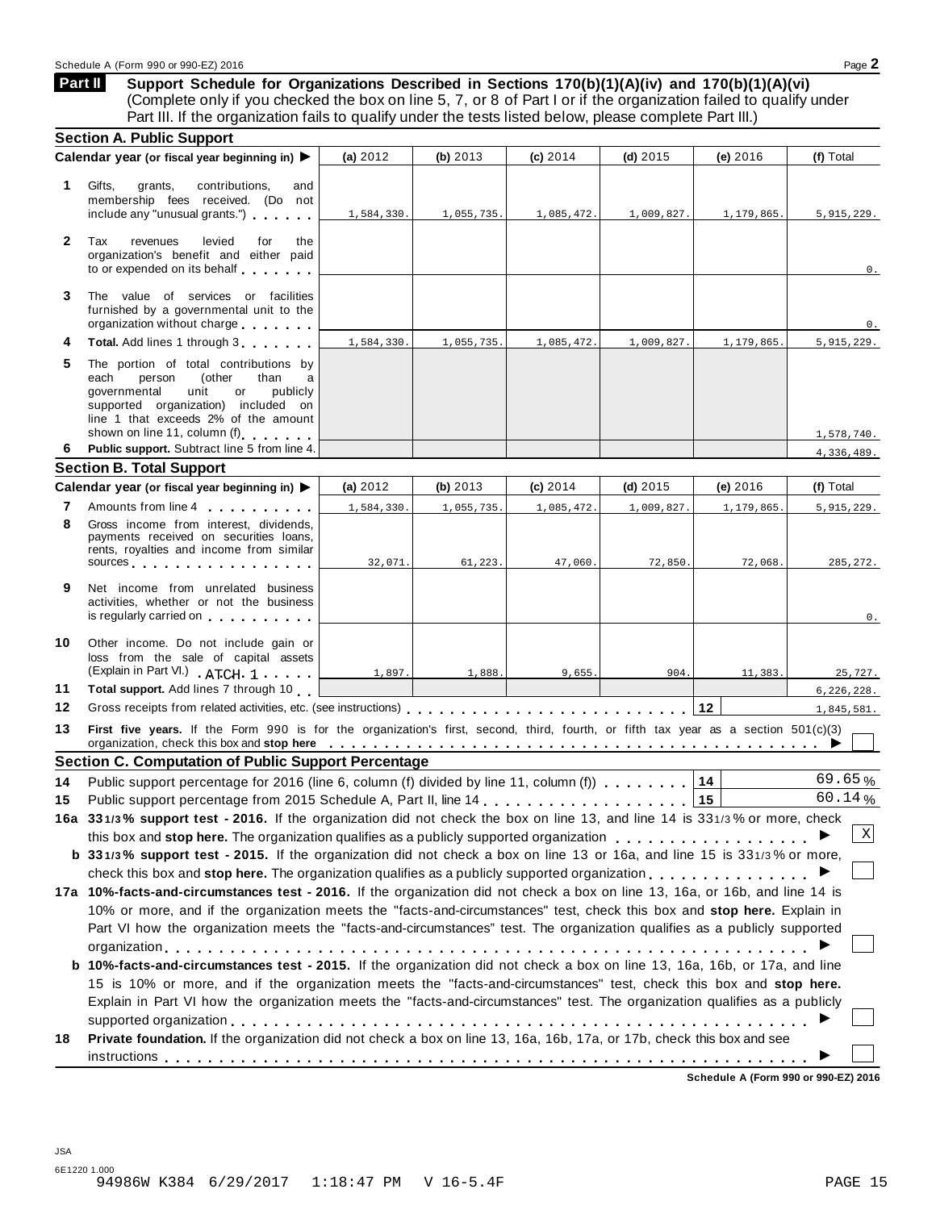## Part II Support Schedule for Organizations Described in Sections 170(b)(1)(A)(iv) and 170(b)(1)(A)(vi)

(Complete only if you checked the box on line 5, 7, or 8 of Part I or if the organization failed to qualify under Part III. If the organization fails to qualify under the tests listed below, please complete Part III.)

### Section A. Public Support

| | Calendar year (or fiscal year beginning in) ▶ | (a) 2012 | (b) 2013 | (c) 2014 | (d) 2015 | (e) 2016 | (f) Total |
|---|---|---|---|---|---|---|---|
| 1 | Gifts, grants, contributions, and membership fees received. (Do not include any "unusual grants.") | 1,584,330. | 1,055,735. | 1,085,472. | 1,009,827. | 1,179,865. | 5,915,229. |
| 2 | Tax revenues levied for the organization's benefit and either paid to or expended on its behalf | | | | | | 0. |
| 3 | The value of services or facilities furnished by a governmental unit to the organization without charge | | | | | | 0. |
| 4 | **Total.** Add lines 1 through 3 | 1,584,330. | 1,055,735. | 1,085,472. | 1,009,827. | 1,179,865. | 5,915,229. |
| 5 | The portion of total contributions by each person (other than a governmental unit or publicly supported organization) included on line 1 that exceeds 2% of the amount shown on line 11, column (f) | | | | | | 1,578,740. |
| 6 | **Public support.** Subtract line 5 from line 4. | | | | | | 4,336,489. |

### Section B. Total Support

| | Calendar year (or fiscal year beginning in) ▶ | (a) 2012 | (b) 2013 | (c) 2014 | (d) 2015 | (e) 2016 | (f) Total |
|---|---|---|---|---|---|---|---|
| 7 | Amounts from line 4 | 1,584,330. | 1,055,735. | 1,085,472. | 1,009,827. | 1,179,865. | 5,915,229. |
| 8 | Gross income from interest, dividends, payments received on securities loans, rents, royalties and income from similar sources | 32,071. | 61,223. | 47,060. | 72,850. | 72,068. | 285,272. |
| 9 | Net income from unrelated business activities, whether or not the business is regularly carried on | | | | | | 0. |
| 10 | Other income. Do not include gain or loss from the sale of capital assets (Explain in Part VI.) ATCH 1 | 1,897. | 1,888. | 9,655. | 904. | 11,383. | 25,727. |
| 11 | **Total support.** Add lines 7 through 10 | | | | | | 6,226,228. |
| 12 | Gross receipts from related activities, etc. (see instructions) | | | | | 12 | 1,845,581. |

**13** **First five years.** If the Form 990 is for the organization's first, second, third, fourth, or fifth tax year as a section 501(c)(3) organization, check this box and **stop here** ▶ ☐

### Section C. Computation of Public Support Percentage

**14** Public support percentage for 2016 (line 6, column (f) divided by line 11, column (f)) **14** 69.65 %

**15** Public support percentage from 2015 Schedule A, Part II, line 14 **15** 60.14 %

**16a 33 1/3% support test - 2016.** If the organization did not check the box on line 13, and line 14 is 33 1/3% or more, check this box and **stop here.** The organization qualifies as a publicly supported organization ▶ ☒

**b 33 1/3% support test - 2015.** If the organization did not check a box on line 13 or 16a, and line 15 is 33 1/3% or more, check this box and **stop here.** The organization qualifies as a publicly supported organization ▶ ☐

**17a 10%-facts-and-circumstances test - 2016.** If the organization did not check a box on line 13, 16a, or 16b, and line 14 is 10% or more, and if the organization meets the "facts-and-circumstances" test, check this box and **stop here.** Explain in Part VI how the organization meets the "facts-and-circumstances" test. The organization qualifies as a publicly supported organization ▶ ☐

**b 10%-facts-and-circumstances test - 2015.** If the organization did not check a box on line 13, 16a, 16b, or 17a, and line 15 is 10% or more, and if the organization meets the "facts-and-circumstances" test, check this box and **stop here.** Explain in Part VI how the organization meets the "facts-and-circumstances" test. The organization qualifies as a publicly supported organization ▶ ☐

**18** **Private foundation.** If the organization did not check a box on line 13, 16a, 16b, 17a, or 17b, check this box and see instructions ▶ ☐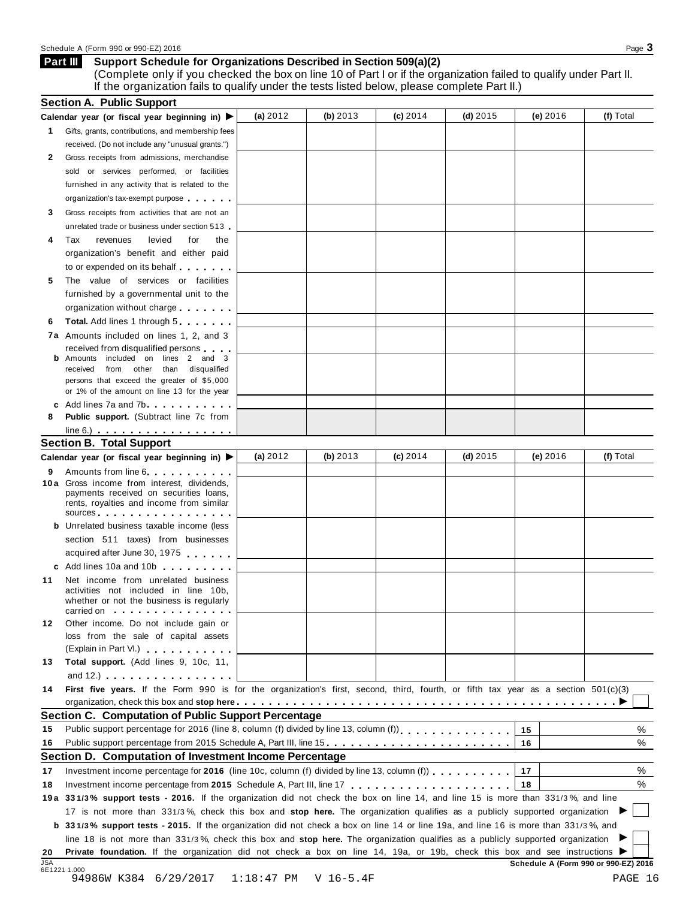## Part III Support Schedule for Organizations Described in Section 509(a)(2)

(Complete only if you checked the box on line 10 of Part I or if the organization failed to qualify under Part II. If the organization fails to qualify under the tests listed below, please complete Part II.)

### Section A. Public Support

| Calendar year (or fiscal year beginning in) ▶ | (a) 2012 | (b) 2013 | (c) 2014 | (d) 2015 | (e) 2016 | (f) Total |
|---|---|---|---|---|---|---|
| **1** Gifts, grants, contributions, and membership fees received. (Do not include any "unusual grants.") | | | | | | |
| **2** Gross receipts from admissions, merchandise sold or services performed, or facilities furnished in any activity that is related to the organization's tax-exempt purpose | | | | | | |
| **3** Gross receipts from activities that are not an unrelated trade or business under section 513 | | | | | | |
| **4** Tax revenues levied for the organization's benefit and either paid to or expended on its behalf | | | | | | |
| **5** The value of services or facilities furnished by a governmental unit to the organization without charge | | | | | | |
| **6** **Total.** Add lines 1 through 5 | | | | | | |
| **7a** Amounts included on lines 1, 2, and 3 received from disqualified persons | | | | | | |
| **b** Amounts included on lines 2 and 3 received from other than disqualified persons that exceed the greater of $5,000 or 1% of the amount on line 13 for the year | | | | | | |
| **c** Add lines 7a and 7b | | | | | | |
| **8** **Public support.** (Subtract line 7c from line 6.) | | | | | | |

### Section B. Total Support

| Calendar year (or fiscal year beginning in) ▶ | (a) 2012 | (b) 2013 | (c) 2014 | (d) 2015 | (e) 2016 | (f) Total |
|---|---|---|---|---|---|---|
| **9** Amounts from line 6 | | | | | | |
| **10a** Gross income from interest, dividends, payments received on securities loans, rents, royalties and income from similar sources | | | | | | |
| **b** Unrelated business taxable income (less section 511 taxes) from businesses acquired after June 30, 1975 | | | | | | |
| **c** Add lines 10a and 10b | | | | | | |
| **11** Net income from unrelated business activities not included in line 10b, whether or not the business is regularly carried on | | | | | | |
| **12** Other income. Do not include gain or loss from the sale of capital assets (Explain in Part VI.) | | | | | | |
| **13** **Total support.** (Add lines 9, 10c, 11, and 12.) | | | | | | |

**14** **First five years.** If the Form 990 is for the organization's first, second, third, fourth, or fifth tax year as a section 501(c)(3) organization, check this box and **stop here** ▶ ☐

### Section C. Computation of Public Support Percentage

| | | | |
|---|---|---|---|
| **15** | Public support percentage for 2016 (line 8, column (f) divided by line 13, column (f)) | **15** | % |
| **16** | Public support percentage from 2015 Schedule A, Part III, line 15 | **16** | % |

### Section D. Computation of Investment Income Percentage

| | | | |
|---|---|---|---|
| **17** | Investment income percentage for **2016** (line 10c, column (f) divided by line 13, column (f)) | **17** | % |
| **18** | Investment income percentage from **2015** Schedule A, Part III, line 17 | **18** | % |

**19a** **33 1/3% support tests - 2016.** If the organization did not check the box on line 14, and line 15 is more than 33 1/3%, and line 17 is not more than 33 1/3%, check this box and **stop here.** The organization qualifies as a publicly supported organization ▶ ☐

**b** **33 1/3% support tests - 2015.** If the organization did not check a box on line 14 or line 19a, and line 16 is more than 33 1/3%, and line 18 is not more than 33 1/3%, check this box and **stop here.** The organization qualifies as a publicly supported organization ▶ ☐

**20** **Private foundation.** If the organization did not check a box on line 14, 19a, or 19b, check this box and see instructions ▶ ☐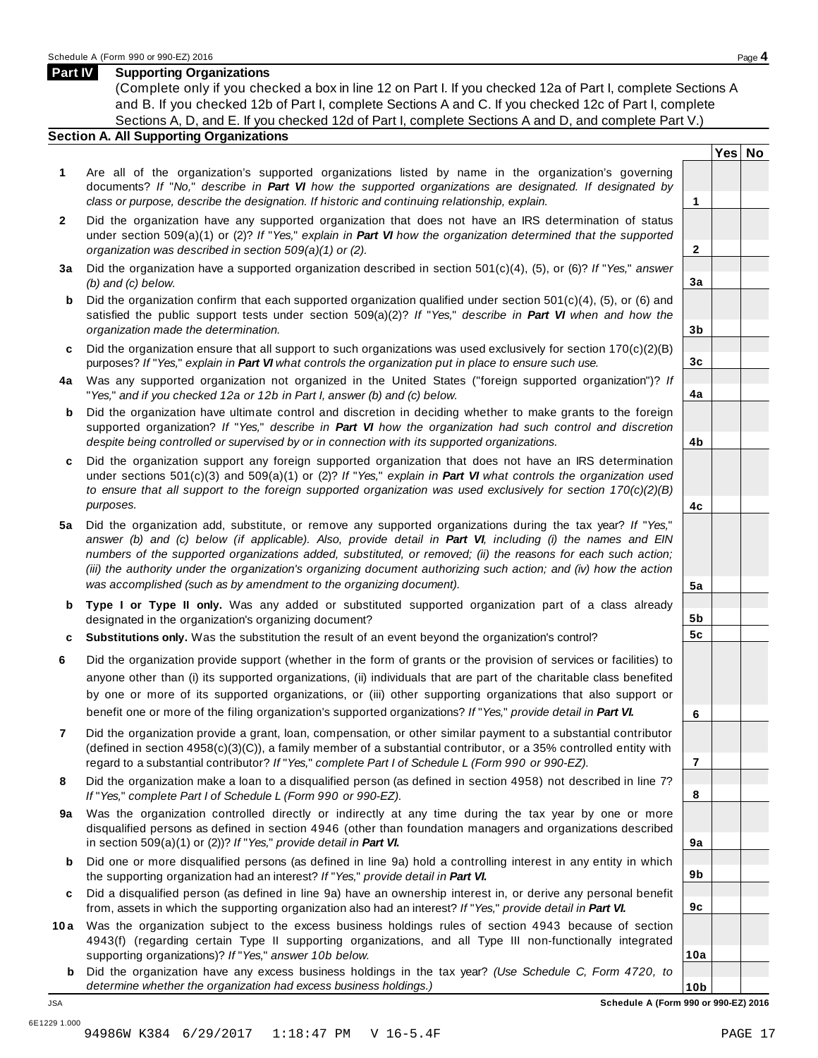## Part IV Supporting Organizations

(Complete only if you checked a box in line 12 on Part I. If you checked 12a of Part I, complete Sections A and B. If you checked 12b of Part I, complete Sections A and C. If you checked 12c of Part I, complete Sections A, D, and E. If you checked 12d of Part I, complete Sections A and D, and complete Part V.)

### Section A. All Supporting Organizations

| | | Line | Yes | No |
|---|---|---|---|---|
| **1** | Are all of the organization's supported organizations listed by name in the organization's governing documents? *If "No," describe in* ***Part VI*** *how the supported organizations are designated. If designated by class or purpose, describe the designation. If historic and continuing relationship, explain.* | **1** | | |
| **2** | Did the organization have any supported organization that does not have an IRS determination of status under section 509(a)(1) or (2)? *If "Yes," explain in* ***Part VI*** *how the organization determined that the supported organization was described in section 509(a)(1) or (2).* | **2** | | |
| **3a** | Did the organization have a supported organization described in section 501(c)(4), (5), or (6)? *If "Yes," answer (b) and (c) below.* | **3a** | | |
| **b** | Did the organization confirm that each supported organization qualified under section 501(c)(4), (5), or (6) and satisfied the public support tests under section 509(a)(2)? *If "Yes," describe in* ***Part VI*** *when and how the organization made the determination.* | **3b** | | |
| **c** | Did the organization ensure that all support to such organizations was used exclusively for section 170(c)(2)(B) purposes? *If "Yes," explain in* ***Part VI*** *what controls the organization put in place to ensure such use.* | **3c** | | |
| **4a** | Was any supported organization not organized in the United States ("foreign supported organization")? *If "Yes," and if you checked 12a or 12b in Part I, answer (b) and (c) below.* | **4a** | | |
| **b** | Did the organization have ultimate control and discretion in deciding whether to make grants to the foreign supported organization? *If "Yes," describe in* ***Part VI*** *how the organization had such control and discretion despite being controlled or supervised by or in connection with its supported organizations.* | **4b** | | |
| **c** | Did the organization support any foreign supported organization that does not have an IRS determination under sections 501(c)(3) and 509(a)(1) or (2)? *If "Yes," explain in* ***Part VI*** *what controls the organization used to ensure that all support to the foreign supported organization was used exclusively for section 170(c)(2)(B) purposes.* | **4c** | | |
| **5a** | Did the organization add, substitute, or remove any supported organizations during the tax year? *If "Yes," answer (b) and (c) below (if applicable). Also, provide detail in* ***Part VI****, including (i) the names and EIN numbers of the supported organizations added, substituted, or removed; (ii) the reasons for each such action; (iii) the authority under the organization's organizing document authorizing such action; and (iv) how the action was accomplished (such as by amendment to the organizing document).* | **5a** | | |
| **b** | **Type I or Type II only.** Was any added or substituted supported organization part of a class already designated in the organization's organizing document? | **5b** | | |
| **c** | **Substitutions only.** Was the substitution the result of an event beyond the organization's control? | **5c** | | |
| **6** | Did the organization provide support (whether in the form of grants or the provision of services or facilities) to anyone other than (i) its supported organizations, (ii) individuals that are part of the charitable class benefited by one or more of its supported organizations, or (iii) other supporting organizations that also support or benefit one or more of the filing organization's supported organizations? *If "Yes," provide detail in* ***Part VI.*** | **6** | | |
| **7** | Did the organization provide a grant, loan, compensation, or other similar payment to a substantial contributor (defined in section 4958(c)(3)(C)), a family member of a substantial contributor, or a 35% controlled entity with regard to a substantial contributor? *If "Yes," complete Part I of Schedule L (Form 990 or 990-EZ).* | **7** | | |
| **8** | Did the organization make a loan to a disqualified person (as defined in section 4958) not described in line 7? *If "Yes," complete Part I of Schedule L (Form 990 or 990-EZ).* | **8** | | |
| **9a** | Was the organization controlled directly or indirectly at any time during the tax year by one or more disqualified persons as defined in section 4946 (other than foundation managers and organizations described in section 509(a)(1) or (2))? *If "Yes," provide detail in* ***Part VI.*** | **9a** | | |
| **b** | Did one or more disqualified persons (as defined in line 9a) hold a controlling interest in any entity in which the supporting organization had an interest? *If "Yes," provide detail in* ***Part VI.*** | **9b** | | |
| **c** | Did a disqualified person (as defined in line 9a) have an ownership interest in, or derive any personal benefit from, assets in which the supporting organization also had an interest? *If "Yes," provide detail in* ***Part VI.*** | **9c** | | |
| **10a** | Was the organization subject to the excess business holdings rules of section 4943 because of section 4943(f) (regarding certain Type II supporting organizations, and all Type III non-functionally integrated supporting organizations)? *If "Yes," answer 10b below.* | **10a** | | |
| **b** | Did the organization have any excess business holdings in the tax year? *(Use Schedule C, Form 4720, to determine whether the organization had excess business holdings.)* | **10b** | | |

Schedule A (Form 990 or 990-EZ) 2016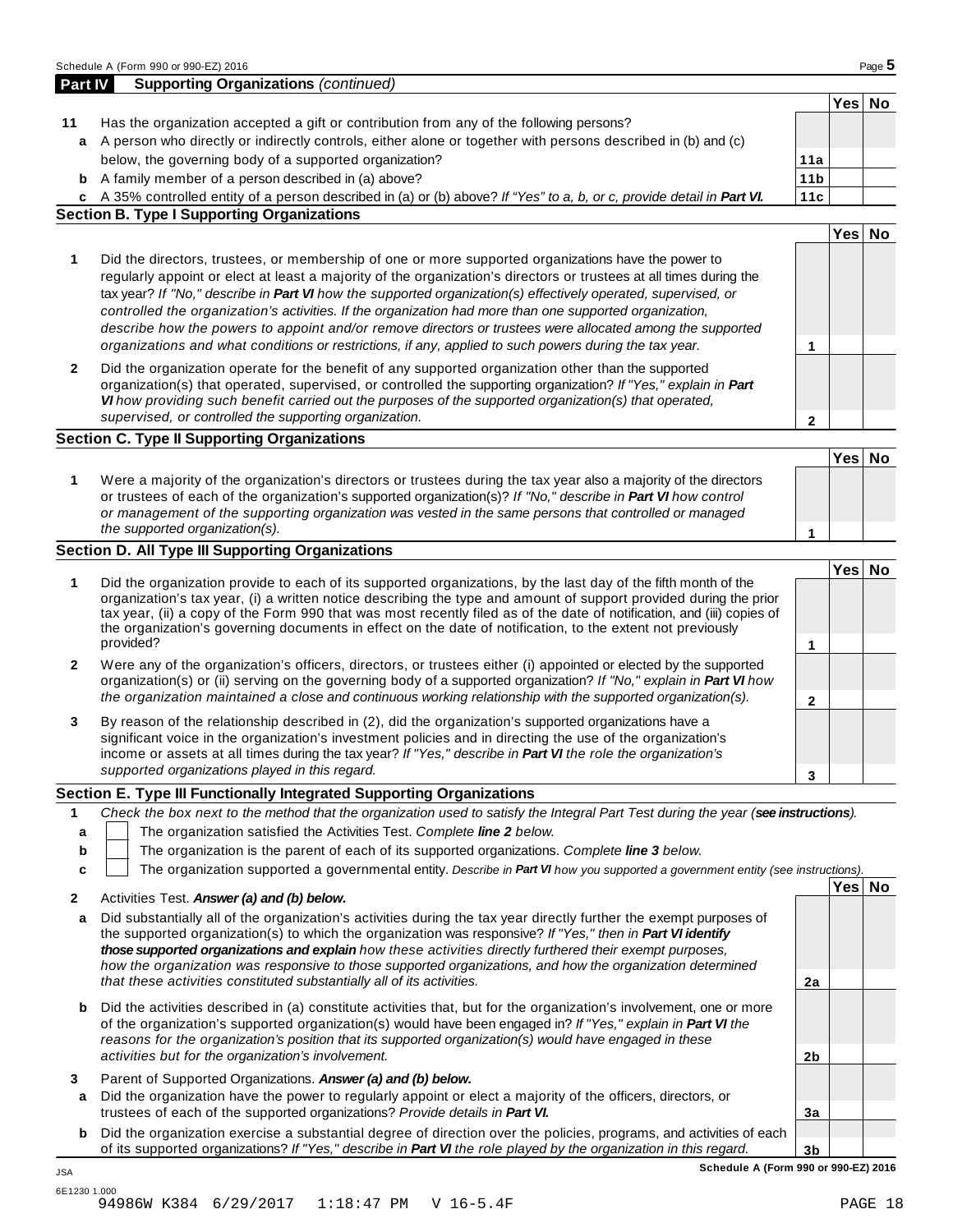## Part IV Supporting Organizations *(continued)*

| | | | Yes | No |
|---|---|---|---|---|
| **11** | Has the organization accepted a gift or contribution from any of the following persons? | | | |
| **a** | A person who directly or indirectly controls, either alone or together with persons described in (b) and (c) below, the governing body of a supported organization? | **11a** | | |
| **b** | A family member of a person described in (a) above? | **11b** | | |
| **c** | A 35% controlled entity of a person described in (a) or (b) above? *If "Yes" to a, b, or c, provide detail in **Part VI**.* | **11c** | | |

### Section B. Type I Supporting Organizations

| | | | Yes | No |
|---|---|---|---|---|
| **1** | Did the directors, trustees, or membership of one or more supported organizations have the power to regularly appoint or elect at least a majority of the organization's directors or trustees at all times during the tax year? *If "No," describe in **Part VI** how the supported organization(s) effectively operated, supervised, or controlled the organization's activities. If the organization had more than one supported organization, describe how the powers to appoint and/or remove directors or trustees were allocated among the supported organizations and what conditions or restrictions, if any, applied to such powers during the tax year.* | **1** | | |
| **2** | Did the organization operate for the benefit of any supported organization other than the supported organization(s) that operated, supervised, or controlled the supporting organization? *If "Yes," explain in **Part VI** how providing such benefit carried out the purposes of the supported organization(s) that operated, supervised, or controlled the supporting organization.* | **2** | | |

### Section C. Type II Supporting Organizations

| | | | Yes | No |
|---|---|---|---|---|
| **1** | Were a majority of the organization's directors or trustees during the tax year also a majority of the directors or trustees of each of the organization's supported organization(s)? *If "No," describe in **Part VI** how control or management of the supporting organization was vested in the same persons that controlled or managed the supported organization(s).* | **1** | | |

### Section D. All Type III Supporting Organizations

| | | | Yes | No |
|---|---|---|---|---|
| **1** | Did the organization provide to each of its supported organizations, by the last day of the fifth month of the organization's tax year, (i) a written notice describing the type and amount of support provided during the prior tax year, (ii) a copy of the Form 990 that was most recently filed as of the date of notification, and (iii) copies of the organization's governing documents in effect on the date of notification, to the extent not previously provided? | **1** | | |
| **2** | Were any of the organization's officers, directors, or trustees either (i) appointed or elected by the supported organization(s) or (ii) serving on the governing body of a supported organization? *If "No," explain in **Part VI** how the organization maintained a close and continuous working relationship with the supported organization(s).* | **2** | | |
| **3** | By reason of the relationship described in (2), did the organization's supported organizations have a significant voice in the organization's investment policies and in directing the use of the organization's income or assets at all times during the tax year? *If "Yes," describe in **Part VI** the role the organization's supported organizations played in this regard.* | **3** | | |

### Section E. Type III Functionally Integrated Supporting Organizations

**1** *Check the box next to the method that the organization used to satisfy the Integral Part Test during the year (**see instructions**).*

- **a** ☐ The organization satisfied the Activities Test. *Complete **line 2** below.*
- **b** ☐ The organization is the parent of each of its supported organizations. *Complete **line 3** below.*
- **c** ☐ The organization supported a governmental entity. *Describe in **Part VI** how you supported a government entity (see instructions).*

| | | | Yes | No |
|---|---|---|---|---|
| **2** | Activities Test. ***Answer (a) and (b) below.*** | | | |
| **a** | Did substantially all of the organization's activities during the tax year directly further the exempt purposes of the supported organization(s) to which the organization was responsive? *If "Yes," then in **Part VI identify those supported organizations and explain** how these activities directly furthered their exempt purposes, how the organization was responsive to those supported organizations, and how the organization determined that these activities constituted substantially all of its activities.* | **2a** | | |
| **b** | Did the activities described in (a) constitute activities that, but for the organization's involvement, one or more of the organization's supported organization(s) would have been engaged in? *If "Yes," explain in **Part VI** the reasons for the organization's position that its supported organization(s) would have engaged in these activities but for the organization's involvement.* | **2b** | | |
| **3** | Parent of Supported Organizations. ***Answer (a) and (b) below.*** | | | |
| **a** | Did the organization have the power to regularly appoint or elect a majority of the officers, directors, or trustees of each of the supported organizations? *Provide details in **Part VI**.* | **3a** | | |
| **b** | Did the organization exercise a substantial degree of direction over the policies, programs, and activities of each of its supported organizations? *If "Yes," describe in **Part VI** the role played by the organization in this regard.* | **3b** | | |

**Schedule A (Form 990 or 990-EZ) 2016**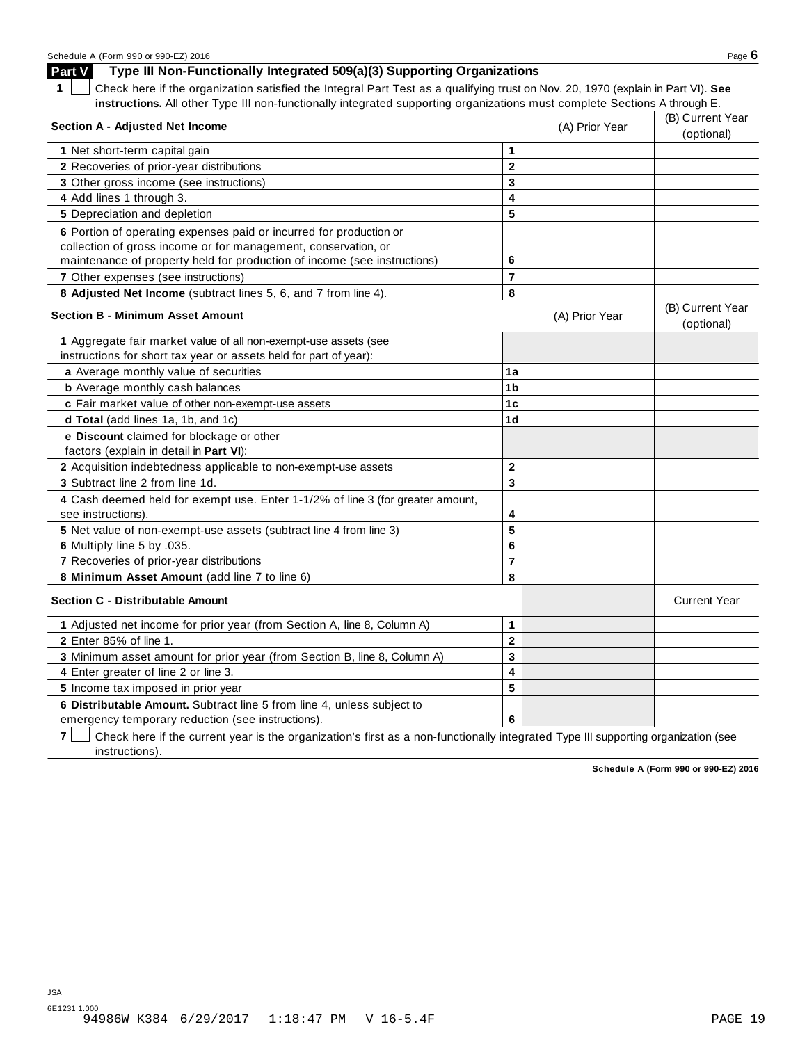## Part V Type III Non-Functionally Integrated 509(a)(3) Supporting Organizations

**1** ☐ Check here if the organization satisfied the Integral Part Test as a qualifying trust on Nov. 20, 1970 (explain in Part VI). **See instructions.** All other Type III non-functionally integrated supporting organizations must complete Sections A through E.

| **Section A - Adjusted Net Income** | | (A) Prior Year | (B) Current Year (optional) |
|---|---|---|---|
| **1** Net short-term capital gain | 1 | | |
| **2** Recoveries of prior-year distributions | 2 | | |
| **3** Other gross income (see instructions) | 3 | | |
| **4** Add lines 1 through 3. | 4 | | |
| **5** Depreciation and depletion | 5 | | |
| **6** Portion of operating expenses paid or incurred for production or collection of gross income or for management, conservation, or maintenance of property held for production of income (see instructions) | 6 | | |
| **7** Other expenses (see instructions) | 7 | | |
| **8 Adjusted Net Income** (subtract lines 5, 6, and 7 from line 4). | 8 | | |

| **Section B - Minimum Asset Amount** | | (A) Prior Year | (B) Current Year (optional) |
|---|---|---|---|
| **1** Aggregate fair market value of all non-exempt-use assets (see instructions for short tax year or assets held for part of year): | | | |
| **a** Average monthly value of securities | 1a | | |
| **b** Average monthly cash balances | 1b | | |
| **c** Fair market value of other non-exempt-use assets | 1c | | |
| **d Total** (add lines 1a, 1b, and 1c) | 1d | | |
| **e Discount** claimed for blockage or other factors (explain in detail in **Part VI**): | | | |
| **2** Acquisition indebtedness applicable to non-exempt-use assets | 2 | | |
| **3** Subtract line 2 from line 1d. | 3 | | |
| **4** Cash deemed held for exempt use. Enter 1-1/2% of line 3 (for greater amount, see instructions). | 4 | | |
| **5** Net value of non-exempt-use assets (subtract line 4 from line 3) | 5 | | |
| **6** Multiply line 5 by .035. | 6 | | |
| **7** Recoveries of prior-year distributions | 7 | | |
| **8 Minimum Asset Amount** (add line 7 to line 6) | 8 | | |

| **Section C - Distributable Amount** | | | Current Year |
|---|---|---|---|
| **1** Adjusted net income for prior year (from Section A, line 8, Column A) | 1 | | |
| **2** Enter 85% of line 1. | 2 | | |
| **3** Minimum asset amount for prior year (from Section B, line 8, Column A) | 3 | | |
| **4** Enter greater of line 2 or line 3. | 4 | | |
| **5** Income tax imposed in prior year | 5 | | |
| **6 Distributable Amount.** Subtract line 5 from line 4, unless subject to emergency temporary reduction (see instructions). | 6 | | |

**7** ☐ Check here if the current year is the organization's first as a non-functionally integrated Type III supporting organization (see instructions).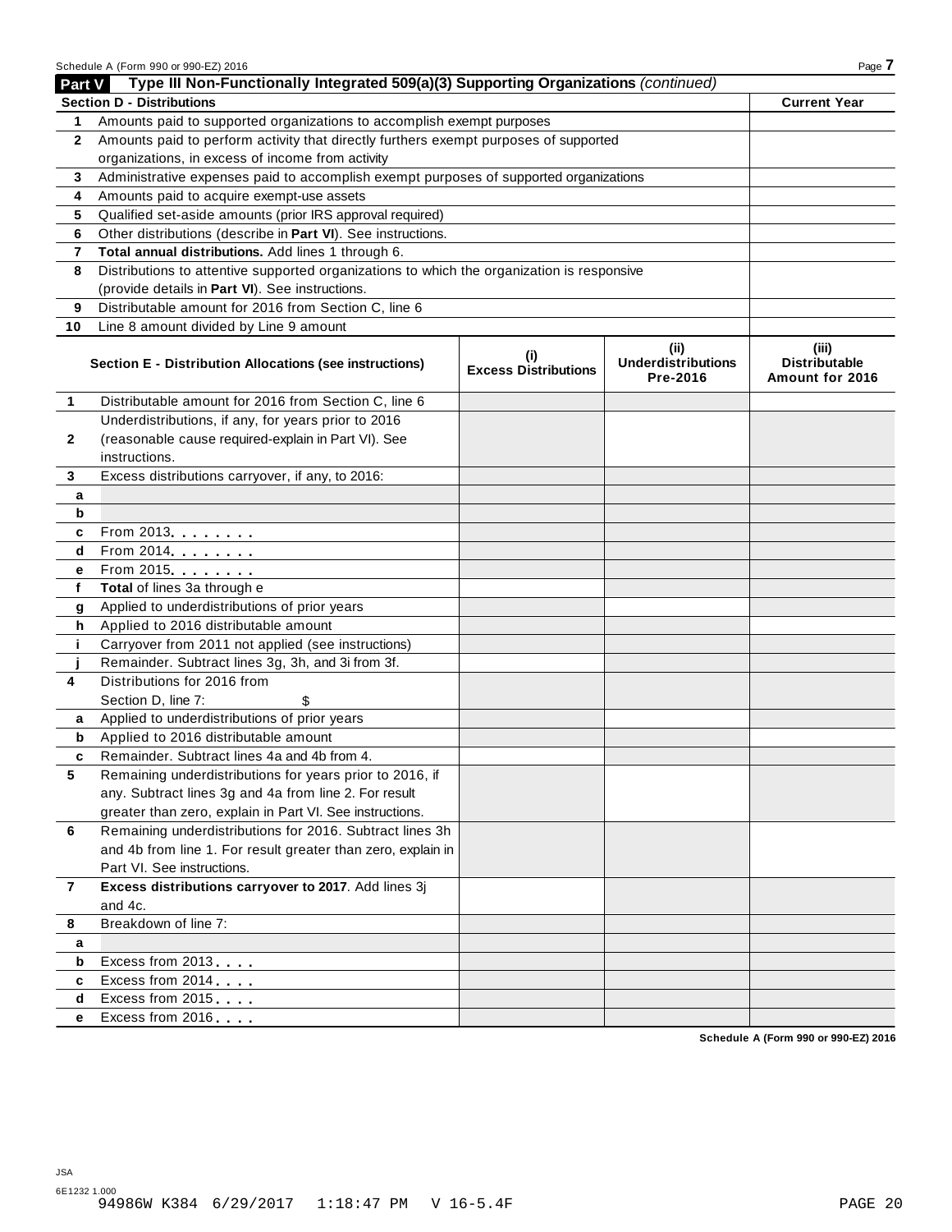## Part V Type III Non-Functionally Integrated 509(a)(3) Supporting Organizations *(continued)*

| Section D - Distributions | | Current Year |
|---|---|---|
| 1 | Amounts paid to supported organizations to accomplish exempt purposes | |
| 2 | Amounts paid to perform activity that directly furthers exempt purposes of supported organizations, in excess of income from activity | |
| 3 | Administrative expenses paid to accomplish exempt purposes of supported organizations | |
| 4 | Amounts paid to acquire exempt-use assets | |
| 5 | Qualified set-aside amounts (prior IRS approval required) | |
| 6 | Other distributions (describe in **Part VI**). See instructions. | |
| 7 | **Total annual distributions.** Add lines 1 through 6. | |
| 8 | Distributions to attentive supported organizations to which the organization is responsive (provide details in **Part VI**). See instructions. | |
| 9 | Distributable amount for 2016 from Section C, line 6 | |
| 10 | Line 8 amount divided by Line 9 amount | |

| | Section E - Distribution Allocations (see instructions) | (i) Excess Distributions | (ii) Underdistributions Pre-2016 | (iii) Distributable Amount for 2016 |
|---|---|---|---|---|
| 1 | Distributable amount for 2016 from Section C, line 6 | | | |
| 2 | Underdistributions, if any, for years prior to 2016 (reasonable cause required-explain in Part VI). See instructions. | | | |
| 3 | Excess distributions carryover, if any, to 2016: | | | |
| a | | | | |
| b | | | | |
| c | From 2013 | | | |
| d | From 2014 | | | |
| e | From 2015 | | | |
| f | **Total** of lines 3a through e | | | |
| g | Applied to underdistributions of prior years | | | |
| h | Applied to 2016 distributable amount | | | |
| i | Carryover from 2011 not applied (see instructions) | | | |
| j | Remainder. Subtract lines 3g, 3h, and 3i from 3f. | | | |
| 4 | Distributions for 2016 from Section D, line 7: $ | | | |
| a | Applied to underdistributions of prior years | | | |
| b | Applied to 2016 distributable amount | | | |
| c | Remainder. Subtract lines 4a and 4b from 4. | | | |
| 5 | Remaining underdistributions for years prior to 2016, if any. Subtract lines 3g and 4a from line 2. For result greater than zero, explain in Part VI. See instructions. | | | |
| 6 | Remaining underdistributions for 2016. Subtract lines 3h and 4b from line 1. For result greater than zero, explain in Part VI. See instructions. | | | |
| 7 | **Excess distributions carryover to 2017**. Add lines 3j and 4c. | | | |
| 8 | Breakdown of line 7: | | | |
| a | | | | |
| b | Excess from 2013 | | | |
| c | Excess from 2014 | | | |
| d | Excess from 2015 | | | |
| e | Excess from 2016 | | | |

Schedule A (Form 990 or 990-EZ) 2016

JSA
6E1232 1.000
94986W K384 6/29/2017 1:18:47 PM V 16-5.4F PAGE 20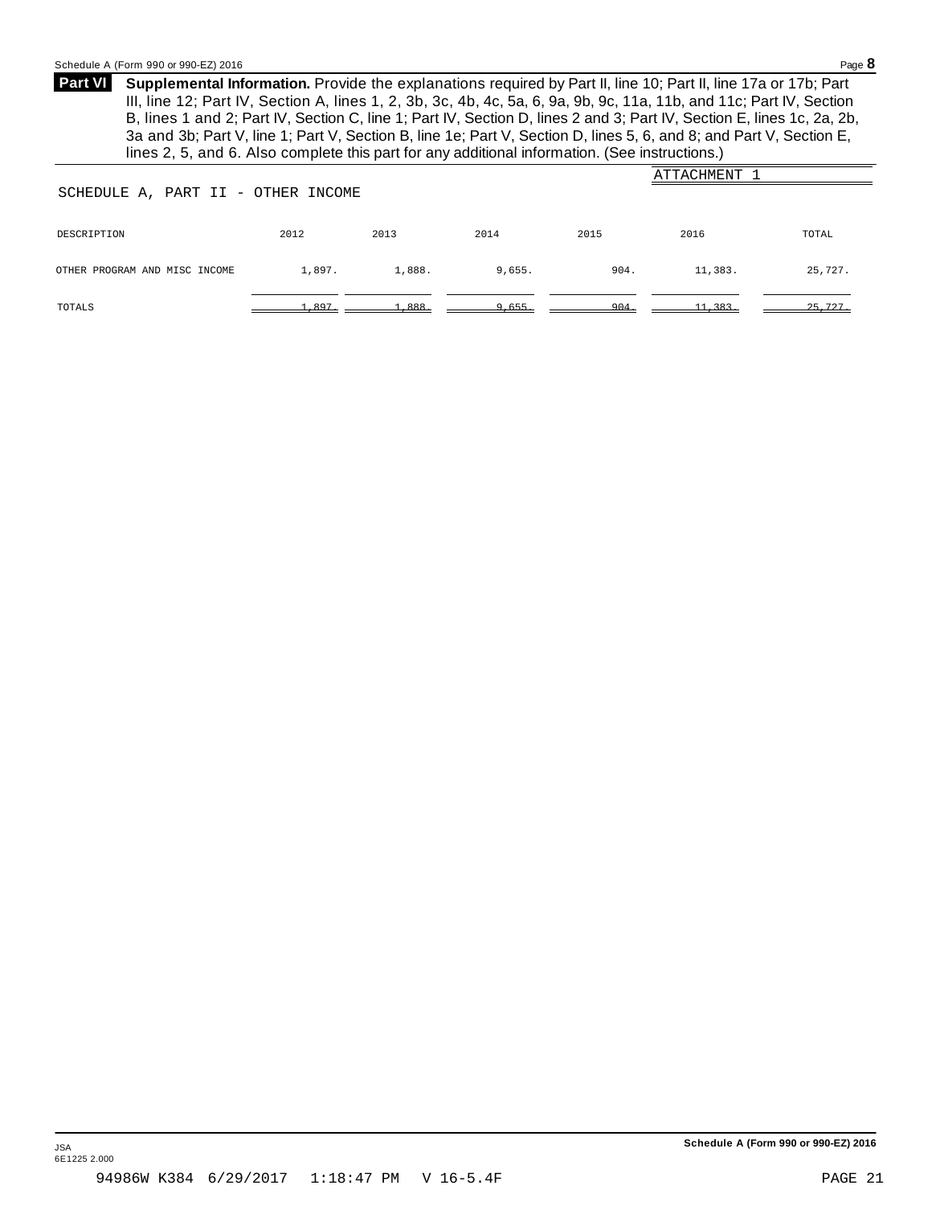**Part VI** **Supplemental Information.** Provide the explanations required by Part II, line 10; Part II, line 17a or 17b; Part III, line 12; Part IV, Section A, lines 1, 2, 3b, 3c, 4b, 4c, 5a, 6, 9a, 9b, 9c, 11a, 11b, and 11c; Part IV, Section B, lines 1 and 2; Part IV, Section C, line 1; Part IV, Section D, lines 2 and 3; Part IV, Section E, lines 1c, 2a, 2b, 3a and 3b; Part V, line 1; Part V, Section B, line 1e; Part V, Section D, lines 5, 6, and 8; and Part V, Section E, lines 2, 5, and 6. Also complete this part for any additional information. (See instructions.)

ATTACHMENT 1

SCHEDULE A, PART II - OTHER INCOME

| DESCRIPTION | 2012 | 2013 | 2014 | 2015 | 2016 | TOTAL |
|---|---|---|---|---|---|---|
| OTHER PROGRAM AND MISC INCOME | 1,897. | 1,888. | 9,655. | 904. | 11,383. | 25,727. |
| TOTALS | 1,897. | 1,888. | 9,655. | 904. | 11,383. | 25,727. |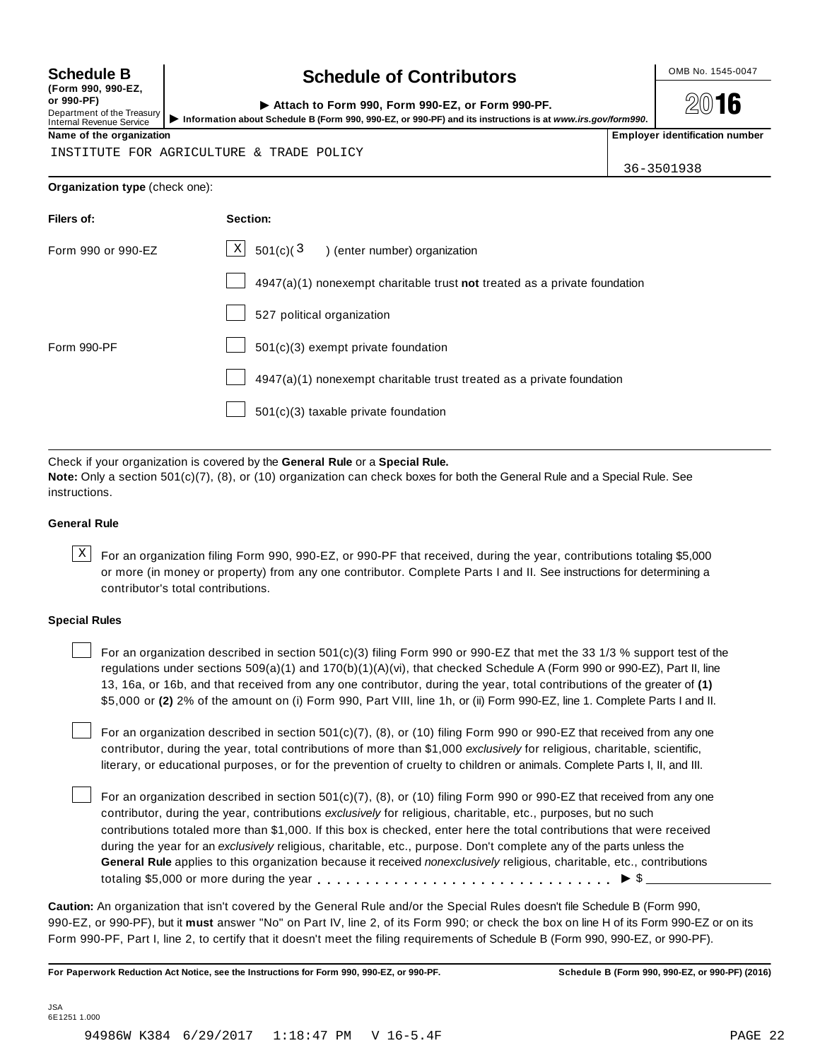**Schedule B**
**(Form 990, 990-EZ, or 990-PF)**
Department of the Treasury
Internal Revenue Service

# Schedule of Contributors

▶ **Attach to Form 990, Form 990-EZ, or Form 990-PF.**
▶ **Information about Schedule B (Form 990, 990-EZ, or 990-PF) and its instructions is at *www.irs.gov/form990*.**

OMB No. 1545-0047

**2016**

| **Name of the organization** | **Employer identification number** |
|---|---|
| INSTITUTE FOR AGRICULTURE & TRADE POLICY | 36-3501938 |

**Organization type** (check one):

| **Filers of:** | **Section:** |
|---|---|
| Form 990 or 990-EZ | [X] 501(c)( 3 ) (enter number) organization |
| | [ ] 4947(a)(1) nonexempt charitable trust **not** treated as a private foundation |
| | [ ] 527 political organization |
| Form 990-PF | [ ] 501(c)(3) exempt private foundation |
| | [ ] 4947(a)(1) nonexempt charitable trust treated as a private foundation |
| | [ ] 501(c)(3) taxable private foundation |

Check if your organization is covered by the **General Rule** or a **Special Rule.**
**Note:** Only a section 501(c)(7), (8), or (10) organization can check boxes for both the General Rule and a Special Rule. See instructions.

### General Rule

[X] For an organization filing Form 990, 990-EZ, or 990-PF that received, during the year, contributions totaling $5,000 or more (in money or property) from any one contributor. Complete Parts I and II. See instructions for determining a contributor's total contributions.

### Special Rules

[ ] For an organization described in section 501(c)(3) filing Form 990 or 990-EZ that met the 33 1/3 % support test of the regulations under sections 509(a)(1) and 170(b)(1)(A)(vi), that checked Schedule A (Form 990 or 990-EZ), Part II, line 13, 16a, or 16b, and that received from any one contributor, during the year, total contributions of the greater of **(1)** $5,000 or **(2)** 2% of the amount on (i) Form 990, Part VIII, line 1h, or (ii) Form 990-EZ, line 1. Complete Parts I and II.

[ ] For an organization described in section 501(c)(7), (8), or (10) filing Form 990 or 990-EZ that received from any one contributor, during the year, total contributions of more than $1,000 *exclusively* for religious, charitable, scientific, literary, or educational purposes, or for the prevention of cruelty to children or animals. Complete Parts I, II, and III.

[ ] For an organization described in section 501(c)(7), (8), or (10) filing Form 990 or 990-EZ that received from any one contributor, during the year, contributions *exclusively* for religious, charitable, etc., purposes, but no such contributions totaled more than $1,000. If this box is checked, enter here the total contributions that were received during the year for an *exclusively* religious, charitable, etc., purpose. Don't complete any of the parts unless the **General Rule** applies to this organization because it received *nonexclusively* religious, charitable, etc., contributions totaling $5,000 or more during the year . . . . . . . . . . . . . . . . . . . . . . . . . . . . . ▶ $ ____________

**Caution:** An organization that isn't covered by the General Rule and/or the Special Rules doesn't file Schedule B (Form 990, 990-EZ, or 990-PF), but it **must** answer "No" on Part IV, line 2, of its Form 990; or check the box on line H of its Form 990-EZ or on its Form 990-PF, Part I, line 2, to certify that it doesn't meet the filing requirements of Schedule B (Form 990, 990-EZ, or 990-PF).

**For Paperwork Reduction Act Notice, see the Instructions for Form 990, 990-EZ, or 990-PF.** **Schedule B (Form 990, 990-EZ, or 990-PF) (2016)**

JSA
6E1251 1.000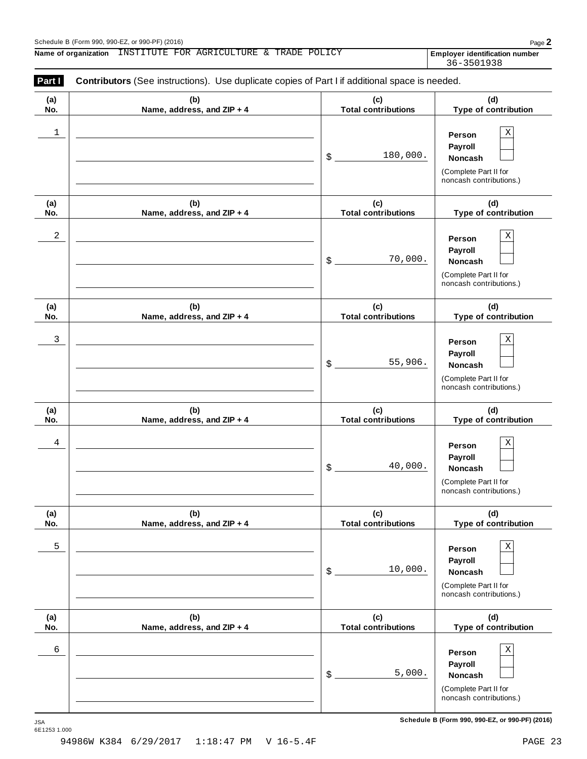Schedule B (Form 990, 990-EZ, or 990-PF) (2016)

**Name of organization** INSTITUTE FOR AGRICULTURE & TRADE POLICY

**Employer identification number** 36-3501938

**Part I** **Contributors** (See instructions). Use duplicate copies of Part I if additional space is needed.

| (a) No. | (b) Name, address, and ZIP + 4 | (c) Total contributions | (d) Type of contribution |
|---|---|---|---|
| 1 | | $ 180,000. | Person X<br>Payroll<br>Noncash<br>(Complete Part II for noncash contributions.) |
| 2 | | $ 70,000. | Person X<br>Payroll<br>Noncash<br>(Complete Part II for noncash contributions.) |
| 3 | | $ 55,906. | Person X<br>Payroll<br>Noncash<br>(Complete Part II for noncash contributions.) |
| 4 | | $ 40,000. | Person X<br>Payroll<br>Noncash<br>(Complete Part II for noncash contributions.) |
| 5 | | $ 10,000. | Person X<br>Payroll<br>Noncash<br>(Complete Part II for noncash contributions.) |
| 6 | | $ 5,000. | Person X<br>Payroll<br>Noncash<br>(Complete Part II for noncash contributions.) |

JSA 6E1253 1.000

**Schedule B (Form 990, 990-EZ, or 990-PF) (2016)**

94986W K384 6/29/2017 1:18:47 PM V 16-5.4F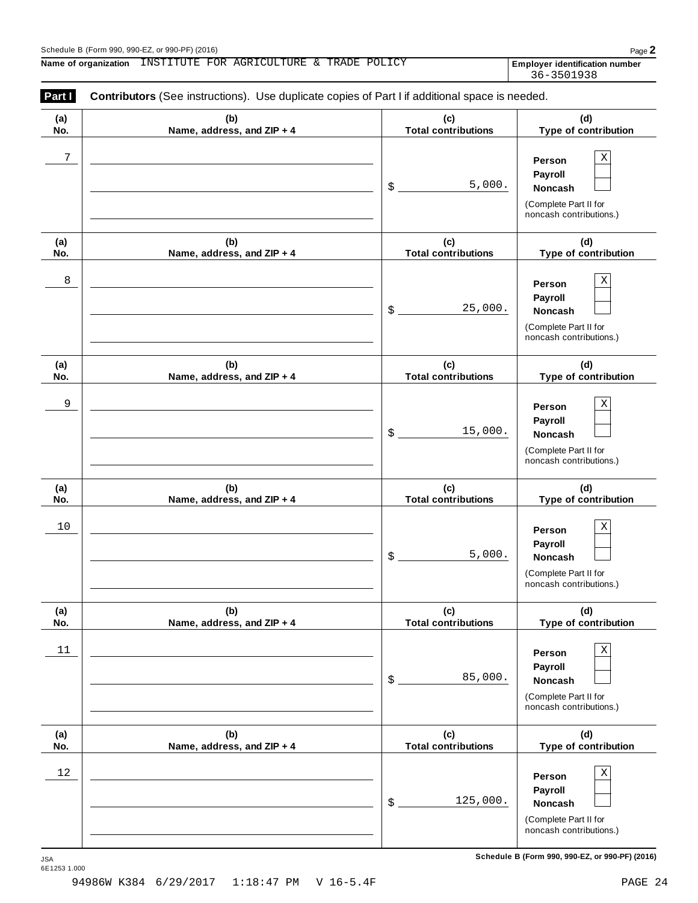Schedule B (Form 990, 990-EZ, or 990-PF) (2016)

**Name of organization** INSTITUTE FOR AGRICULTURE & TRADE POLICY

**Employer identification number** 36-3501938

**Part I** **Contributors** (See instructions). Use duplicate copies of Part I if additional space is needed.

| (a) No. | (b) Name, address, and ZIP + 4 | (c) Total contributions | (d) Type of contribution |
|---|---|---|---|
| 7 | | $ 5,000. | Person X<br>Payroll<br>Noncash<br>(Complete Part II for noncash contributions.) |
| 8 | | $ 25,000. | Person X<br>Payroll<br>Noncash<br>(Complete Part II for noncash contributions.) |
| 9 | | $ 15,000. | Person X<br>Payroll<br>Noncash<br>(Complete Part II for noncash contributions.) |
| 10 | | $ 5,000. | Person X<br>Payroll<br>Noncash<br>(Complete Part II for noncash contributions.) |
| 11 | | $ 85,000. | Person X<br>Payroll<br>Noncash<br>(Complete Part II for noncash contributions.) |
| 12 | | $ 125,000. | Person X<br>Payroll<br>Noncash<br>(Complete Part II for noncash contributions.) |

JSA
6E1253 1.000

**Schedule B (Form 990, 990-EZ, or 990-PF) (2016)**

94986W K384 6/29/2017 1:18:47 PM V 16-5.4F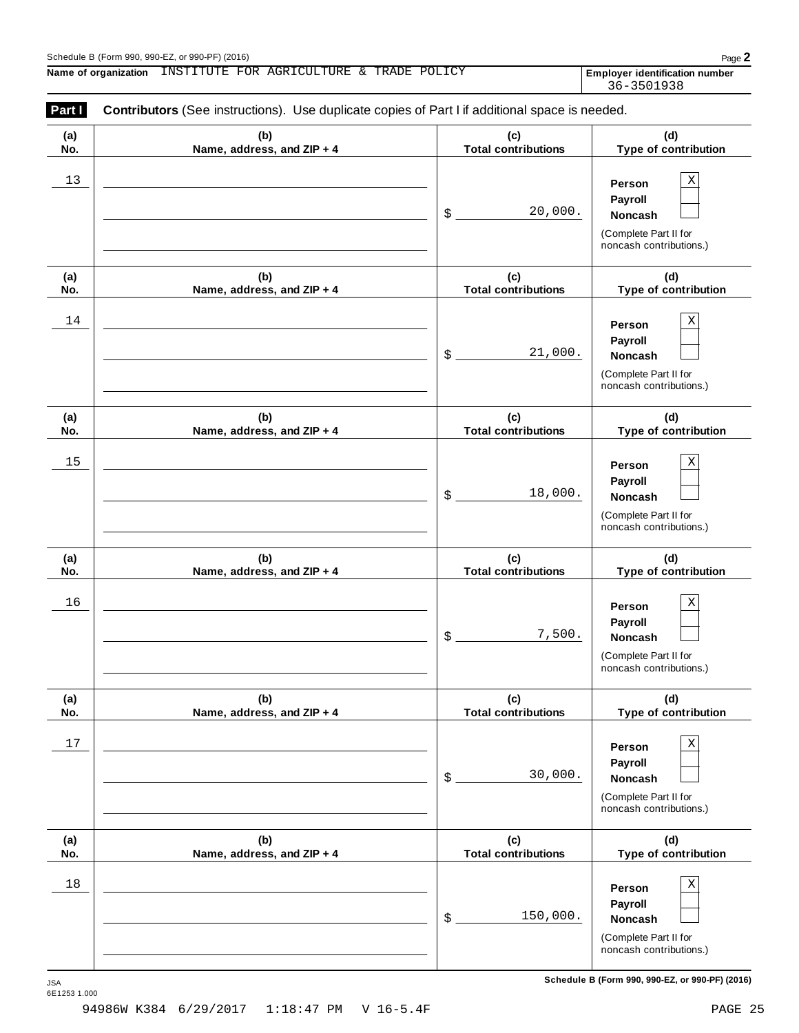Schedule B (Form 990, 990-EZ, or 990-PF) (2016)

**Name of organization** INSTITUTE FOR AGRICULTURE & TRADE POLICY

**Employer identification number** 36-3501938

**Part I** **Contributors** (See instructions). Use duplicate copies of Part I if additional space is needed.

| (a) No. | (b) Name, address, and ZIP + 4 | (c) Total contributions | (d) Type of contribution |
|---|---|---|---|
| 13 | | $ 20,000. | Person [X] Payroll [ ] Noncash [ ] (Complete Part II for noncash contributions.) |
| 14 | | $ 21,000. | Person [X] Payroll [ ] Noncash [ ] (Complete Part II for noncash contributions.) |
| 15 | | $ 18,000. | Person [X] Payroll [ ] Noncash [ ] (Complete Part II for noncash contributions.) |
| 16 | | $ 7,500. | Person [X] Payroll [ ] Noncash [ ] (Complete Part II for noncash contributions.) |
| 17 | | $ 30,000. | Person [X] Payroll [ ] Noncash [ ] (Complete Part II for noncash contributions.) |
| 18 | | $ 150,000. | Person [X] Payroll [ ] Noncash [ ] (Complete Part II for noncash contributions.) |

JSA
6E1253 1.000

Schedule B (Form 990, 990-EZ, or 990-PF) (2016)

94986W K384 6/29/2017 1:18:47 PM V 16-5.4F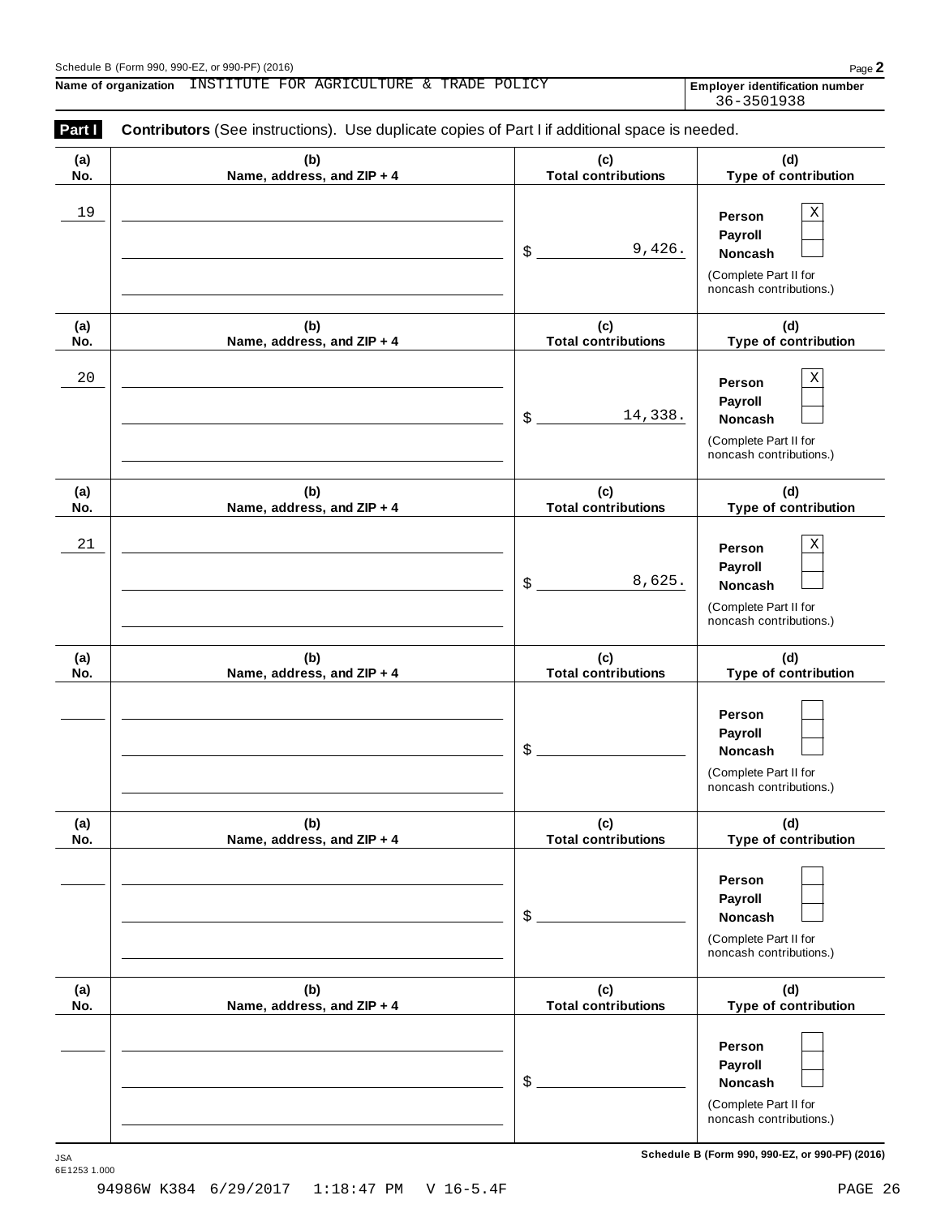Schedule B (Form 990, 990-EZ, or 990-PF) (2016)

**Name of organization** INSTITUTE FOR AGRICULTURE & TRADE POLICY

**Employer identification number** 36-3501938

**Part I** **Contributors** (See instructions). Use duplicate copies of Part I if additional space is needed.

| (a) No. | (b) Name, address, and ZIP + 4 | (c) Total contributions | (d) Type of contribution |
|---|---|---|---|
| 19 | | $ 9,426. | Person [X] Payroll [ ] Noncash [ ] (Complete Part II for noncash contributions.) |
| 20 | | $ 14,338. | Person [X] Payroll [ ] Noncash [ ] (Complete Part II for noncash contributions.) |
| 21 | | $ 8,625. | Person [X] Payroll [ ] Noncash [ ] (Complete Part II for noncash contributions.) |
| | | $ | Person [ ] Payroll [ ] Noncash [ ] (Complete Part II for noncash contributions.) |
| | | $ | Person [ ] Payroll [ ] Noncash [ ] (Complete Part II for noncash contributions.) |
| | | $ | Person [ ] Payroll [ ] Noncash [ ] (Complete Part II for noncash contributions.) |

JSA
6E1253 1.000

**Schedule B (Form 990, 990-EZ, or 990-PF) (2016)**

94986W K384 6/29/2017 1:18:47 PM V 16-5.4F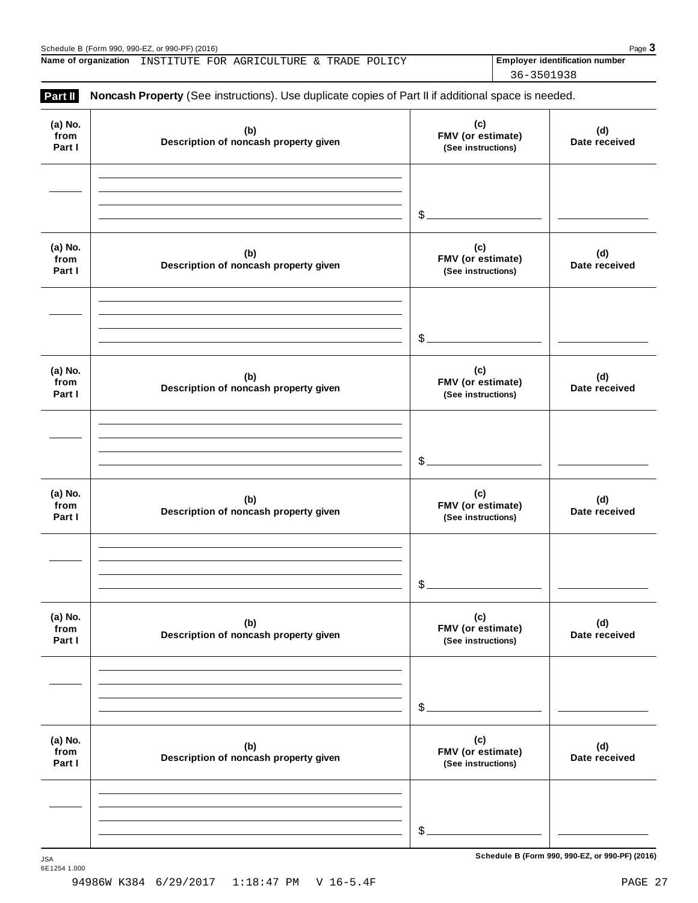Name of organization INSTITUTE FOR AGRICULTURE & TRADE POLICY

Employer identification number 36-3501938

**Part II** **Noncash Property** (See instructions). Use duplicate copies of Part II if additional space is needed.

| (a) No. from Part I | (b) Description of noncash property given | (c) FMV (or estimate) (See instructions) | (d) Date received |
|---|---|---|---|
| | | $ | |

| (a) No. from Part I | (b) Description of noncash property given | (c) FMV (or estimate) (See instructions) | (d) Date received |
|---|---|---|---|
| | | $ | |

| (a) No. from Part I | (b) Description of noncash property given | (c) FMV (or estimate) (See instructions) | (d) Date received |
|---|---|---|---|
| | | $ | |

| (a) No. from Part I | (b) Description of noncash property given | (c) FMV (or estimate) (See instructions) | (d) Date received |
|---|---|---|---|
| | | $ | |

| (a) No. from Part I | (b) Description of noncash property given | (c) FMV (or estimate) (See instructions) | (d) Date received |
|---|---|---|---|
| | | $ | |

| (a) No. from Part I | (b) Description of noncash property given | (c) FMV (or estimate) (See instructions) | (d) Date received |
|---|---|---|---|
| | | $ | |

JSA
6E1254 1.000

94986W K384 6/29/2017 1:18:47 PM V 16-5.4F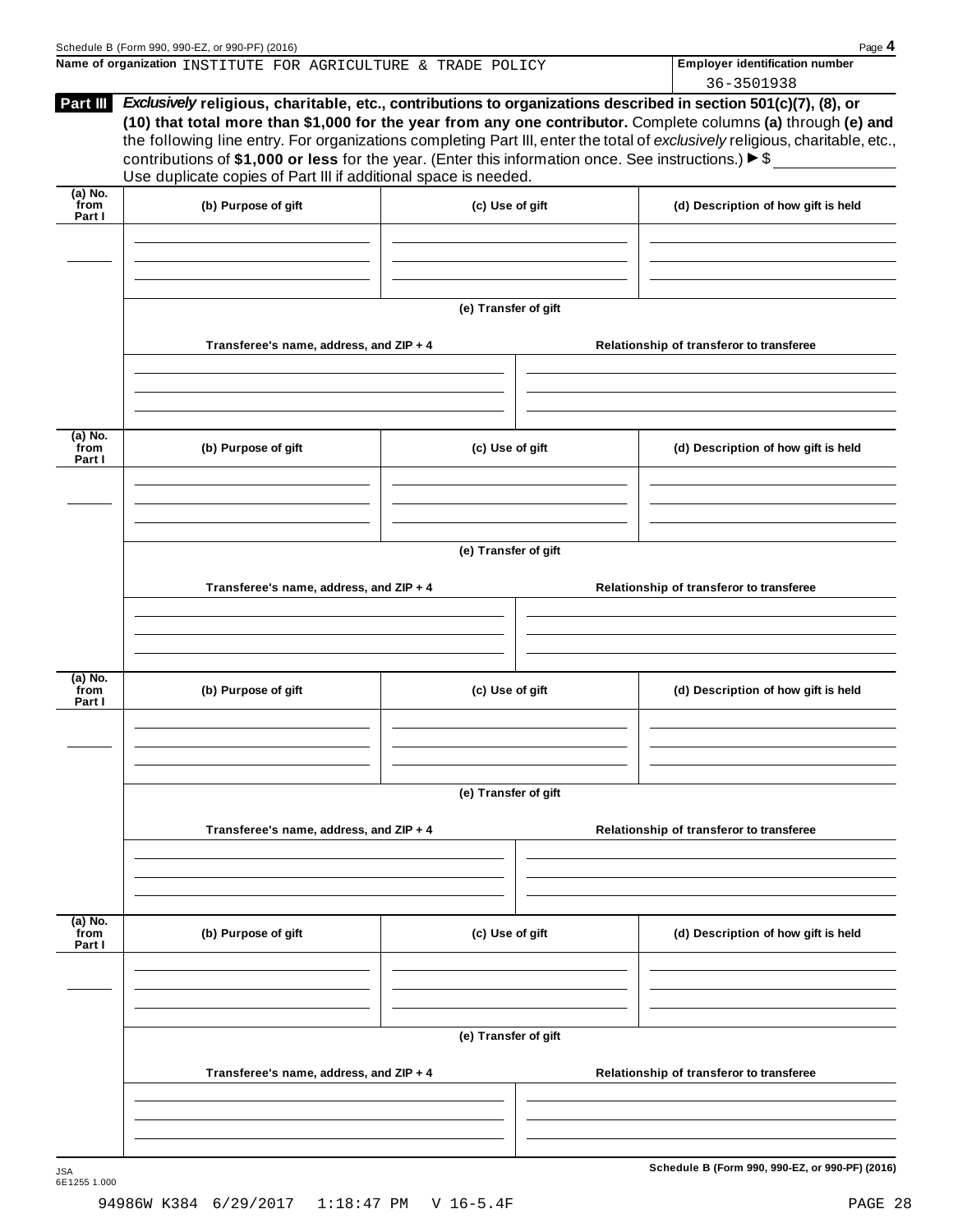Name of organization INSTITUTE FOR AGRICULTURE & TRADE POLICY

Employer identification number 36-3501938

**Part III** ***Exclusively*** **religious, charitable, etc., contributions to organizations described in section 501(c)(7), (8), or (10) that total more than $1,000 for the year from any one contributor.** Complete columns **(a)** through **(e) and** the following line entry. For organizations completing Part III, enter the total of *exclusively* religious, charitable, etc., contributions of **$1,000 or less** for the year. (Enter this information once. See instructions.) ▶ $

Use duplicate copies of Part III if additional space is needed.

| (a) No. from Part I | (b) Purpose of gift | (c) Use of gift | (d) Description of how gift is held |
|---|---|---|---|
| | | | |

(e) Transfer of gift

| Transferee's name, address, and ZIP + 4 | Relationship of transferor to transferee |
|---|---|
| | |

| (a) No. from Part I | (b) Purpose of gift | (c) Use of gift | (d) Description of how gift is held |
|---|---|---|---|
| | | | |

(e) Transfer of gift

| Transferee's name, address, and ZIP + 4 | Relationship of transferor to transferee |
|---|---|
| | |

| (a) No. from Part I | (b) Purpose of gift | (c) Use of gift | (d) Description of how gift is held |
|---|---|---|---|
| | | | |

(e) Transfer of gift

| Transferee's name, address, and ZIP + 4 | Relationship of transferor to transferee |
|---|---|
| | |

| (a) No. from Part I | (b) Purpose of gift | (c) Use of gift | (d) Description of how gift is held |
|---|---|---|---|
| | | | |

(e) Transfer of gift

| Transferee's name, address, and ZIP + 4 | Relationship of transferor to transferee |
|---|---|
| | |

**Schedule B (Form 990, 990-EZ, or 990-PF) (2016)**

JSA 6E1255 1.000

94986W K384 6/29/2017 1:18:47 PM V 16-5.4F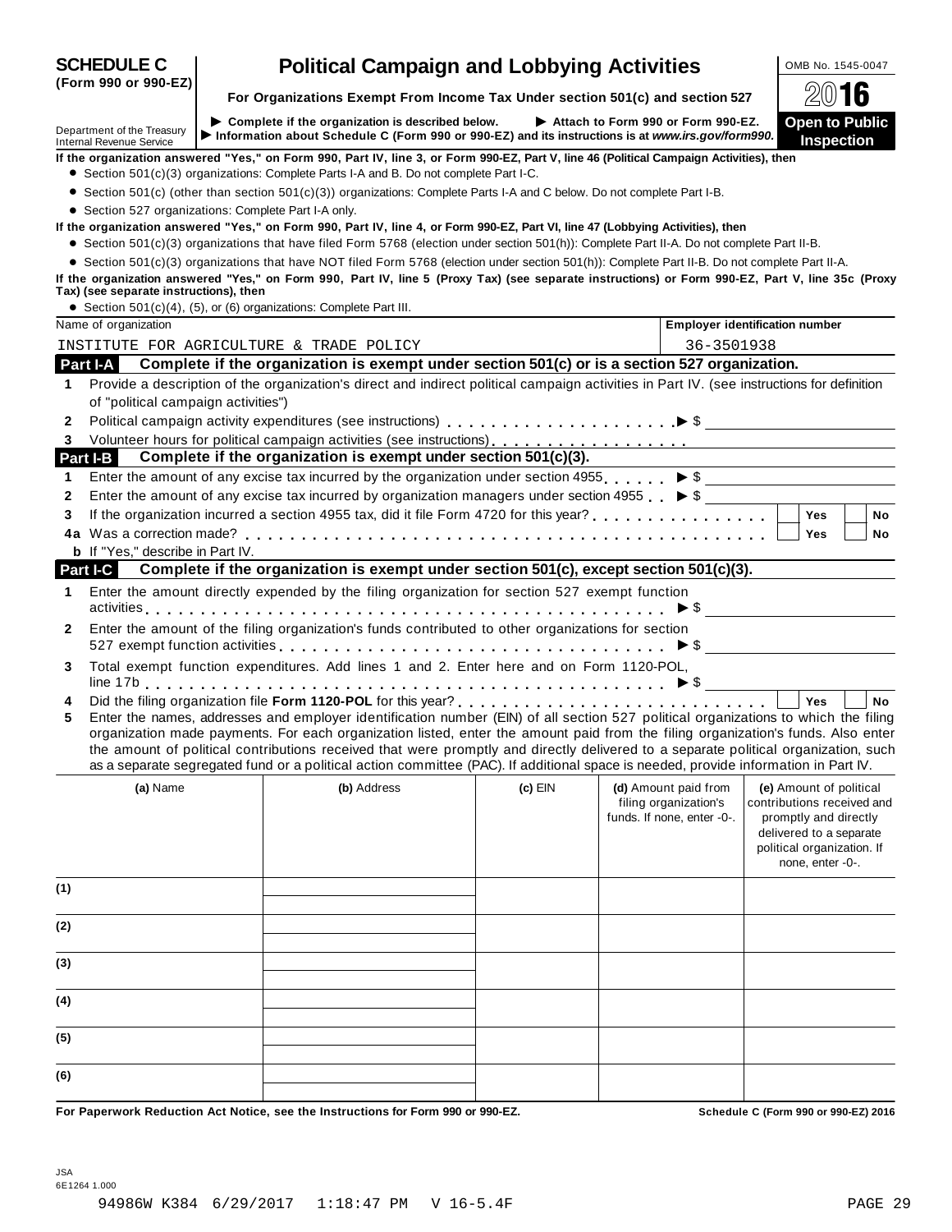# SCHEDULE C (Form 990 or 990-EZ)

## Political Campaign and Lobbying Activities

**For Organizations Exempt From Income Tax Under section 501(c) and section 527**

OMB No. 1545-0047

2016

**Open to Public Inspection**

Department of the Treasury
Internal Revenue Service

▶ Complete if the organization is described below. ▶ Attach to Form 990 or Form 990-EZ.
▶ Information about Schedule C (Form 990 or 990-EZ) and its instructions is at www.irs.gov/form990.

**If the organization answered "Yes," on Form 990, Part IV, line 3, or Form 990-EZ, Part V, line 46 (Political Campaign Activities), then**

- Section 501(c)(3) organizations: Complete Parts I-A and B. Do not complete Part I-C.
- Section 501(c) (other than section 501(c)(3)) organizations: Complete Parts I-A and C below. Do not complete Part I-B.
- Section 527 organizations: Complete Part I-A only.

**If the organization answered "Yes," on Form 990, Part IV, line 4, or Form 990-EZ, Part VI, line 47 (Lobbying Activities), then**

- Section 501(c)(3) organizations that have filed Form 5768 (election under section 501(h)): Complete Part II-A. Do not complete Part II-B.
- Section 501(c)(3) organizations that have NOT filed Form 5768 (election under section 501(h)): Complete Part II-B. Do not complete Part II-A.

**If the organization answered "Yes," on Form 990, Part IV, line 5 (Proxy Tax) (see separate instructions) or Form 990-EZ, Part V, line 35c (Proxy Tax) (see separate instructions), then**

- Section 501(c)(4), (5), or (6) organizations: Complete Part III.

| Name of organization | Employer identification number |
|---|---|
| INSTITUTE FOR AGRICULTURE & TRADE POLICY | 36-3501938 |

### Part I-A Complete if the organization is exempt under section 501(c) or is a section 527 organization.

1. Provide a description of the organization's direct and indirect political campaign activities in Part IV. (see instructions for definition of "political campaign activities")
2. Political campaign activity expenditures (see instructions) ▶ $
3. Volunteer hours for political campaign activities (see instructions)

### Part I-B Complete if the organization is exempt under section 501(c)(3).

1. Enter the amount of any excise tax incurred by the organization under section 4955 ▶ $
2. Enter the amount of any excise tax incurred by organization managers under section 4955 ▶ $
3. If the organization incurred a section 4955 tax, did it file Form 4720 for this year? ☐ Yes ☐ No

4a Was a correction made? ☐ Yes ☐ No

b If "Yes," describe in Part IV.

### Part I-C Complete if the organization is exempt under section 501(c), except section 501(c)(3).

1. Enter the amount directly expended by the filing organization for section 527 exempt function activities ▶ $
2. Enter the amount of the filing organization's funds contributed to other organizations for section 527 exempt function activities ▶ $
3. Total exempt function expenditures. Add lines 1 and 2. Enter here and on Form 1120-POL, line 17b ▶ $
4. Did the filing organization file **Form 1120-POL** for this year? ☐ Yes ☐ No
5. Enter the names, addresses and employer identification number (EIN) of all section 527 political organizations to which the filing organization made payments. For each organization listed, enter the amount paid from the filing organization's funds. Also enter the amount of political contributions received that were promptly and directly delivered to a separate political organization, such as a separate segregated fund or a political action committee (PAC). If additional space is needed, provide information in Part IV.

| | (a) Name | (b) Address | (c) EIN | (d) Amount paid from filing organization's funds. If none, enter -0-. | (e) Amount of political contributions received and promptly and directly delivered to a separate political organization. If none, enter -0-. |
|---|---|---|---|---|---|
| (1) | | | | | |
| (2) | | | | | |
| (3) | | | | | |
| (4) | | | | | |
| (5) | | | | | |
| (6) | | | | | |

**For Paperwork Reduction Act Notice, see the Instructions for Form 990 or 990-EZ.** **Schedule C (Form 990 or 990-EZ) 2016**

JSA
6E1264 1.000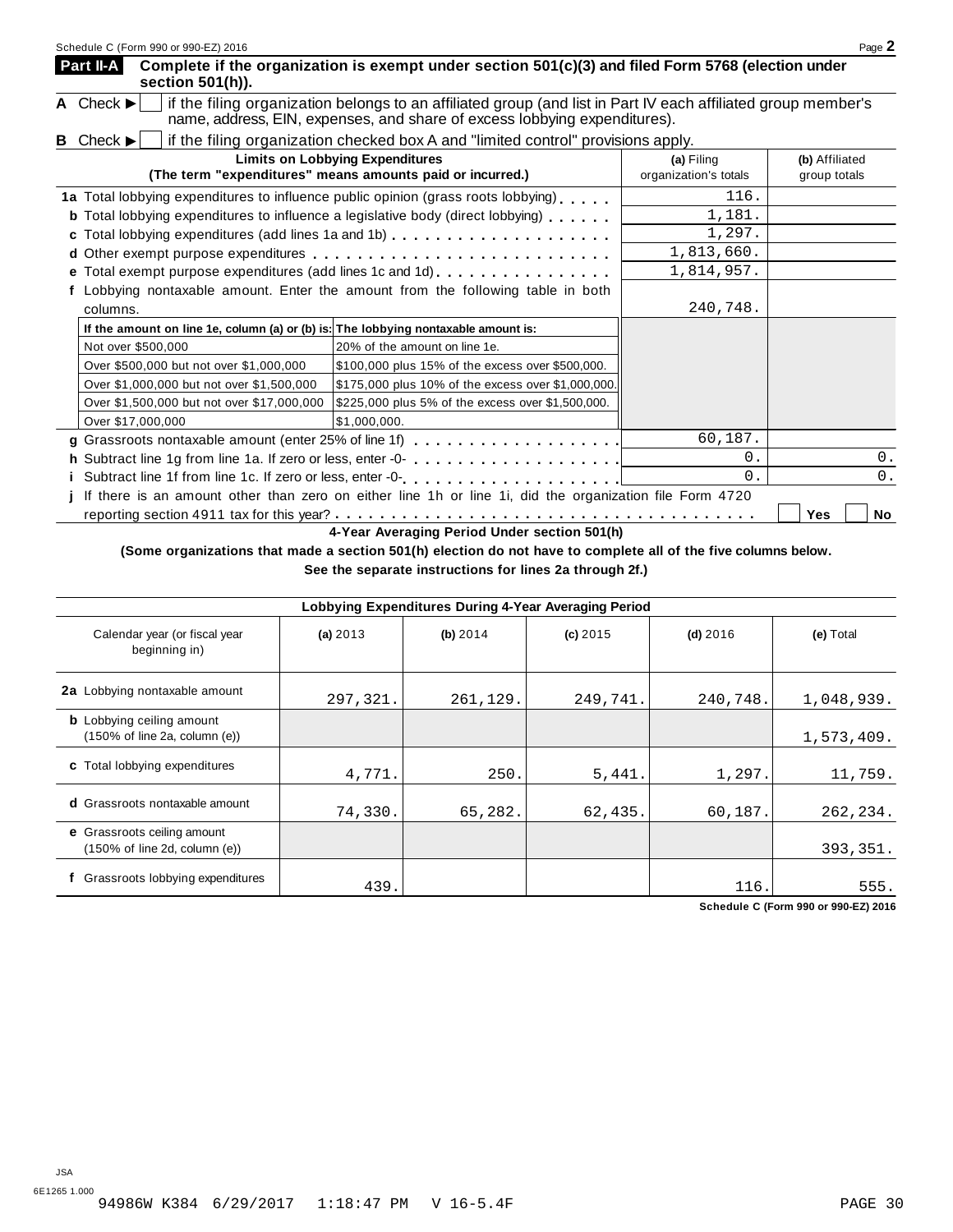## Part II-A Complete if the organization is exempt under section 501(c)(3) and filed Form 5768 (election under section 501(h)).

**A** Check ▶ ☐ if the filing organization belongs to an affiliated group (and list in Part IV each affiliated group member's name, address, EIN, expenses, and share of excess lobbying expenditures).

**B** Check ▶ ☐ if the filing organization checked box A and "limited control" provisions apply.

| Limits on Lobbying Expenditures (The term "expenditures" means amounts paid or incurred.) | (a) Filing organization's totals | (b) Affiliated group totals |
|---|---|---|
| **1a** Total lobbying expenditures to influence public opinion (grass roots lobbying) | 116. | |
| **b** Total lobbying expenditures to influence a legislative body (direct lobbying) | 1,181. | |
| **c** Total lobbying expenditures (add lines 1a and 1b) | 1,297. | |
| **d** Other exempt purpose expenditures | 1,813,660. | |
| **e** Total exempt purpose expenditures (add lines 1c and 1d) | 1,814,957. | |
| **f** Lobbying nontaxable amount. Enter the amount from the following table in both columns. | 240,748. | |

| If the amount on line 1e, column (a) or (b) is: | The lobbying nontaxable amount is: |
|---|---|
| Not over $500,000 | 20% of the amount on line 1e. |
| Over $500,000 but not over $1,000,000 | $100,000 plus 15% of the excess over $500,000. |
| Over $1,000,000 but not over $1,500,000 | $175,000 plus 10% of the excess over $1,000,000. |
| Over $1,500,000 but not over $17,000,000 | $225,000 plus 5% of the excess over $1,500,000. |
| Over $17,000,000 | $1,000,000. |

| | (a) Filing organization's totals | (b) Affiliated group totals |
|---|---|---|
| **g** Grassroots nontaxable amount (enter 25% of line 1f) | 60,187. | |
| **h** Subtract line 1g from line 1a. If zero or less, enter -0- | 0. | 0. |
| **i** Subtract line 1f from line 1c. If zero or less, enter -0- | 0. | 0. |

**j** If there is an amount other than zero on either line 1h or line 1i, did the organization file Form 4720 reporting section 4911 tax for this year? ☐ Yes ☐ No

### 4-Year Averaging Period Under section 501(h)

**(Some organizations that made a section 501(h) election do not have to complete all of the five columns below. See the separate instructions for lines 2a through 2f.)**

| Lobbying Expenditures During 4-Year Averaging Period | | | | | |
|---|---|---|---|---|---|
| Calendar year (or fiscal year beginning in) | (a) 2013 | (b) 2014 | (c) 2015 | (d) 2016 | (e) Total |
| **2a** Lobbying nontaxable amount | 297,321. | 261,129. | 249,741. | 240,748. | 1,048,939. |
| **b** Lobbying ceiling amount (150% of line 2a, column (e)) | | | | | 1,573,409. |
| **c** Total lobbying expenditures | 4,771. | 250. | 5,441. | 1,297. | 11,759. |
| **d** Grassroots nontaxable amount | 74,330. | 65,282. | 62,435. | 60,187. | 262,234. |
| **e** Grassroots ceiling amount (150% of line 2d, column (e)) | | | | | 393,351. |
| **f** Grassroots lobbying expenditures | 439. | | | 116. | 555. |

**Schedule C (Form 990 or 990-EZ) 2016**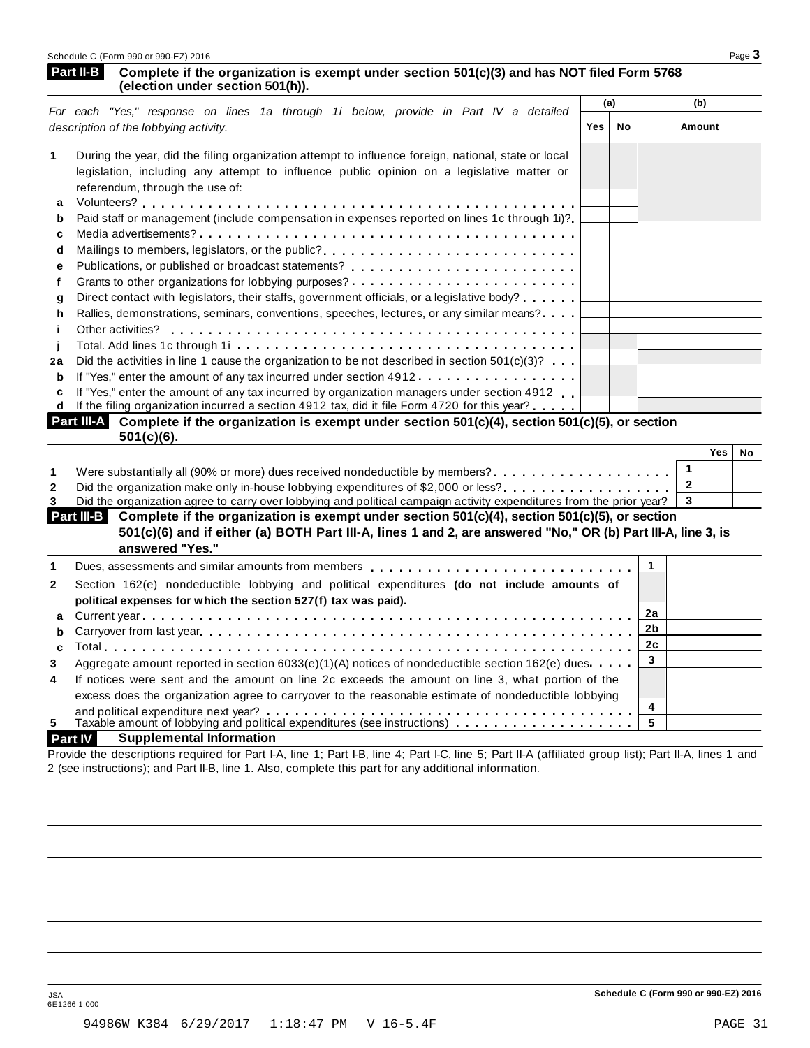## Part II-B Complete if the organization is exempt under section 501(c)(3) and has NOT filed Form 5768 (election under section 501(h)).

| *For each "Yes," response on lines 1a through 1i below, provide in Part IV a detailed description of the lobbying activity.* | (a) Yes | (a) No | (b) Amount |
|---|---|---|---|
| **1** During the year, did the filing organization attempt to influence foreign, national, state or local legislation, including any attempt to influence public opinion on a legislative matter or referendum, through the use of: | | | |
| **a** Volunteers? | | | |
| **b** Paid staff or management (include compensation in expenses reported on lines 1c through 1i)? | | | |
| **c** Media advertisements? | | | |
| **d** Mailings to members, legislators, or the public? | | | |
| **e** Publications, or published or broadcast statements? | | | |
| **f** Grants to other organizations for lobbying purposes? | | | |
| **g** Direct contact with legislators, their staffs, government officials, or a legislative body? | | | |
| **h** Rallies, demonstrations, seminars, conventions, speeches, lectures, or any similar means? | | | |
| **i** Other activities? | | | |
| **j** Total. Add lines 1c through 1i | | | |
| **2a** Did the activities in line 1 cause the organization to be not described in section 501(c)(3)? | | | |
| **b** If "Yes," enter the amount of any tax incurred under section 4912 | | | |
| **c** If "Yes," enter the amount of any tax incurred by organization managers under section 4912 | | | |
| **d** If the filing organization incurred a section 4912 tax, did it file Form 4720 for this year? | | | |

## Part III-A Complete if the organization is exempt under section 501(c)(4), section 501(c)(5), or section 501(c)(6).

| | | Yes | No |
|---|---|---|---|
| **1** Were substantially all (90% or more) dues received nondeductible by members? | 1 | | |
| **2** Did the organization make only in-house lobbying expenditures of $2,000 or less? | 2 | | |
| **3** Did the organization agree to carry over lobbying and political campaign activity expenditures from the prior year? | 3 | | |

## Part III-B Complete if the organization is exempt under section 501(c)(4), section 501(c)(5), or section 501(c)(6) and if either (a) BOTH Part III-A, lines 1 and 2, are answered "No," OR (b) Part III-A, line 3, is answered "Yes."

| | | |
|---|---|---|
| **1** Dues, assessments and similar amounts from members | 1 | |
| **2** Section 162(e) nondeductible lobbying and political expenditures **(do not include amounts of political expenses for which the section 527(f) tax was paid).** | | |
| **a** Current year | 2a | |
| **b** Carryover from last year | 2b | |
| **c** Total | 2c | |
| **3** Aggregate amount reported in section 6033(e)(1)(A) notices of nondeductible section 162(e) dues | 3 | |
| **4** If notices were sent and the amount on line 2c exceeds the amount on line 3, what portion of the excess does the organization agree to carryover to the reasonable estimate of nondeductible lobbying and political expenditure next year? | 4 | |
| **5** Taxable amount of lobbying and political expenditures (see instructions) | 5 | |

## Part IV Supplemental Information

Provide the descriptions required for Part I-A, line 1; Part I-B, line 4; Part I-C, line 5; Part II-A (affiliated group list); Part II-A, lines 1 and 2 (see instructions); and Part II-B, line 1. Also, complete this part for any additional information.

JSA
6E1266 1.000

**Schedule C (Form 990 or 990-EZ) 2016**

94986W K384 6/29/2017 1:18:47 PM V 16-5.4F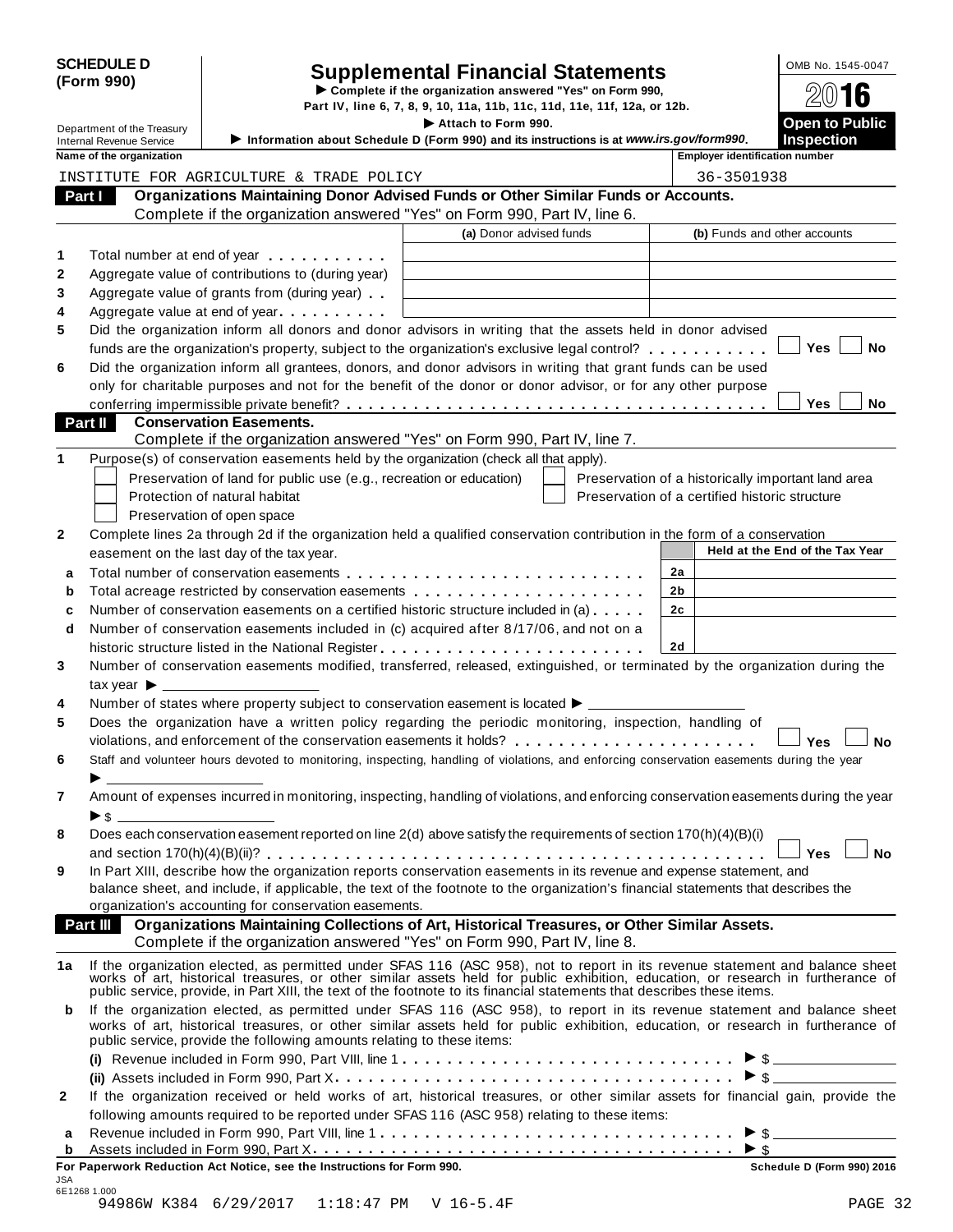**SCHEDULE D (Form 990)**

Department of the Treasury
Internal Revenue Service

# Supplemental Financial Statements

▶ Complete if the organization answered "Yes" on Form 990, Part IV, line 6, 7, 8, 9, 10, 11a, 11b, 11c, 11d, 11e, 11f, 12a, or 12b.

▶ Attach to Form 990.

▶ Information about Schedule D (Form 990) and its instructions is at *www.irs.gov/form990*.

OMB No. 1545-0047

2016

**Open to Public Inspection**

| Name of the organization | Employer identification number |
|---|---|
| INSTITUTE FOR AGRICULTURE & TRADE POLICY | 36-3501938 |

**Part I — Organizations Maintaining Donor Advised Funds or Other Similar Funds or Accounts.** Complete if the organization answered "Yes" on Form 990, Part IV, line 6.

| | | (a) Donor advised funds | (b) Funds and other accounts |
|---|---|---|---|
| 1 | Total number at end of year | | |
| 2 | Aggregate value of contributions to (during year) | | |
| 3 | Aggregate value of grants from (during year) | | |
| 4 | Aggregate value at end of year | | |

5 Did the organization inform all donors and donor advisors in writing that the assets held in donor advised funds are the organization's property, subject to the organization's exclusive legal control? ☐ Yes ☐ No

6 Did the organization inform all grantees, donors, and donor advisors in writing that grant funds can be used only for charitable purposes and not for the benefit of the donor or donor advisor, or for any other purpose conferring impermissible private benefit? ☐ Yes ☐ No

**Part II — Conservation Easements.** Complete if the organization answered "Yes" on Form 990, Part IV, line 7.

1 Purpose(s) of conservation easements held by the organization (check all that apply).

- ☐ Preservation of land for public use (e.g., recreation or education)
- ☐ Protection of natural habitat
- ☐ Preservation of open space
- ☐ Preservation of a historically important land area
- ☐ Preservation of a certified historic structure

2 Complete lines 2a through 2d if the organization held a qualified conservation contribution in the form of a conservation easement on the last day of the tax year.

| | | | Held at the End of the Tax Year |
|---|---|---|---|
| a | Total number of conservation easements | 2a | |
| b | Total acreage restricted by conservation easements | 2b | |
| c | Number of conservation easements on a certified historic structure included in (a) | 2c | |
| d | Number of conservation easements included in (c) acquired after 8/17/06, and not on a historic structure listed in the National Register | 2d | |

3 Number of conservation easements modified, transferred, released, extinguished, or terminated by the organization during the tax year ▶ ____

4 Number of states where property subject to conservation easement is located ▶ ____

5 Does the organization have a written policy regarding the periodic monitoring, inspection, handling of violations, and enforcement of the conservation easements it holds? ☐ Yes ☐ No

6 Staff and volunteer hours devoted to monitoring, inspecting, handling of violations, and enforcing conservation easements during the year ▶ ____

7 Amount of expenses incurred in monitoring, inspecting, handling of violations, and enforcing conservation easements during the year ▶ $ ____

8 Does each conservation easement reported on line 2(d) above satisfy the requirements of section 170(h)(4)(B)(i) and section 170(h)(4)(B)(ii)? ☐ Yes ☐ No

9 In Part XIII, describe how the organization reports conservation easements in its revenue and expense statement, and balance sheet, and include, if applicable, the text of the footnote to the organization's financial statements that describes the organization's accounting for conservation easements.

**Part III — Organizations Maintaining Collections of Art, Historical Treasures, or Other Similar Assets.** Complete if the organization answered "Yes" on Form 990, Part IV, line 8.

1a If the organization elected, as permitted under SFAS 116 (ASC 958), not to report in its revenue statement and balance sheet works of art, historical treasures, or other similar assets held for public exhibition, education, or research in furtherance of public service, provide, in Part XIII, the text of the footnote to its financial statements that describes these items.

b If the organization elected, as permitted under SFAS 116 (ASC 958), to report in its revenue statement and balance sheet works of art, historical treasures, or other similar assets held for public exhibition, education, or research in furtherance of public service, provide the following amounts relating to these items:

(i) Revenue included in Form 990, Part VIII, line 1 ▶ $ ____

(ii) Assets included in Form 990, Part X ▶ $ ____

2 If the organization received or held works of art, historical treasures, or other similar assets for financial gain, provide the following amounts required to be reported under SFAS 116 (ASC 958) relating to these items:

a Revenue included in Form 990, Part VIII, line 1 ▶ $ ____

b Assets included in Form 990, Part X ▶ $ ____

**For Paperwork Reduction Act Notice, see the Instructions for Form 990.** Schedule D (Form 990) 2016

JSA 6E1268 1.000
94986W K384 6/29/2017 1:18:47 PM V 16-5.4F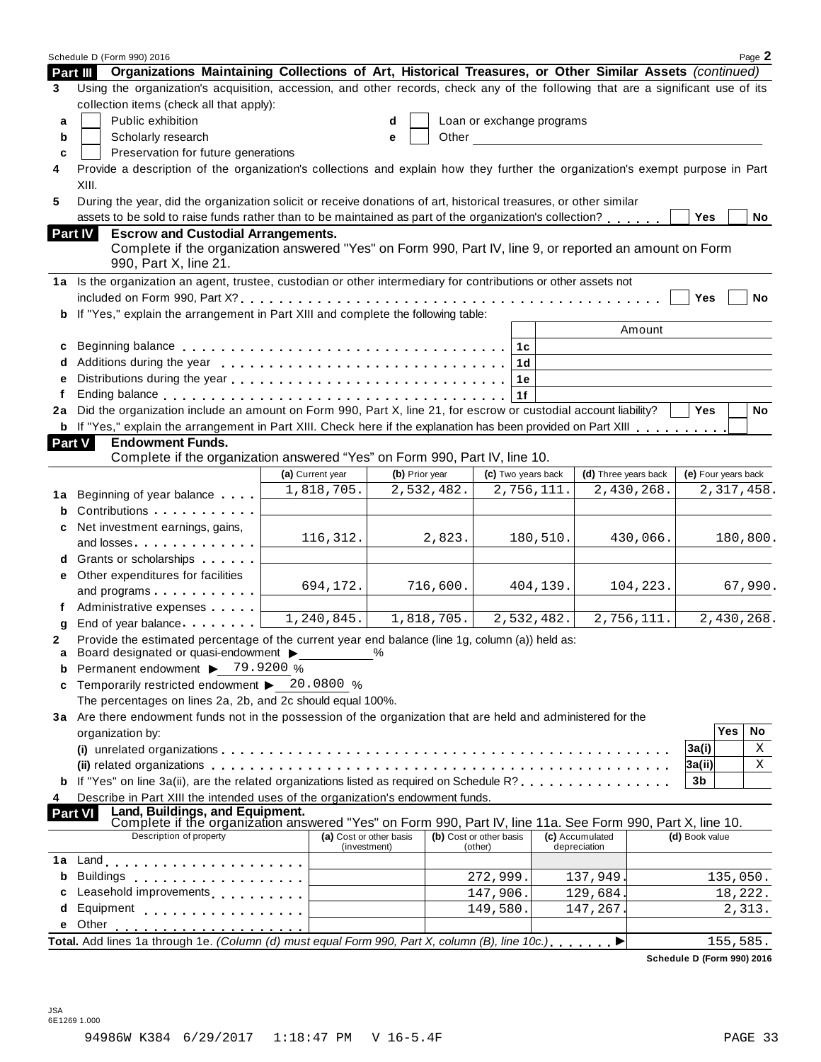Schedule D (Form 990) 2016 Page **2**

## Part III Organizations Maintaining Collections of Art, Historical Treasures, or Other Similar Assets *(continued)*

**3** Using the organization's acquisition, accession, and other records, check any of the following that are a significant use of its collection items (check all that apply):

- **a** ☐ Public exhibition
- **b** ☐ Scholarly research
- **c** ☐ Preservation for future generations
- **d** ☐ Loan or exchange programs
- **e** ☐ Other ____________

**4** Provide a description of the organization's collections and explain how they further the organization's exempt purpose in Part XIII.

**5** During the year, did the organization solicit or receive donations of art, historical treasures, or other similar assets to be sold to raise funds rather than to be maintained as part of the organization's collection? ☐ Yes ☐ No

## Part IV Escrow and Custodial Arrangements.

Complete if the organization answered "Yes" on Form 990, Part IV, line 9, or reported an amount on Form 990, Part X, line 21.

**1a** Is the organization an agent, trustee, custodian or other intermediary for contributions or other assets not included on Form 990, Part X? ☐ Yes ☐ No

**b** If "Yes," explain the arrangement in Part XIII and complete the following table:

| | | | Amount |
|---|---|---|---|
| **c** | Beginning balance | 1c | |
| **d** | Additions during the year | 1d | |
| **e** | Distributions during the year | 1e | |
| **f** | Ending balance | 1f | |

**2a** Did the organization include an amount on Form 990, Part X, line 21, for escrow or custodial account liability? ☐ Yes ☐ No

**b** If "Yes," explain the arrangement in Part XIII. Check here if the explanation has been provided on Part XIII ☐

## Part V Endowment Funds.

Complete if the organization answered "Yes" on Form 990, Part IV, line 10.

| | | (a) Current year | (b) Prior year | (c) Two years back | (d) Three years back | (e) Four years back |
|---|---|---|---|---|---|---|
| **1a** | Beginning of year balance | 1,818,705. | 2,532,482. | 2,756,111. | 2,430,268. | 2,317,458. |
| **b** | Contributions | | | | | |
| **c** | Net investment earnings, gains, and losses | 116,312. | 2,823. | 180,510. | 430,066. | 180,800. |
| **d** | Grants or scholarships | | | | | |
| **e** | Other expenditures for facilities and programs | 694,172. | 716,600. | 404,139. | 104,223. | 67,990. |
| **f** | Administrative expenses | | | | | |
| **g** | End of year balance | 1,240,845. | 1,818,705. | 2,532,482. | 2,756,111. | 2,430,268. |

**2** Provide the estimated percentage of the current year end balance (line 1g, column (a)) held as:

- **a** Board designated or quasi-endowment ▶ ______ %
- **b** Permanent endowment ▶ 79.9200 %
- **c** Temporarily restricted endowment ▶ 20.0800 %

The percentages on lines 2a, 2b, and 2c should equal 100%.

**3a** Are there endowment funds not in the possession of the organization that are held and administered for the organization by:

| | | | Yes | No |
|---|---|---|---|---|
| | **(i)** unrelated organizations | 3a(i) | | X |
| | **(ii)** related organizations | 3a(ii) | | X |
| **b** | If "Yes" on line 3a(ii), are the related organizations listed as required on Schedule R? | 3b | | |

**4** Describe in Part XIII the intended uses of the organization's endowment funds.

## Part VI Land, Buildings, and Equipment.

Complete if the organization answered "Yes" on Form 990, Part IV, line 11a. See Form 990, Part X, line 10.

| | Description of property | (a) Cost or other basis (investment) | (b) Cost or other basis (other) | (c) Accumulated depreciation | (d) Book value |
|---|---|---|---|---|---|
| **1a** | Land | | | | |
| **b** | Buildings | | 272,999. | 137,949. | 135,050. |
| **c** | Leasehold improvements | | 147,906. | 129,684. | 18,222. |
| **d** | Equipment | | 149,580. | 147,267. | 2,313. |
| **e** | Other | | | | |

**Total.** Add lines 1a through 1e. *(Column (d) must equal Form 990, Part X, column (B), line 10c.)* ▶ 155,585.

**Schedule D (Form 990) 2016**

JSA
6E1269 1.000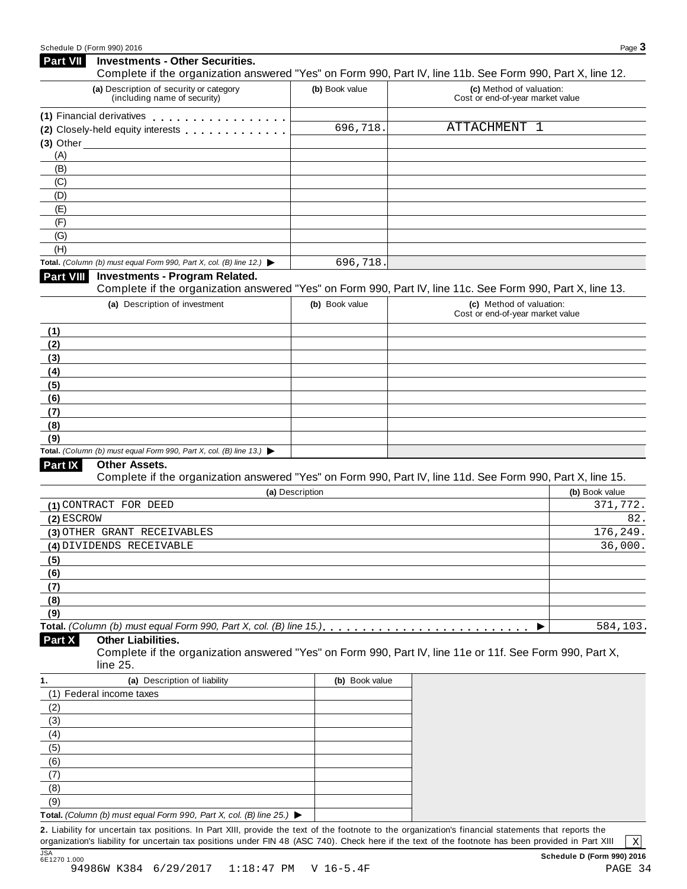## Part VII Investments - Other Securities.

Complete if the organization answered "Yes" on Form 990, Part IV, line 11b. See Form 990, Part X, line 12.

| (a) Description of security or category (including name of security) | (b) Book value | (c) Method of valuation: Cost or end-of-year market value |
|---|---|---|
| (1) Financial derivatives | | |
| (2) Closely-held equity interests | 696,718. | ATTACHMENT 1 |
| (3) Other | | |
| (A) | | |
| (B) | | |
| (C) | | |
| (D) | | |
| (E) | | |
| (F) | | |
| (G) | | |
| (H) | | |
| **Total.** *(Column (b) must equal Form 990, Part X, col. (B) line 12.)* ▶ | 696,718. | |

## Part VIII Investments - Program Related.

Complete if the organization answered "Yes" on Form 990, Part IV, line 11c. See Form 990, Part X, line 13.

| (a) Description of investment | (b) Book value | (c) Method of valuation: Cost or end-of-year market value |
|---|---|---|
| (1) | | |
| (2) | | |
| (3) | | |
| (4) | | |
| (5) | | |
| (6) | | |
| (7) | | |
| (8) | | |
| (9) | | |
| **Total.** *(Column (b) must equal Form 990, Part X, col. (B) line 13.)* ▶ | | |

## Part IX Other Assets.

Complete if the organization answered "Yes" on Form 990, Part IV, line 11d. See Form 990, Part X, line 15.

| (a) Description | (b) Book value |
|---|---|
| (1) CONTRACT FOR DEED | 371,772. |
| (2) ESCROW | 82. |
| (3) OTHER GRANT RECEIVABLES | 176,249. |
| (4) DIVIDENDS RECEIVABLE | 36,000. |
| (5) | |
| (6) | |
| (7) | |
| (8) | |
| (9) | |
| **Total.** *(Column (b) must equal Form 990, Part X, col. (B) line 15.)* ▶ | 584,103. |

## Part X Other Liabilities.

Complete if the organization answered "Yes" on Form 990, Part IV, line 11e or 11f. See Form 990, Part X, line 25.

| 1. (a) Description of liability | (b) Book value |
|---|---|
| (1) Federal income taxes | |
| (2) | |
| (3) | |
| (4) | |
| (5) | |
| (6) | |
| (7) | |
| (8) | |
| (9) | |
| **Total.** *(Column (b) must equal Form 990, Part X, col. (B) line 25.)* ▶ | |

**2.** Liability for uncertain tax positions. In Part XIII, provide the text of the footnote to the organization's financial statements that reports the organization's liability for uncertain tax positions under FIN 48 (ASC 740). Check here if the text of the footnote has been provided in Part XIII [X]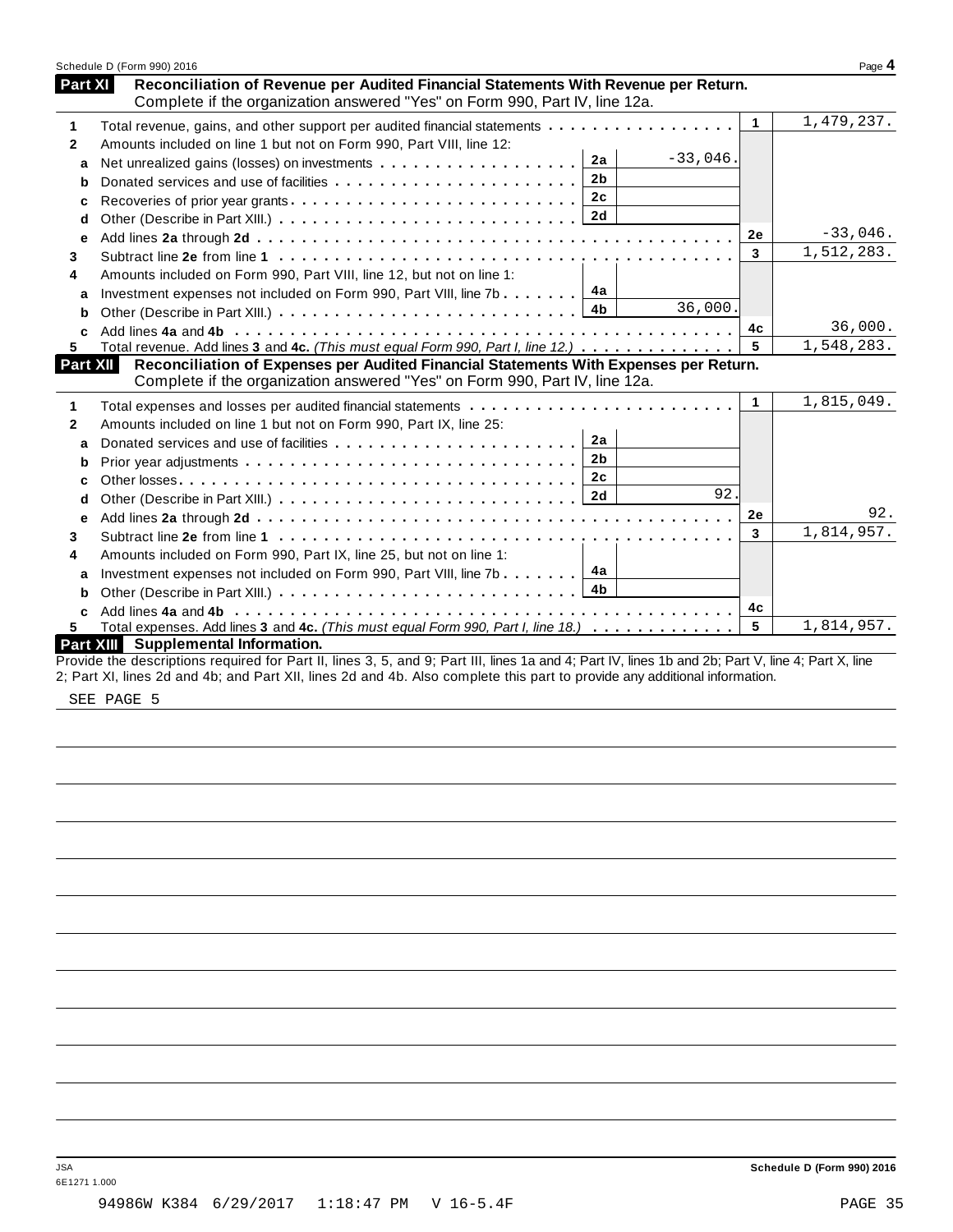## Part XI Reconciliation of Revenue per Audited Financial Statements With Revenue per Return.

Complete if the organization answered "Yes" on Form 990, Part IV, line 12a.

| | | | | | |
|---|---|---|---|---|---|
| 1 | Total revenue, gains, and other support per audited financial statements | | | 1 | 1,479,237. |
| 2 | Amounts included on line 1 but not on Form 990, Part VIII, line 12: | | | | |
| a | Net unrealized gains (losses) on investments | 2a | -33,046. | | |
| b | Donated services and use of facilities | 2b | | | |
| c | Recoveries of prior year grants | 2c | | | |
| d | Other (Describe in Part XIII.) | 2d | | | |
| e | Add lines **2a** through **2d** | | | 2e | -33,046. |
| 3 | Subtract line **2e** from line **1** | | | 3 | 1,512,283. |
| 4 | Amounts included on Form 990, Part VIII, line 12, but not on line 1: | | | | |
| a | Investment expenses not included on Form 990, Part VIII, line 7b | 4a | | | |
| b | Other (Describe in Part XIII.) | 4b | 36,000. | | |
| c | Add lines **4a** and **4b** | | | 4c | 36,000. |
| 5 | Total revenue. Add lines **3** and **4c.** *(This must equal Form 990, Part I, line 12.)* | | | 5 | 1,548,283. |

## Part XII Reconciliation of Expenses per Audited Financial Statements With Expenses per Return.

Complete if the organization answered "Yes" on Form 990, Part IV, line 12a.

| | | | | | |
|---|---|---|---|---|---|
| 1 | Total expenses and losses per audited financial statements | | | 1 | 1,815,049. |
| 2 | Amounts included on line 1 but not on Form 990, Part IX, line 25: | | | | |
| a | Donated services and use of facilities | 2a | | | |
| b | Prior year adjustments | 2b | | | |
| c | Other losses | 2c | | | |
| d | Other (Describe in Part XIII.) | 2d | 92. | | |
| e | Add lines **2a** through **2d** | | | 2e | 92. |
| 3 | Subtract line **2e** from line **1** | | | 3 | 1,814,957. |
| 4 | Amounts included on Form 990, Part IX, line 25, but not on line 1: | | | | |
| a | Investment expenses not included on Form 990, Part VIII, line 7b | 4a | | | |
| b | Other (Describe in Part XIII.) | 4b | | | |
| c | Add lines **4a** and **4b** | | | 4c | |
| 5 | Total expenses. Add lines **3** and **4c.** *(This must equal Form 990, Part I, line 18.)* | | | 5 | 1,814,957. |

## Part XIII Supplemental Information.

Provide the descriptions required for Part II, lines 3, 5, and 9; Part III, lines 1a and 4; Part IV, lines 1b and 2b; Part V, line 4; Part X, line 2; Part XI, lines 2d and 4b; and Part XII, lines 2d and 4b. Also complete this part to provide any additional information.

SEE PAGE 5

Schedule D (Form 990) 2016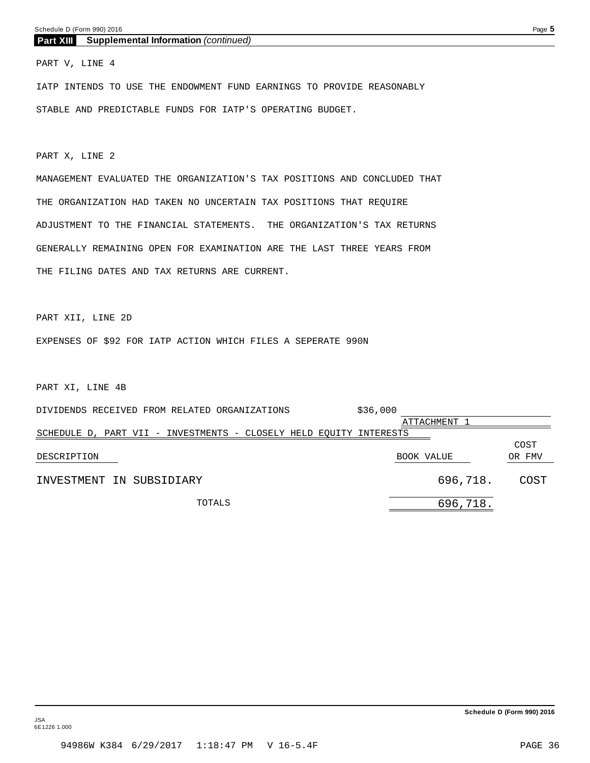## Part XIII Supplemental Information *(continued)*

PART V, LINE 4

IATP INTENDS TO USE THE ENDOWMENT FUND EARNINGS TO PROVIDE REASONABLY STABLE AND PREDICTABLE FUNDS FOR IATP'S OPERATING BUDGET.

PART X, LINE 2

MANAGEMENT EVALUATED THE ORGANIZATION'S TAX POSITIONS AND CONCLUDED THAT THE ORGANIZATION HAD TAKEN NO UNCERTAIN TAX POSITIONS THAT REQUIRE ADJUSTMENT TO THE FINANCIAL STATEMENTS. THE ORGANIZATION'S TAX RETURNS GENERALLY REMAINING OPEN FOR EXAMINATION ARE THE LAST THREE YEARS FROM THE FILING DATES AND TAX RETURNS ARE CURRENT.

PART XII, LINE 2D

EXPENSES OF $92 FOR IATP ACTION WHICH FILES A SEPERATE 990N

PART XI, LINE 4B

DIVIDENDS RECEIVED FROM RELATED ORGANIZATIONS $36,000

ATTACHMENT 1

SCHEDULE D, PART VII - INVESTMENTS - CLOSELY HELD EQUITY INTERESTS

| DESCRIPTION | BOOK VALUE | COST OR FMV |
|---|---|---|
| INVESTMENT IN SUBSIDIARY | 696,718. | COST |
| TOTALS | 696,718. | |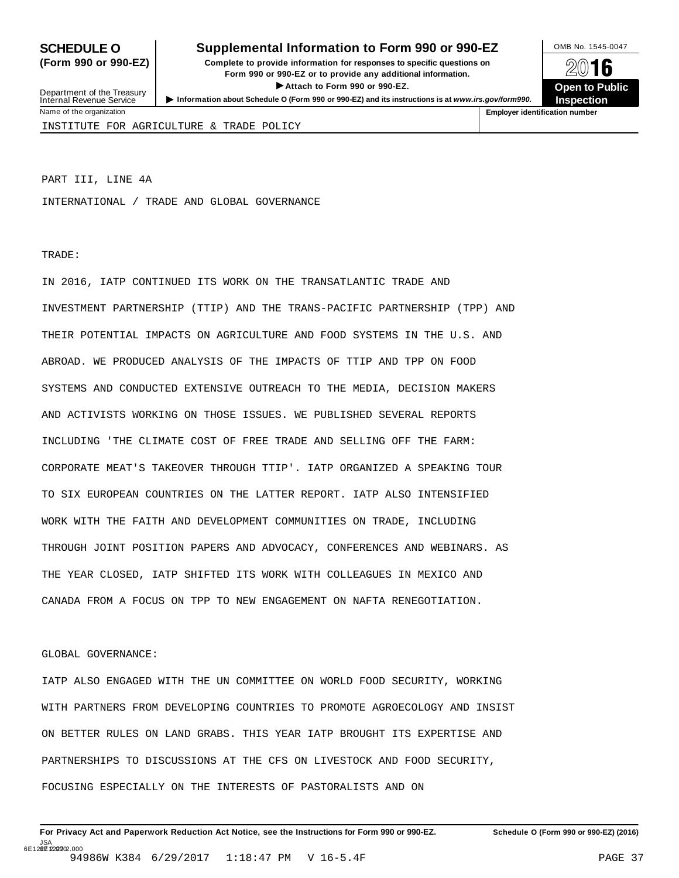**SCHEDULE O (Form 990 or 990-EZ)**

**Supplemental Information to Form 990 or 990-EZ**

**Complete to provide information for responses to specific questions on Form 990 or 990-EZ or to provide any additional information.**

**▶ Attach to Form 990 or 990-EZ.**

Department of the Treasury Internal Revenue Service

▶ Information about Schedule O (Form 990 or 990-EZ) and its instructions is at *www.irs.gov/form990*.

OMB No. 1545-0047

**2016**

**Open to Public Inspection**

Name of the organization: INSTITUTE FOR AGRICULTURE & TRADE POLICY

**Employer identification number**

PART III, LINE 4A

INTERNATIONAL / TRADE AND GLOBAL GOVERNANCE

TRADE:

IN 2016, IATP CONTINUED ITS WORK ON THE TRANSATLANTIC TRADE AND INVESTMENT PARTNERSHIP (TTIP) AND THE TRANS-PACIFIC PARTNERSHIP (TPP) AND THEIR POTENTIAL IMPACTS ON AGRICULTURE AND FOOD SYSTEMS IN THE U.S. AND ABROAD. WE PRODUCED ANALYSIS OF THE IMPACTS OF TTIP AND TPP ON FOOD SYSTEMS AND CONDUCTED EXTENSIVE OUTREACH TO THE MEDIA, DECISION MAKERS AND ACTIVISTS WORKING ON THOSE ISSUES. WE PUBLISHED SEVERAL REPORTS INCLUDING 'THE CLIMATE COST OF FREE TRADE AND SELLING OFF THE FARM: CORPORATE MEAT'S TAKEOVER THROUGH TTIP'. IATP ORGANIZED A SPEAKING TOUR TO SIX EUROPEAN COUNTRIES ON THE LATTER REPORT. IATP ALSO INTENSIFIED WORK WITH THE FAITH AND DEVELOPMENT COMMUNITIES ON TRADE, INCLUDING THROUGH JOINT POSITION PAPERS AND ADVOCACY, CONFERENCES AND WEBINARS. AS THE YEAR CLOSED, IATP SHIFTED ITS WORK WITH COLLEAGUES IN MEXICO AND CANADA FROM A FOCUS ON TPP TO NEW ENGAGEMENT ON NAFTA RENEGOTIATION.

GLOBAL GOVERNANCE:

IATP ALSO ENGAGED WITH THE UN COMMITTEE ON WORLD FOOD SECURITY, WORKING WITH PARTNERS FROM DEVELOPING COUNTRIES TO PROMOTE AGROECOLOGY AND INSIST ON BETTER RULES ON LAND GRABS. THIS YEAR IATP BROUGHT ITS EXPERTISE AND PARTNERSHIPS TO DISCUSSIONS AT THE CFS ON LIVESTOCK AND FOOD SECURITY, FOCUSING ESPECIALLY ON THE INTERESTS OF PASTORALISTS AND ON

**For Privacy Act and Paperwork Reduction Act Notice, see the Instructions for Form 990 or 990-EZ.** **Schedule O (Form 990 or 990-EZ) (2016)**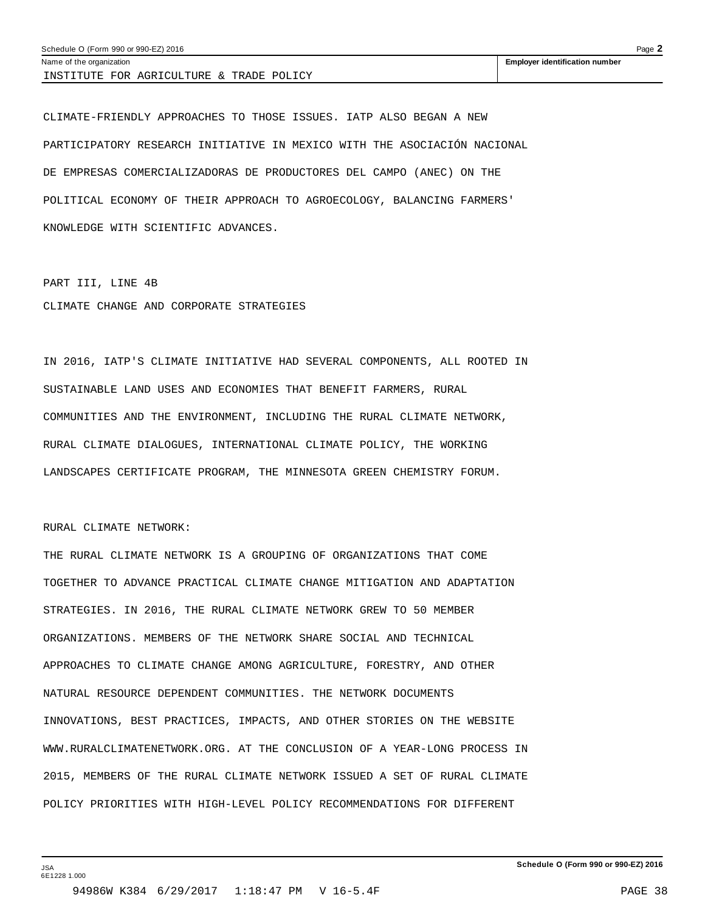CLIMATE-FRIENDLY APPROACHES TO THOSE ISSUES. IATP ALSO BEGAN A NEW PARTICIPATORY RESEARCH INITIATIVE IN MEXICO WITH THE ASOCIACIÓN NACIONAL DE EMPRESAS COMERCIALIZADORAS DE PRODUCTORES DEL CAMPO (ANEC) ON THE POLITICAL ECONOMY OF THEIR APPROACH TO AGROECOLOGY, BALANCING FARMERS' KNOWLEDGE WITH SCIENTIFIC ADVANCES.

PART III, LINE 4B

CLIMATE CHANGE AND CORPORATE STRATEGIES

IN 2016, IATP'S CLIMATE INITIATIVE HAD SEVERAL COMPONENTS, ALL ROOTED IN SUSTAINABLE LAND USES AND ECONOMIES THAT BENEFIT FARMERS, RURAL COMMUNITIES AND THE ENVIRONMENT, INCLUDING THE RURAL CLIMATE NETWORK, RURAL CLIMATE DIALOGUES, INTERNATIONAL CLIMATE POLICY, THE WORKING LANDSCAPES CERTIFICATE PROGRAM, THE MINNESOTA GREEN CHEMISTRY FORUM.

RURAL CLIMATE NETWORK:

THE RURAL CLIMATE NETWORK IS A GROUPING OF ORGANIZATIONS THAT COME TOGETHER TO ADVANCE PRACTICAL CLIMATE CHANGE MITIGATION AND ADAPTATION STRATEGIES. IN 2016, THE RURAL CLIMATE NETWORK GREW TO 50 MEMBER ORGANIZATIONS. MEMBERS OF THE NETWORK SHARE SOCIAL AND TECHNICAL APPROACHES TO CLIMATE CHANGE AMONG AGRICULTURE, FORESTRY, AND OTHER NATURAL RESOURCE DEPENDENT COMMUNITIES. THE NETWORK DOCUMENTS INNOVATIONS, BEST PRACTICES, IMPACTS, AND OTHER STORIES ON THE WEBSITE WWW.RURALCLIMATENETWORK.ORG. AT THE CONCLUSION OF A YEAR-LONG PROCESS IN 2015, MEMBERS OF THE RURAL CLIMATE NETWORK ISSUED A SET OF RURAL CLIMATE POLICY PRIORITIES WITH HIGH-LEVEL POLICY RECOMMENDATIONS FOR DIFFERENT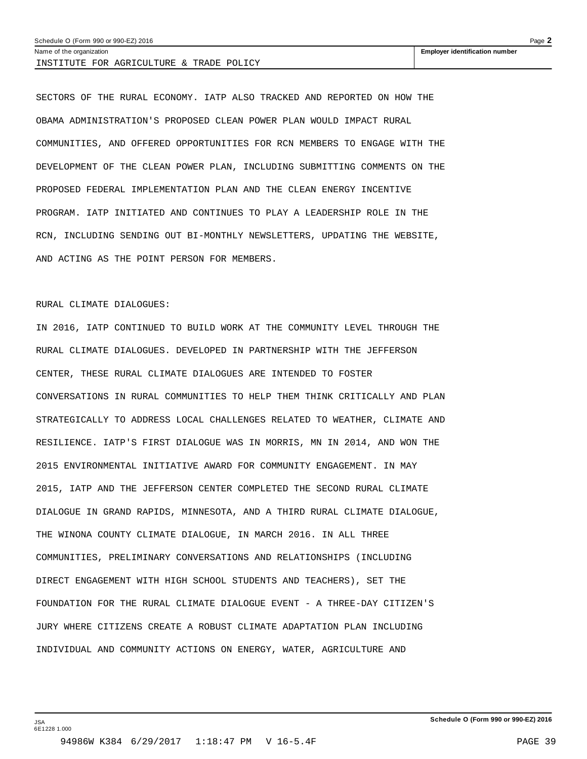SECTORS OF THE RURAL ECONOMY. IATP ALSO TRACKED AND REPORTED ON HOW THE OBAMA ADMINISTRATION'S PROPOSED CLEAN POWER PLAN WOULD IMPACT RURAL COMMUNITIES, AND OFFERED OPPORTUNITIES FOR RCN MEMBERS TO ENGAGE WITH THE DEVELOPMENT OF THE CLEAN POWER PLAN, INCLUDING SUBMITTING COMMENTS ON THE PROPOSED FEDERAL IMPLEMENTATION PLAN AND THE CLEAN ENERGY INCENTIVE PROGRAM. IATP INITIATED AND CONTINUES TO PLAY A LEADERSHIP ROLE IN THE RCN, INCLUDING SENDING OUT BI-MONTHLY NEWSLETTERS, UPDATING THE WEBSITE, AND ACTING AS THE POINT PERSON FOR MEMBERS.

RURAL CLIMATE DIALOGUES:

IN 2016, IATP CONTINUED TO BUILD WORK AT THE COMMUNITY LEVEL THROUGH THE RURAL CLIMATE DIALOGUES. DEVELOPED IN PARTNERSHIP WITH THE JEFFERSON CENTER, THESE RURAL CLIMATE DIALOGUES ARE INTENDED TO FOSTER CONVERSATIONS IN RURAL COMMUNITIES TO HELP THEM THINK CRITICALLY AND PLAN STRATEGICALLY TO ADDRESS LOCAL CHALLENGES RELATED TO WEATHER, CLIMATE AND RESILIENCE. IATP'S FIRST DIALOGUE WAS IN MORRIS, MN IN 2014, AND WON THE 2015 ENVIRONMENTAL INITIATIVE AWARD FOR COMMUNITY ENGAGEMENT. IN MAY 2015, IATP AND THE JEFFERSON CENTER COMPLETED THE SECOND RURAL CLIMATE DIALOGUE IN GRAND RAPIDS, MINNESOTA, AND A THIRD RURAL CLIMATE DIALOGUE, THE WINONA COUNTY CLIMATE DIALOGUE, IN MARCH 2016. IN ALL THREE COMMUNITIES, PRELIMINARY CONVERSATIONS AND RELATIONSHIPS (INCLUDING DIRECT ENGAGEMENT WITH HIGH SCHOOL STUDENTS AND TEACHERS), SET THE FOUNDATION FOR THE RURAL CLIMATE DIALOGUE EVENT - A THREE-DAY CITIZEN'S JURY WHERE CITIZENS CREATE A ROBUST CLIMATE ADAPTATION PLAN INCLUDING INDIVIDUAL AND COMMUNITY ACTIONS ON ENERGY, WATER, AGRICULTURE AND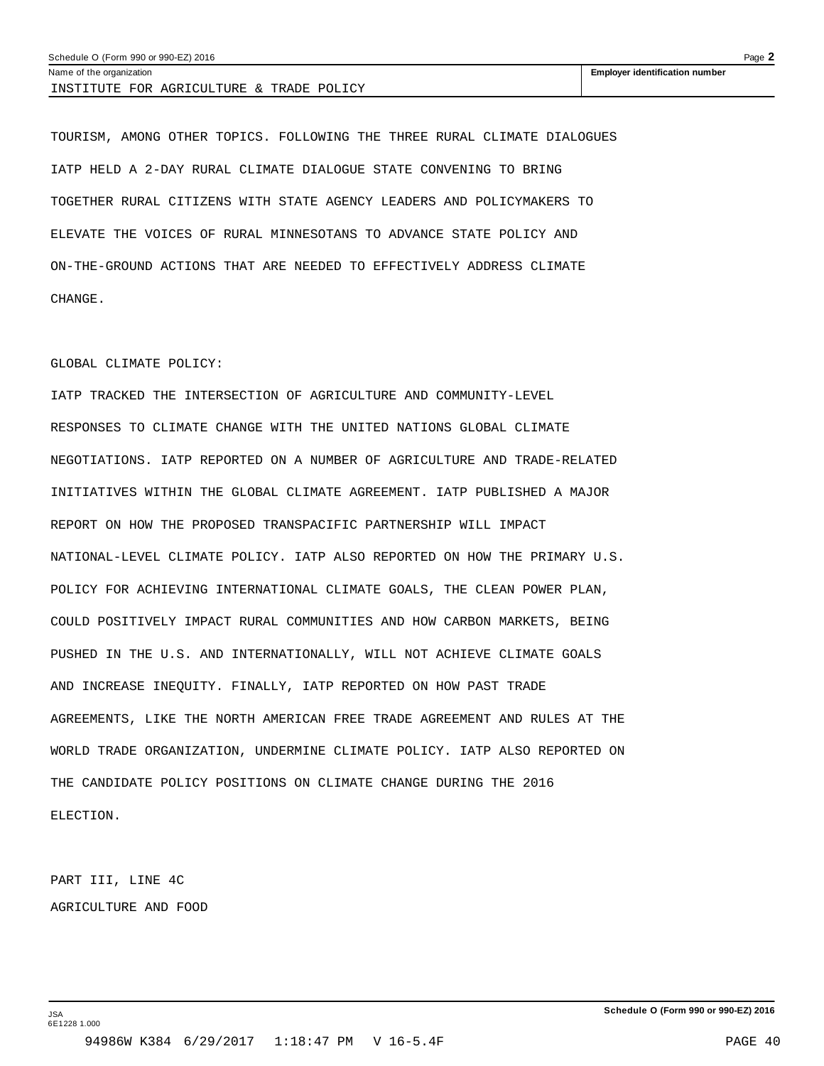TOURISM, AMONG OTHER TOPICS. FOLLOWING THE THREE RURAL CLIMATE DIALOGUES IATP HELD A 2-DAY RURAL CLIMATE DIALOGUE STATE CONVENING TO BRING TOGETHER RURAL CITIZENS WITH STATE AGENCY LEADERS AND POLICYMAKERS TO ELEVATE THE VOICES OF RURAL MINNESOTANS TO ADVANCE STATE POLICY AND ON-THE-GROUND ACTIONS THAT ARE NEEDED TO EFFECTIVELY ADDRESS CLIMATE CHANGE.

GLOBAL CLIMATE POLICY:

IATP TRACKED THE INTERSECTION OF AGRICULTURE AND COMMUNITY-LEVEL RESPONSES TO CLIMATE CHANGE WITH THE UNITED NATIONS GLOBAL CLIMATE NEGOTIATIONS. IATP REPORTED ON A NUMBER OF AGRICULTURE AND TRADE-RELATED INITIATIVES WITHIN THE GLOBAL CLIMATE AGREEMENT. IATP PUBLISHED A MAJOR REPORT ON HOW THE PROPOSED TRANSPACIFIC PARTNERSHIP WILL IMPACT NATIONAL-LEVEL CLIMATE POLICY. IATP ALSO REPORTED ON HOW THE PRIMARY U.S. POLICY FOR ACHIEVING INTERNATIONAL CLIMATE GOALS, THE CLEAN POWER PLAN, COULD POSITIVELY IMPACT RURAL COMMUNITIES AND HOW CARBON MARKETS, BEING PUSHED IN THE U.S. AND INTERNATIONALLY, WILL NOT ACHIEVE CLIMATE GOALS AND INCREASE INEQUITY. FINALLY, IATP REPORTED ON HOW PAST TRADE AGREEMENTS, LIKE THE NORTH AMERICAN FREE TRADE AGREEMENT AND RULES AT THE WORLD TRADE ORGANIZATION, UNDERMINE CLIMATE POLICY. IATP ALSO REPORTED ON THE CANDIDATE POLICY POSITIONS ON CLIMATE CHANGE DURING THE 2016 ELECTION.

PART III, LINE 4C

AGRICULTURE AND FOOD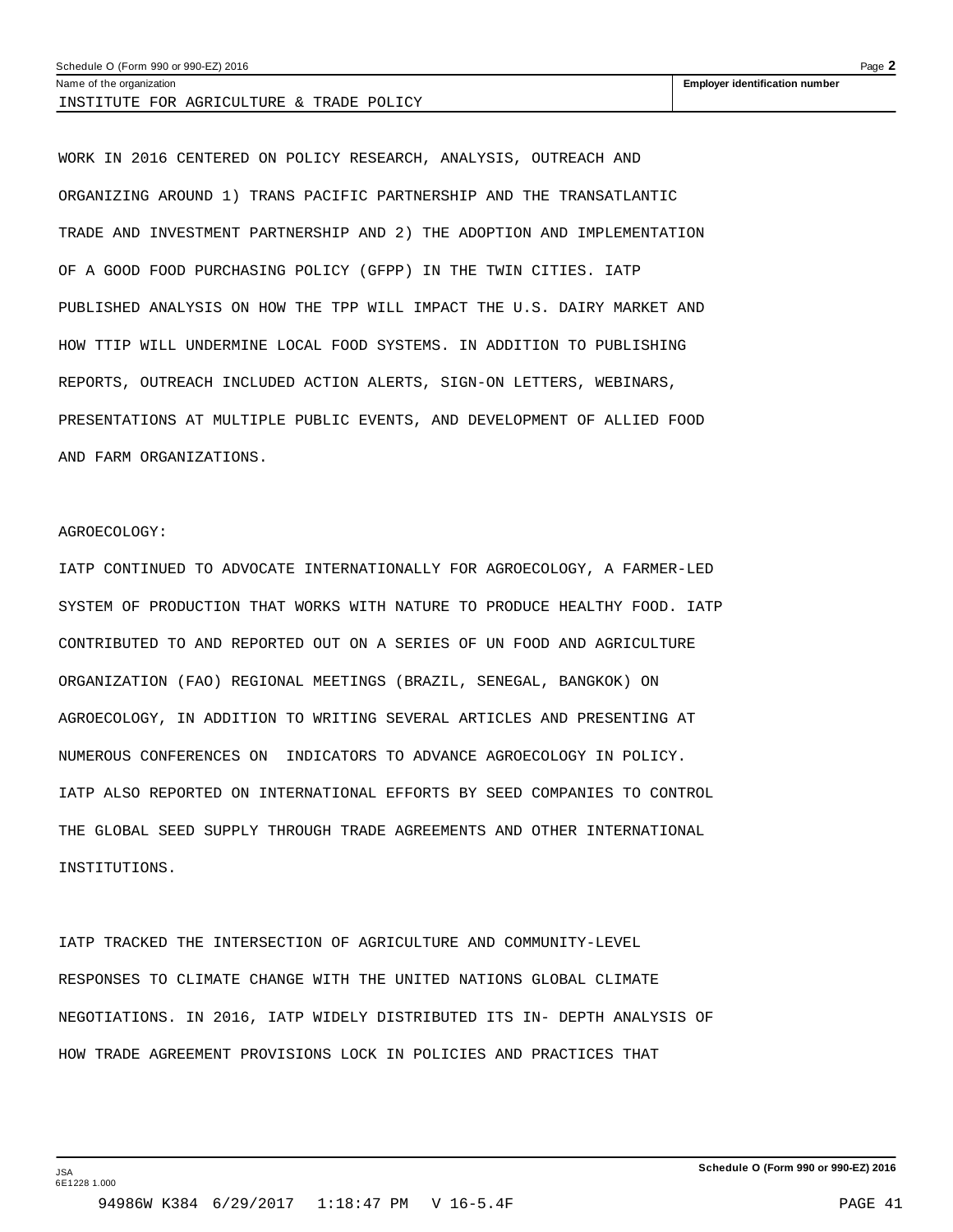WORK IN 2016 CENTERED ON POLICY RESEARCH, ANALYSIS, OUTREACH AND ORGANIZING AROUND 1) TRANS PACIFIC PARTNERSHIP AND THE TRANSATLANTIC TRADE AND INVESTMENT PARTNERSHIP AND 2) THE ADOPTION AND IMPLEMENTATION OF A GOOD FOOD PURCHASING POLICY (GFPP) IN THE TWIN CITIES. IATP PUBLISHED ANALYSIS ON HOW THE TPP WILL IMPACT THE U.S. DAIRY MARKET AND HOW TTIP WILL UNDERMINE LOCAL FOOD SYSTEMS. IN ADDITION TO PUBLISHING REPORTS, OUTREACH INCLUDED ACTION ALERTS, SIGN-ON LETTERS, WEBINARS, PRESENTATIONS AT MULTIPLE PUBLIC EVENTS, AND DEVELOPMENT OF ALLIED FOOD AND FARM ORGANIZATIONS.

AGROECOLOGY:

IATP CONTINUED TO ADVOCATE INTERNATIONALLY FOR AGROECOLOGY, A FARMER-LED SYSTEM OF PRODUCTION THAT WORKS WITH NATURE TO PRODUCE HEALTHY FOOD. IATP CONTRIBUTED TO AND REPORTED OUT ON A SERIES OF UN FOOD AND AGRICULTURE ORGANIZATION (FAO) REGIONAL MEETINGS (BRAZIL, SENEGAL, BANGKOK) ON AGROECOLOGY, IN ADDITION TO WRITING SEVERAL ARTICLES AND PRESENTING AT NUMEROUS CONFERENCES ON INDICATORS TO ADVANCE AGROECOLOGY IN POLICY. IATP ALSO REPORTED ON INTERNATIONAL EFFORTS BY SEED COMPANIES TO CONTROL THE GLOBAL SEED SUPPLY THROUGH TRADE AGREEMENTS AND OTHER INTERNATIONAL INSTITUTIONS.

IATP TRACKED THE INTERSECTION OF AGRICULTURE AND COMMUNITY-LEVEL RESPONSES TO CLIMATE CHANGE WITH THE UNITED NATIONS GLOBAL CLIMATE NEGOTIATIONS. IN 2016, IATP WIDELY DISTRIBUTED ITS IN- DEPTH ANALYSIS OF HOW TRADE AGREEMENT PROVISIONS LOCK IN POLICIES AND PRACTICES THAT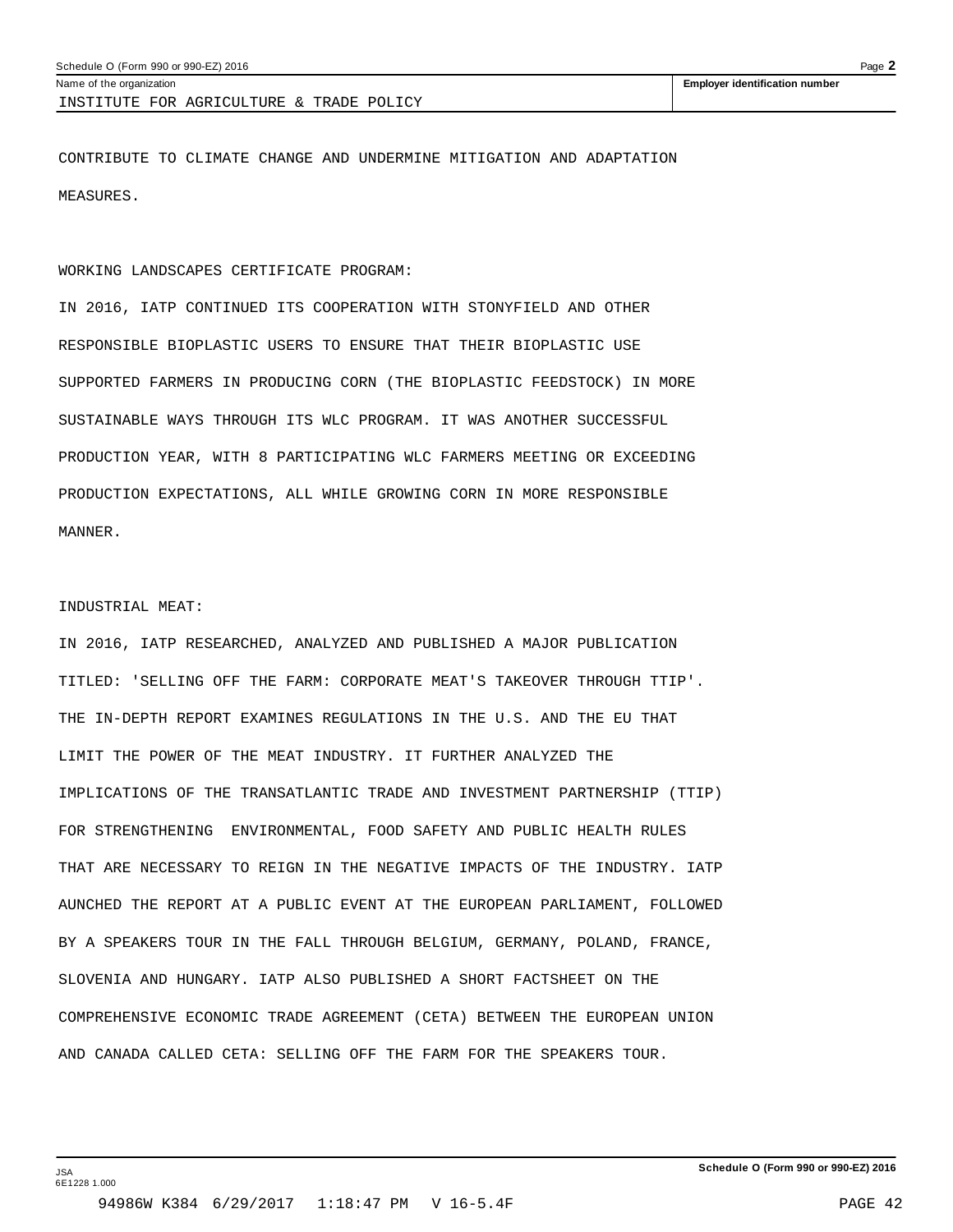CONTRIBUTE TO CLIMATE CHANGE AND UNDERMINE MITIGATION AND ADAPTATION MEASURES.

WORKING LANDSCAPES CERTIFICATE PROGRAM:

IN 2016, IATP CONTINUED ITS COOPERATION WITH STONYFIELD AND OTHER RESPONSIBLE BIOPLASTIC USERS TO ENSURE THAT THEIR BIOPLASTIC USE SUPPORTED FARMERS IN PRODUCING CORN (THE BIOPLASTIC FEEDSTOCK) IN MORE SUSTAINABLE WAYS THROUGH ITS WLC PROGRAM. IT WAS ANOTHER SUCCESSFUL PRODUCTION YEAR, WITH 8 PARTICIPATING WLC FARMERS MEETING OR EXCEEDING PRODUCTION EXPECTATIONS, ALL WHILE GROWING CORN IN MORE RESPONSIBLE MANNER.

INDUSTRIAL MEAT:

IN 2016, IATP RESEARCHED, ANALYZED AND PUBLISHED A MAJOR PUBLICATION TITLED: 'SELLING OFF THE FARM: CORPORATE MEAT'S TAKEOVER THROUGH TTIP'. THE IN-DEPTH REPORT EXAMINES REGULATIONS IN THE U.S. AND THE EU THAT LIMIT THE POWER OF THE MEAT INDUSTRY. IT FURTHER ANALYZED THE IMPLICATIONS OF THE TRANSATLANTIC TRADE AND INVESTMENT PARTNERSHIP (TTIP) FOR STRENGTHENING ENVIRONMENTAL, FOOD SAFETY AND PUBLIC HEALTH RULES THAT ARE NECESSARY TO REIGN IN THE NEGATIVE IMPACTS OF THE INDUSTRY. IATP AUNCHED THE REPORT AT A PUBLIC EVENT AT THE EUROPEAN PARLIAMENT, FOLLOWED BY A SPEAKERS TOUR IN THE FALL THROUGH BELGIUM, GERMANY, POLAND, FRANCE, SLOVENIA AND HUNGARY. IATP ALSO PUBLISHED A SHORT FACTSHEET ON THE COMPREHENSIVE ECONOMIC TRADE AGREEMENT (CETA) BETWEEN THE EUROPEAN UNION AND CANADA CALLED CETA: SELLING OFF THE FARM FOR THE SPEAKERS TOUR.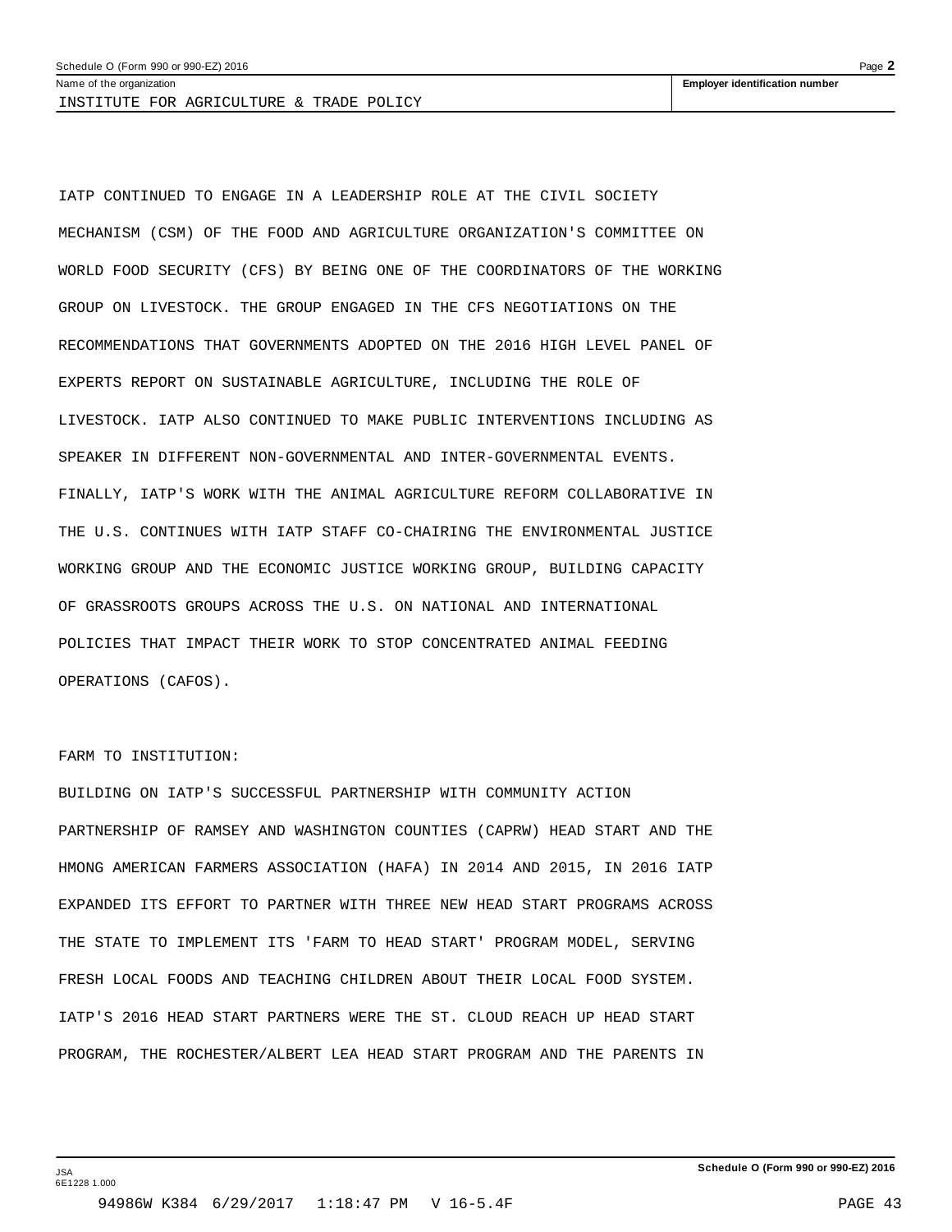INSTITUTE FOR AGRICULTURE & TRADE POLICY

IATP CONTINUED TO ENGAGE IN A LEADERSHIP ROLE AT THE CIVIL SOCIETY MECHANISM (CSM) OF THE FOOD AND AGRICULTURE ORGANIZATION'S COMMITTEE ON WORLD FOOD SECURITY (CFS) BY BEING ONE OF THE COORDINATORS OF THE WORKING GROUP ON LIVESTOCK. THE GROUP ENGAGED IN THE CFS NEGOTIATIONS ON THE RECOMMENDATIONS THAT GOVERNMENTS ADOPTED ON THE 2016 HIGH LEVEL PANEL OF EXPERTS REPORT ON SUSTAINABLE AGRICULTURE, INCLUDING THE ROLE OF LIVESTOCK. IATP ALSO CONTINUED TO MAKE PUBLIC INTERVENTIONS INCLUDING AS SPEAKER IN DIFFERENT NON-GOVERNMENTAL AND INTER-GOVERNMENTAL EVENTS. FINALLY, IATP'S WORK WITH THE ANIMAL AGRICULTURE REFORM COLLABORATIVE IN THE U.S. CONTINUES WITH IATP STAFF CO-CHAIRING THE ENVIRONMENTAL JUSTICE WORKING GROUP AND THE ECONOMIC JUSTICE WORKING GROUP, BUILDING CAPACITY OF GRASSROOTS GROUPS ACROSS THE U.S. ON NATIONAL AND INTERNATIONAL POLICIES THAT IMPACT THEIR WORK TO STOP CONCENTRATED ANIMAL FEEDING OPERATIONS (CAFOS).

FARM TO INSTITUTION:

BUILDING ON IATP'S SUCCESSFUL PARTNERSHIP WITH COMMUNITY ACTION PARTNERSHIP OF RAMSEY AND WASHINGTON COUNTIES (CAPRW) HEAD START AND THE HMONG AMERICAN FARMERS ASSOCIATION (HAFA) IN 2014 AND 2015, IN 2016 IATP EXPANDED ITS EFFORT TO PARTNER WITH THREE NEW HEAD START PROGRAMS ACROSS THE STATE TO IMPLEMENT ITS 'FARM TO HEAD START' PROGRAM MODEL, SERVING FRESH LOCAL FOODS AND TEACHING CHILDREN ABOUT THEIR LOCAL FOOD SYSTEM. IATP'S 2016 HEAD START PARTNERS WERE THE ST. CLOUD REACH UP HEAD START PROGRAM, THE ROCHESTER/ALBERT LEA HEAD START PROGRAM AND THE PARENTS IN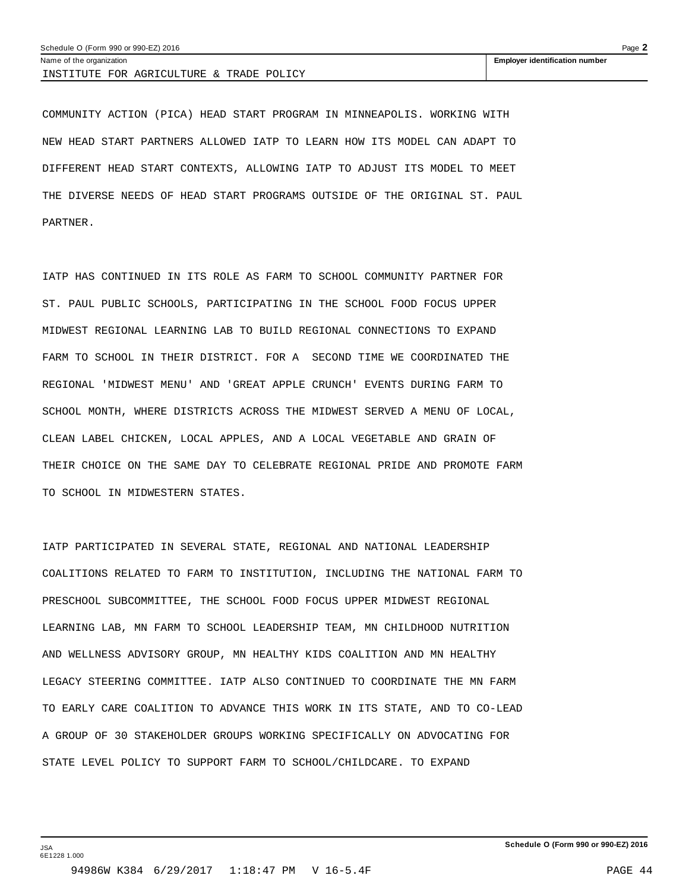COMMUNITY ACTION (PICA) HEAD START PROGRAM IN MINNEAPOLIS. WORKING WITH NEW HEAD START PARTNERS ALLOWED IATP TO LEARN HOW ITS MODEL CAN ADAPT TO DIFFERENT HEAD START CONTEXTS, ALLOWING IATP TO ADJUST ITS MODEL TO MEET THE DIVERSE NEEDS OF HEAD START PROGRAMS OUTSIDE OF THE ORIGINAL ST. PAUL PARTNER.

IATP HAS CONTINUED IN ITS ROLE AS FARM TO SCHOOL COMMUNITY PARTNER FOR ST. PAUL PUBLIC SCHOOLS, PARTICIPATING IN THE SCHOOL FOOD FOCUS UPPER MIDWEST REGIONAL LEARNING LAB TO BUILD REGIONAL CONNECTIONS TO EXPAND FARM TO SCHOOL IN THEIR DISTRICT. FOR A SECOND TIME WE COORDINATED THE REGIONAL 'MIDWEST MENU' AND 'GREAT APPLE CRUNCH' EVENTS DURING FARM TO SCHOOL MONTH, WHERE DISTRICTS ACROSS THE MIDWEST SERVED A MENU OF LOCAL, CLEAN LABEL CHICKEN, LOCAL APPLES, AND A LOCAL VEGETABLE AND GRAIN OF THEIR CHOICE ON THE SAME DAY TO CELEBRATE REGIONAL PRIDE AND PROMOTE FARM TO SCHOOL IN MIDWESTERN STATES.

IATP PARTICIPATED IN SEVERAL STATE, REGIONAL AND NATIONAL LEADERSHIP COALITIONS RELATED TO FARM TO INSTITUTION, INCLUDING THE NATIONAL FARM TO PRESCHOOL SUBCOMMITTEE, THE SCHOOL FOOD FOCUS UPPER MIDWEST REGIONAL LEARNING LAB, MN FARM TO SCHOOL LEADERSHIP TEAM, MN CHILDHOOD NUTRITION AND WELLNESS ADVISORY GROUP, MN HEALTHY KIDS COALITION AND MN HEALTHY LEGACY STEERING COMMITTEE. IATP ALSO CONTINUED TO COORDINATE THE MN FARM TO EARLY CARE COALITION TO ADVANCE THIS WORK IN ITS STATE, AND TO CO-LEAD A GROUP OF 30 STAKEHOLDER GROUPS WORKING SPECIFICALLY ON ADVOCATING FOR STATE LEVEL POLICY TO SUPPORT FARM TO SCHOOL/CHILDCARE. TO EXPAND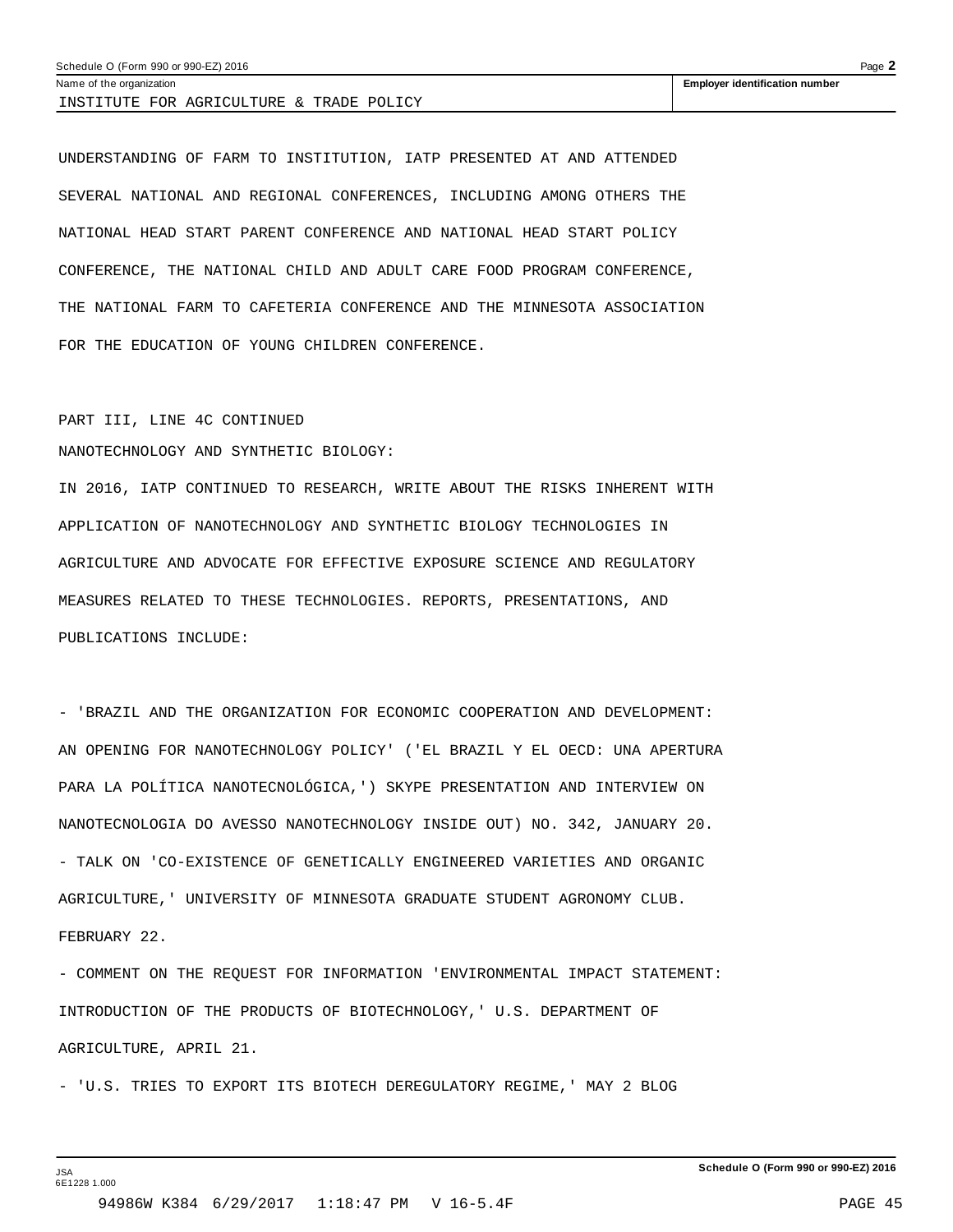UNDERSTANDING OF FARM TO INSTITUTION, IATP PRESENTED AT AND ATTENDED SEVERAL NATIONAL AND REGIONAL CONFERENCES, INCLUDING AMONG OTHERS THE NATIONAL HEAD START PARENT CONFERENCE AND NATIONAL HEAD START POLICY CONFERENCE, THE NATIONAL CHILD AND ADULT CARE FOOD PROGRAM CONFERENCE, THE NATIONAL FARM TO CAFETERIA CONFERENCE AND THE MINNESOTA ASSOCIATION FOR THE EDUCATION OF YOUNG CHILDREN CONFERENCE.

PART III, LINE 4C CONTINUED

NANOTECHNOLOGY AND SYNTHETIC BIOLOGY:

IN 2016, IATP CONTINUED TO RESEARCH, WRITE ABOUT THE RISKS INHERENT WITH APPLICATION OF NANOTECHNOLOGY AND SYNTHETIC BIOLOGY TECHNOLOGIES IN AGRICULTURE AND ADVOCATE FOR EFFECTIVE EXPOSURE SCIENCE AND REGULATORY MEASURES RELATED TO THESE TECHNOLOGIES. REPORTS, PRESENTATIONS, AND PUBLICATIONS INCLUDE:

- 'BRAZIL AND THE ORGANIZATION FOR ECONOMIC COOPERATION AND DEVELOPMENT: AN OPENING FOR NANOTECHNOLOGY POLICY' ('EL BRAZIL Y EL OECD: UNA APERTURA PARA LA POLÍTICA NANOTECNOLÓGICA,') SKYPE PRESENTATION AND INTERVIEW ON NANOTECNOLOGIA DO AVESSO NANOTECHNOLOGY INSIDE OUT) NO. 342, JANUARY 20.
- TALK ON 'CO-EXISTENCE OF GENETICALLY ENGINEERED VARIETIES AND ORGANIC AGRICULTURE,' UNIVERSITY OF MINNESOTA GRADUATE STUDENT AGRONOMY CLUB. FEBRUARY 22.
- COMMENT ON THE REQUEST FOR INFORMATION 'ENVIRONMENTAL IMPACT STATEMENT: INTRODUCTION OF THE PRODUCTS OF BIOTECHNOLOGY,' U.S. DEPARTMENT OF AGRICULTURE, APRIL 21.
- 'U.S. TRIES TO EXPORT ITS BIOTECH DEREGULATORY REGIME,' MAY 2 BLOG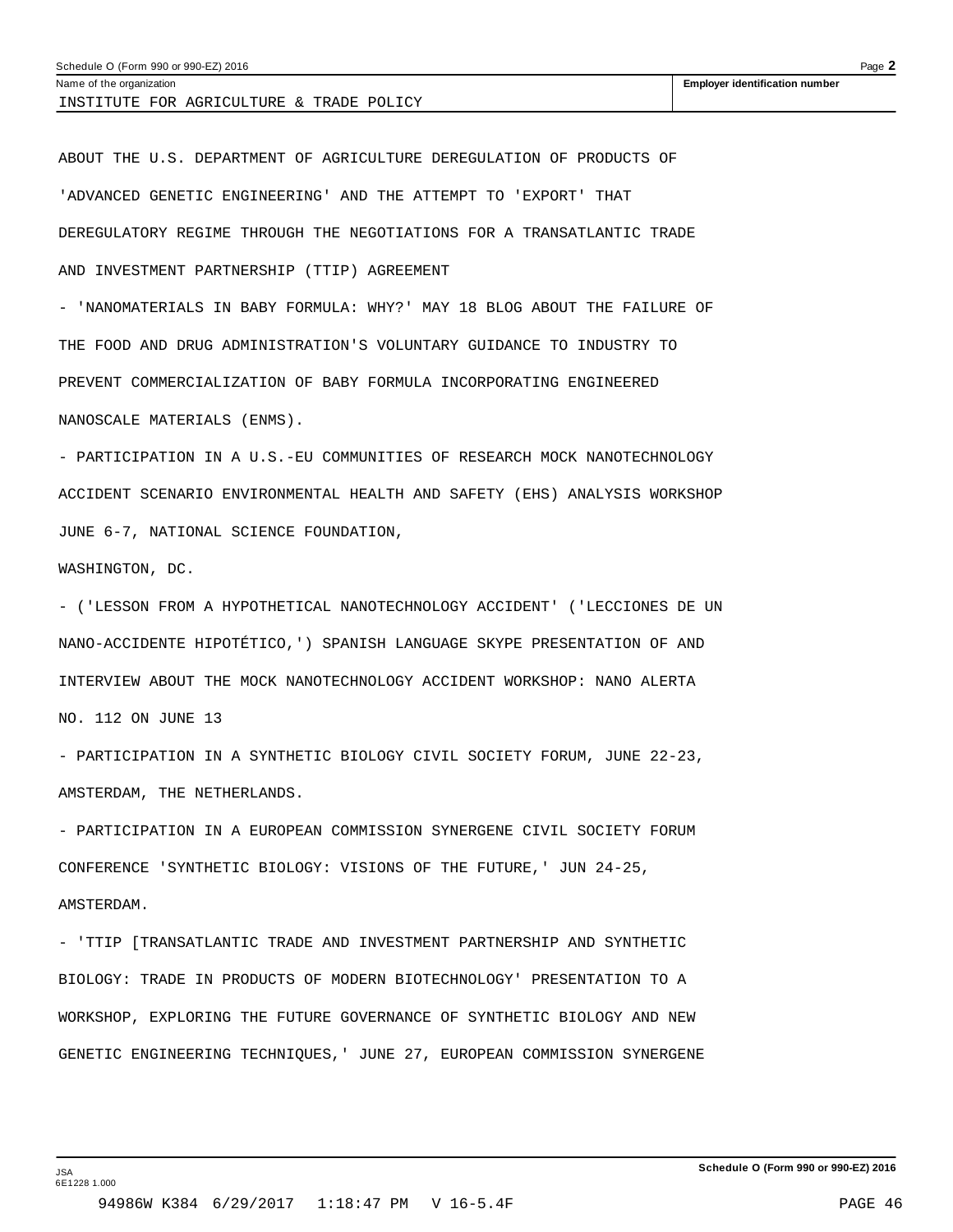INSTITUTE FOR AGRICULTURE & TRADE POLICY

ABOUT THE U.S. DEPARTMENT OF AGRICULTURE DEREGULATION OF PRODUCTS OF 'ADVANCED GENETIC ENGINEERING' AND THE ATTEMPT TO 'EXPORT' THAT DEREGULATORY REGIME THROUGH THE NEGOTIATIONS FOR A TRANSATLANTIC TRADE AND INVESTMENT PARTNERSHIP (TTIP) AGREEMENT

- 'NANOMATERIALS IN BABY FORMULA: WHY?' MAY 18 BLOG ABOUT THE FAILURE OF THE FOOD AND DRUG ADMINISTRATION'S VOLUNTARY GUIDANCE TO INDUSTRY TO PREVENT COMMERCIALIZATION OF BABY FORMULA INCORPORATING ENGINEERED NANOSCALE MATERIALS (ENMS).
- PARTICIPATION IN A U.S.-EU COMMUNITIES OF RESEARCH MOCK NANOTECHNOLOGY ACCIDENT SCENARIO ENVIRONMENTAL HEALTH AND SAFETY (EHS) ANALYSIS WORKSHOP JUNE 6-7, NATIONAL SCIENCE FOUNDATION, WASHINGTON, DC.
- ('LESSON FROM A HYPOTHETICAL NANOTECHNOLOGY ACCIDENT' ('LECCIONES DE UN NANO-ACCIDENTE HIPOTÉTICO,') SPANISH LANGUAGE SKYPE PRESENTATION OF AND INTERVIEW ABOUT THE MOCK NANOTECHNOLOGY ACCIDENT WORKSHOP: NANO ALERTA NO. 112 ON JUNE 13
- PARTICIPATION IN A SYNTHETIC BIOLOGY CIVIL SOCIETY FORUM, JUNE 22-23, AMSTERDAM, THE NETHERLANDS.
- PARTICIPATION IN A EUROPEAN COMMISSION SYNERGENE CIVIL SOCIETY FORUM CONFERENCE 'SYNTHETIC BIOLOGY: VISIONS OF THE FUTURE,' JUN 24-25, AMSTERDAM.
- 'TTIP [TRANSATLANTIC TRADE AND INVESTMENT PARTNERSHIP AND SYNTHETIC BIOLOGY: TRADE IN PRODUCTS OF MODERN BIOTECHNOLOGY' PRESENTATION TO A WORKSHOP, EXPLORING THE FUTURE GOVERNANCE OF SYNTHETIC BIOLOGY AND NEW GENETIC ENGINEERING TECHNIQUES,' JUNE 27, EUROPEAN COMMISSION SYNERGENE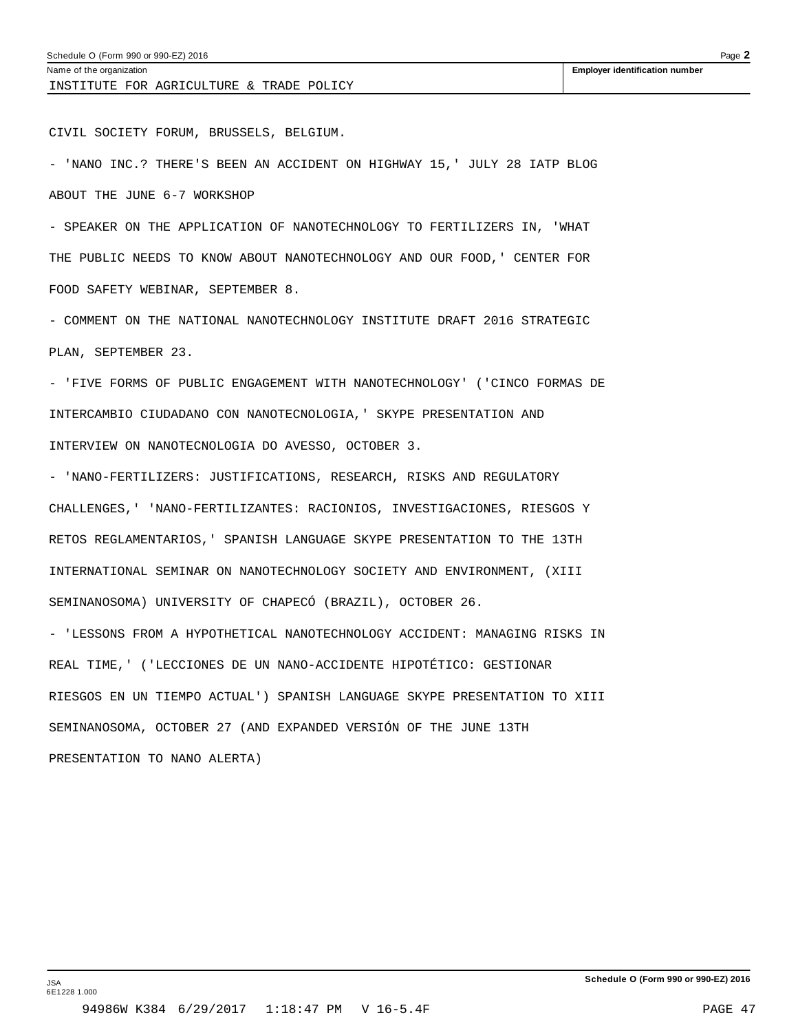Name of the organization

INSTITUTE FOR AGRICULTURE & TRADE POLICY

Employer identification number

CIVIL SOCIETY FORUM, BRUSSELS, BELGIUM.

- 'NANO INC.? THERE'S BEEN AN ACCIDENT ON HIGHWAY 15,' JULY 28 IATP BLOG ABOUT THE JUNE 6-7 WORKSHOP
- SPEAKER ON THE APPLICATION OF NANOTECHNOLOGY TO FERTILIZERS IN, 'WHAT THE PUBLIC NEEDS TO KNOW ABOUT NANOTECHNOLOGY AND OUR FOOD,' CENTER FOR FOOD SAFETY WEBINAR, SEPTEMBER 8.
- COMMENT ON THE NATIONAL NANOTECHNOLOGY INSTITUTE DRAFT 2016 STRATEGIC PLAN, SEPTEMBER 23.
- 'FIVE FORMS OF PUBLIC ENGAGEMENT WITH NANOTECHNOLOGY' ('CINCO FORMAS DE INTERCAMBIO CIUDADANO CON NANOTECNOLOGIA,' SKYPE PRESENTATION AND INTERVIEW ON NANOTECNOLOGIA DO AVESSO, OCTOBER 3.
- 'NANO-FERTILIZERS: JUSTIFICATIONS, RESEARCH, RISKS AND REGULATORY CHALLENGES,' 'NANO-FERTILIZANTES: RACIONIOS, INVESTIGACIONES, RIESGOS Y RETOS REGLAMENTARIOS,' SPANISH LANGUAGE SKYPE PRESENTATION TO THE 13TH INTERNATIONAL SEMINAR ON NANOTECHNOLOGY SOCIETY AND ENVIRONMENT, (XIII SEMINANOSOMA) UNIVERSITY OF CHAPECÓ (BRAZIL), OCTOBER 26.
- 'LESSONS FROM A HYPOTHETICAL NANOTECHNOLOGY ACCIDENT: MANAGING RISKS IN REAL TIME,' ('LECCIONES DE UN NANO-ACCIDENTE HIPOTÉTICO: GESTIONAR RIESGOS EN UN TIEMPO ACTUAL') SPANISH LANGUAGE SKYPE PRESENTATION TO XIII SEMINANOSOMA, OCTOBER 27 (AND EXPANDED VERSIÓN OF THE JUNE 13TH PRESENTATION TO NANO ALERTA)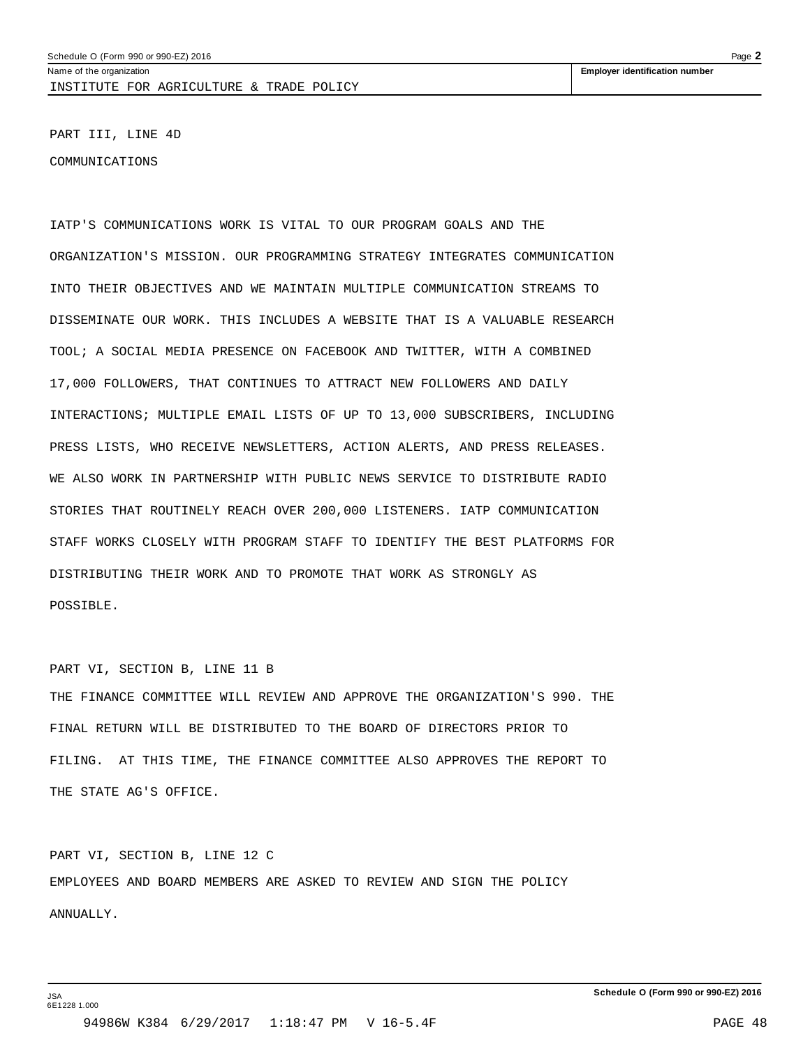Name of the organization: INSTITUTE FOR AGRICULTURE & TRADE POLICY

Employer identification number

PART III, LINE 4D

COMMUNICATIONS

IATP'S COMMUNICATIONS WORK IS VITAL TO OUR PROGRAM GOALS AND THE ORGANIZATION'S MISSION. OUR PROGRAMMING STRATEGY INTEGRATES COMMUNICATION INTO THEIR OBJECTIVES AND WE MAINTAIN MULTIPLE COMMUNICATION STREAMS TO DISSEMINATE OUR WORK. THIS INCLUDES A WEBSITE THAT IS A VALUABLE RESEARCH TOOL; A SOCIAL MEDIA PRESENCE ON FACEBOOK AND TWITTER, WITH A COMBINED 17,000 FOLLOWERS, THAT CONTINUES TO ATTRACT NEW FOLLOWERS AND DAILY INTERACTIONS; MULTIPLE EMAIL LISTS OF UP TO 13,000 SUBSCRIBERS, INCLUDING PRESS LISTS, WHO RECEIVE NEWSLETTERS, ACTION ALERTS, AND PRESS RELEASES. WE ALSO WORK IN PARTNERSHIP WITH PUBLIC NEWS SERVICE TO DISTRIBUTE RADIO STORIES THAT ROUTINELY REACH OVER 200,000 LISTENERS. IATP COMMUNICATION STAFF WORKS CLOSELY WITH PROGRAM STAFF TO IDENTIFY THE BEST PLATFORMS FOR DISTRIBUTING THEIR WORK AND TO PROMOTE THAT WORK AS STRONGLY AS POSSIBLE.

PART VI, SECTION B, LINE 11 B

THE FINANCE COMMITTEE WILL REVIEW AND APPROVE THE ORGANIZATION'S 990. THE FINAL RETURN WILL BE DISTRIBUTED TO THE BOARD OF DIRECTORS PRIOR TO FILING. AT THIS TIME, THE FINANCE COMMITTEE ALSO APPROVES THE REPORT TO THE STATE AG'S OFFICE.

PART VI, SECTION B, LINE 12 C

EMPLOYEES AND BOARD MEMBERS ARE ASKED TO REVIEW AND SIGN THE POLICY ANNUALLY.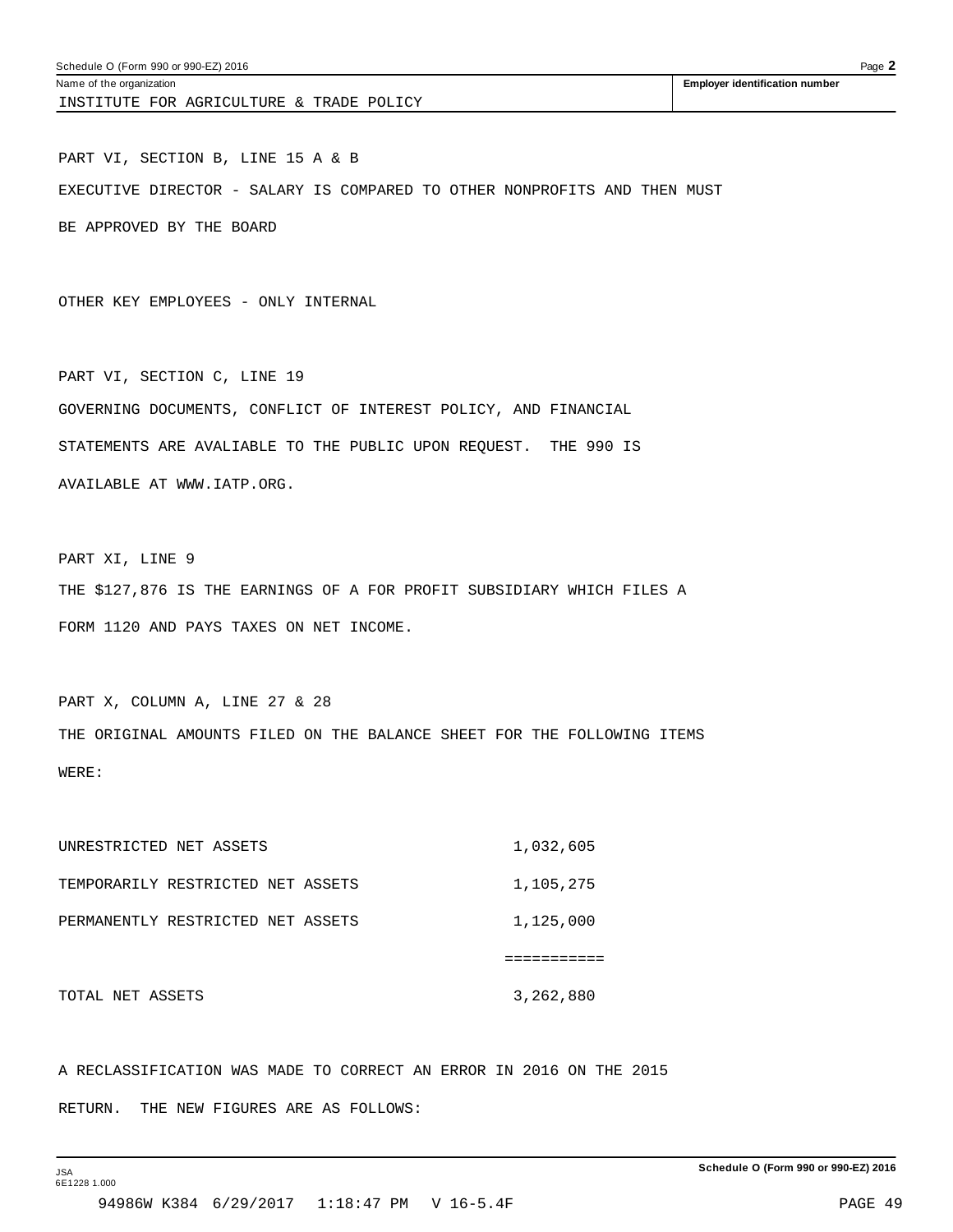Schedule O (Form 990 or 990-EZ) 2016

Name of the organization: INSTITUTE FOR AGRICULTURE & TRADE POLICY

Employer identification number

PART VI, SECTION B, LINE 15 A & B

EXECUTIVE DIRECTOR - SALARY IS COMPARED TO OTHER NONPROFITS AND THEN MUST BE APPROVED BY THE BOARD

OTHER KEY EMPLOYEES - ONLY INTERNAL

PART VI, SECTION C, LINE 19

GOVERNING DOCUMENTS, CONFLICT OF INTEREST POLICY, AND FINANCIAL STATEMENTS ARE AVALIABLE TO THE PUBLIC UPON REQUEST. THE 990 IS AVAILABLE AT WWW.IATP.ORG.

PART XI, LINE 9

THE $127,876 IS THE EARNINGS OF A FOR PROFIT SUBSIDIARY WHICH FILES A FORM 1120 AND PAYS TAXES ON NET INCOME.

PART X, COLUMN A, LINE 27 & 28

THE ORIGINAL AMOUNTS FILED ON THE BALANCE SHEET FOR THE FOLLOWING ITEMS WERE:

| | |
|---|---|
| UNRESTRICTED NET ASSETS | 1,032,605 |
| TEMPORARILY RESTRICTED NET ASSETS | 1,105,275 |
| PERMANENTLY RESTRICTED NET ASSETS | 1,125,000 |
| | =========== |
| TOTAL NET ASSETS | 3,262,880 |

A RECLASSIFICATION WAS MADE TO CORRECT AN ERROR IN 2016 ON THE 2015 RETURN. THE NEW FIGURES ARE AS FOLLOWS: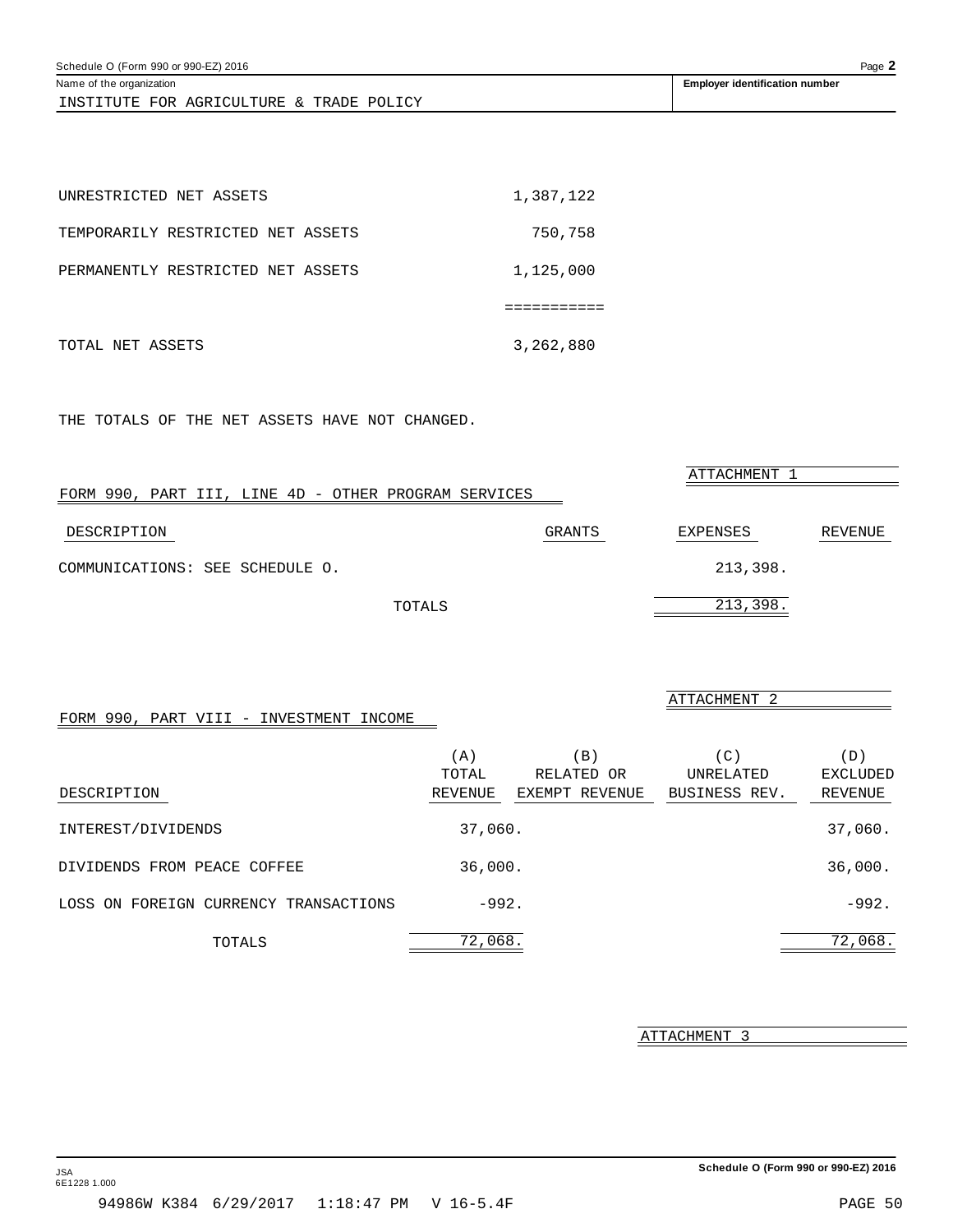Schedule O (Form 990 or 990-EZ) 2016

Name of the organization: INSTITUTE FOR AGRICULTURE & TRADE POLICY

Employer identification number

| | |
|---|---|
| UNRESTRICTED NET ASSETS | 1,387,122 |
| TEMPORARILY RESTRICTED NET ASSETS | 750,758 |
| PERMANENTLY RESTRICTED NET ASSETS | 1,125,000 |
| | =========== |
| TOTAL NET ASSETS | 3,262,880 |

THE TOTALS OF THE NET ASSETS HAVE NOT CHANGED.

ATTACHMENT 1

FORM 990, PART III, LINE 4D - OTHER PROGRAM SERVICES

| DESCRIPTION | GRANTS | EXPENSES | REVENUE |
|---|---|---|---|
| COMMUNICATIONS: SEE SCHEDULE O. | | 213,398. | |
| TOTALS | | 213,398. | |

ATTACHMENT 2

FORM 990, PART VIII - INVESTMENT INCOME

| DESCRIPTION | (A) TOTAL REVENUE | (B) RELATED OR EXEMPT REVENUE | (C) UNRELATED BUSINESS REV. | (D) EXCLUDED REVENUE |
|---|---|---|---|---|
| INTEREST/DIVIDENDS | 37,060. | | | 37,060. |
| DIVIDENDS FROM PEACE COFFEE | 36,000. | | | 36,000. |
| LOSS ON FOREIGN CURRENCY TRANSACTIONS | -992. | | | -992. |
| TOTALS | 72,068. | | | 72,068. |

ATTACHMENT 3

Schedule O (Form 990 or 990-EZ) 2016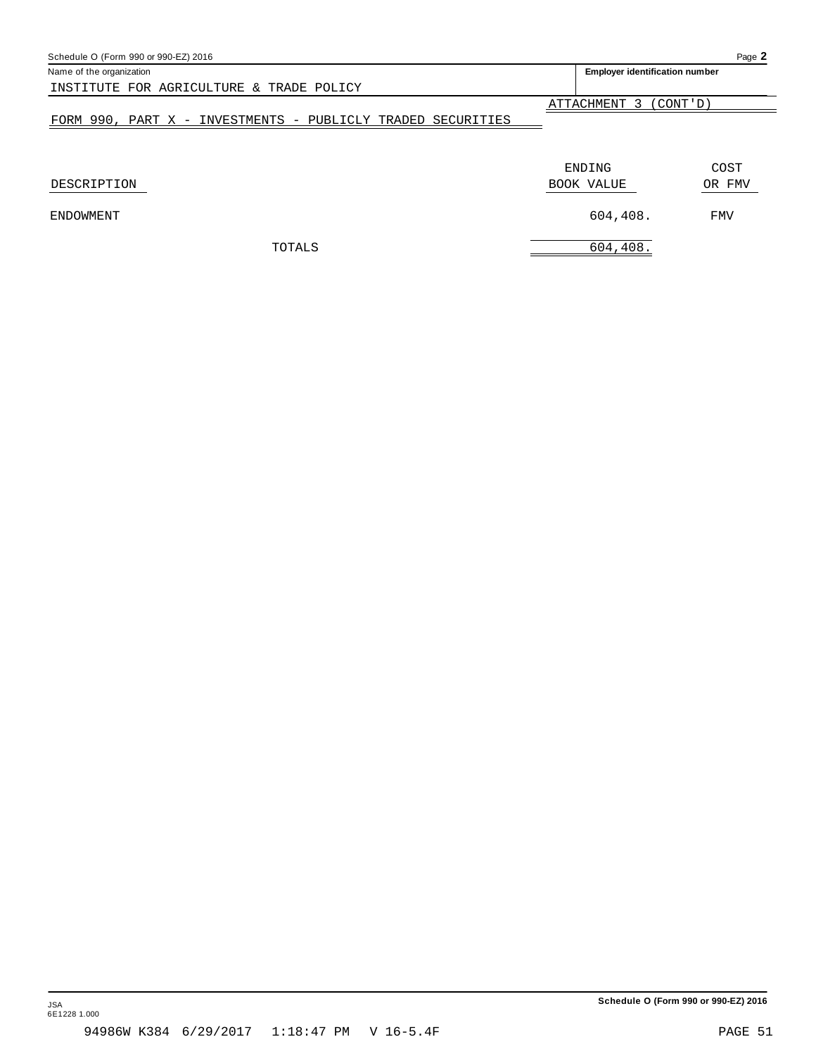Name of the organization: INSTITUTE FOR AGRICULTURE & TRADE POLICY

Employer identification number

ATTACHMENT 3 (CONT'D)

FORM 990, PART X - INVESTMENTS - PUBLICLY TRADED SECURITIES

| DESCRIPTION | ENDING BOOK VALUE | COST OR FMV |
|---|---|---|
| ENDOWMENT | 604,408. | FMV |
| TOTALS | 604,408. | |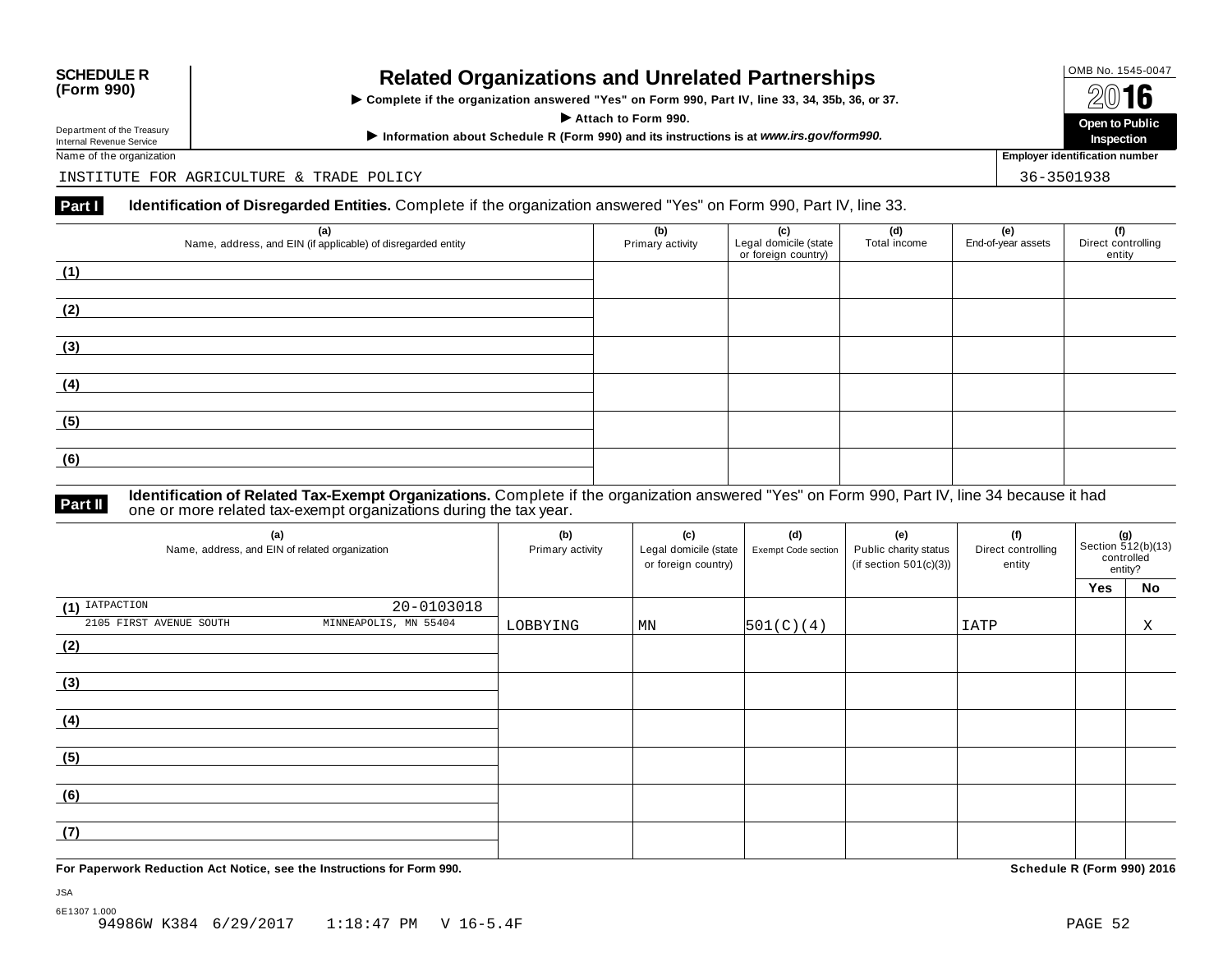**SCHEDULE R (Form 990)**

Department of the Treasury
Internal Revenue Service

# Related Organizations and Unrelated Partnerships

▶ Complete if the organization answered "Yes" on Form 990, Part IV, line 33, 34, 35b, 36, or 37.

▶ Attach to Form 990.

▶ Information about Schedule R (Form 990) and its instructions is at *www.irs.gov/form990.*

OMB No. 1545-0047

2016

**Open to Public Inspection**

Name of the organization: INSTITUTE FOR AGRICULTURE & TRADE POLICY

Employer identification number: 36-3501938

**Part I** **Identification of Disregarded Entities.** Complete if the organization answered "Yes" on Form 990, Part IV, line 33.

| (a) Name, address, and EIN (if applicable) of disregarded entity | (b) Primary activity | (c) Legal domicile (state or foreign country) | (d) Total income | (e) End-of-year assets | (f) Direct controlling entity |
|---|---|---|---|---|---|
| (1) | | | | | |
| (2) | | | | | |
| (3) | | | | | |
| (4) | | | | | |
| (5) | | | | | |
| (6) | | | | | |

**Part II** **Identification of Related Tax-Exempt Organizations.** Complete if the organization answered "Yes" on Form 990, Part IV, line 34 because it had one or more related tax-exempt organizations during the tax year.

| (a) Name, address, and EIN of related organization | (b) Primary activity | (c) Legal domicile (state or foreign country) | (d) Exempt Code section | (e) Public charity status (if section 501(c)(3)) | (f) Direct controlling entity | (g) Section 512(b)(13) controlled entity? Yes | No |
|---|---|---|---|---|---|---|---|
| (1) IATPACTION 20-0103018<br>2105 FIRST AVENUE SOUTH MINNEAPOLIS, MN 55404 | LOBBYING | MN | 501(C)(4) | | IATP | | X |
| (2) | | | | | | | |
| (3) | | | | | | | |
| (4) | | | | | | | |
| (5) | | | | | | | |
| (6) | | | | | | | |
| (7) | | | | | | | |

**For Paperwork Reduction Act Notice, see the Instructions for Form 990.** **Schedule R (Form 990) 2016**

JSA
6E1307 1.000
94986W K384 6/29/2017 1:18:47 PM V 16-5.4F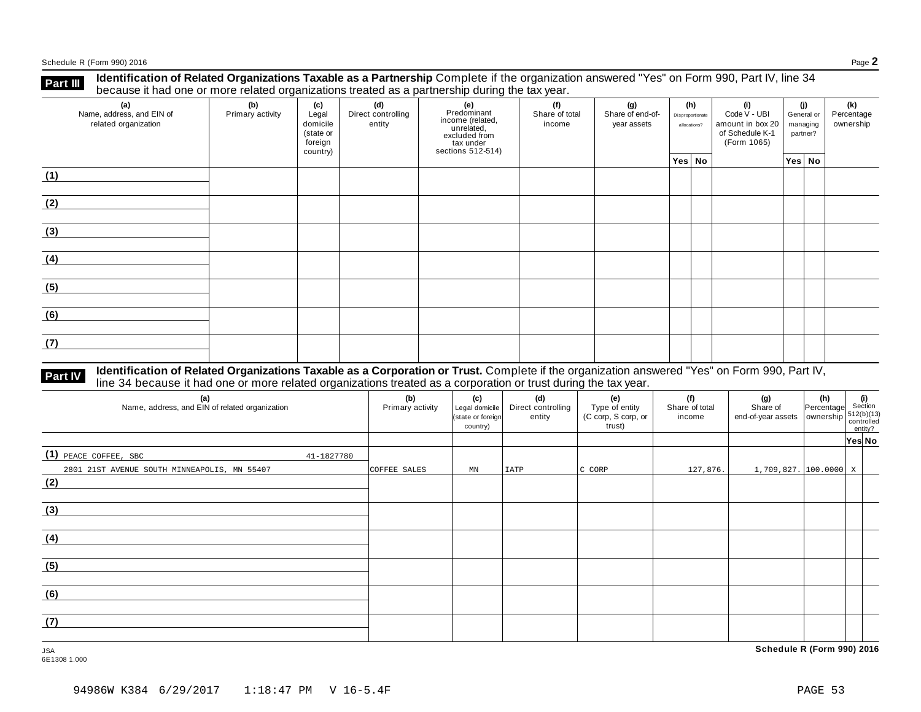## Part III Identification of Related Organizations Taxable as a Partnership

Complete if the organization answered "Yes" on Form 990, Part IV, line 34 because it had one or more related organizations treated as a partnership during the tax year.

| (a) Name, address, and EIN of related organization | (b) Primary activity | (c) Legal domicile (state or foreign country) | (d) Direct controlling entity | (e) Predominant income (related, unrelated, excluded from tax under sections 512-514) | (f) Share of total income | (g) Share of end-of-year assets | (h) Disproportionate allocations? Yes | (h) No | (i) Code V - UBI amount in box 20 of Schedule K-1 (Form 1065) | (j) General or managing partner? Yes | (j) No | (k) Percentage ownership |
|---|---|---|---|---|---|---|---|---|---|---|---|---|
| (1) | | | | | | | | | | | | |
| (2) | | | | | | | | | | | | |
| (3) | | | | | | | | | | | | |
| (4) | | | | | | | | | | | | |
| (5) | | | | | | | | | | | | |
| (6) | | | | | | | | | | | | |
| (7) | | | | | | | | | | | | |

## Part IV Identification of Related Organizations Taxable as a Corporation or Trust.

Complete if the organization answered "Yes" on Form 990, Part IV, line 34 because it had one or more related organizations treated as a corporation or trust during the tax year.

| (a) Name, address, and EIN of related organization | (b) Primary activity | (c) Legal domicile (state or foreign country) | (d) Direct controlling entity | (e) Type of entity (C corp, S corp, or trust) | (f) Share of total income | (g) Share of end-of-year assets | (h) Percentage ownership | (i) Section 512(b)(13) controlled entity? Yes | (i) No |
|---|---|---|---|---|---|---|---|---|---|
| (1) PEACE COFFEE, SBC 41-1827780<br>2801 21ST AVENUE SOUTH MINNEAPOLIS, MN 55407 | COFFEE SALES | MN | IATP | C CORP | 127,876. | 1,709,827. | 100.0000 | X | |
| (2) | | | | | | | | | |
| (3) | | | | | | | | | |
| (4) | | | | | | | | | |
| (5) | | | | | | | | | |
| (6) | | | | | | | | | |
| (7) | | | | | | | | | |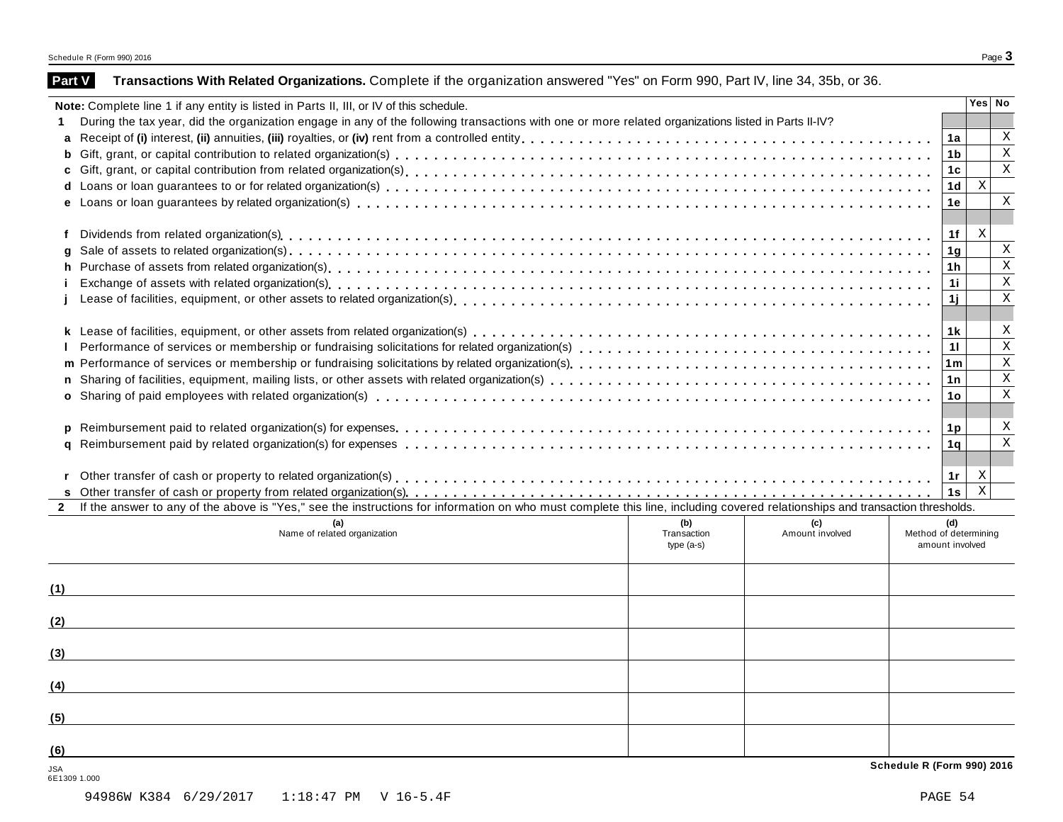## Part V Transactions With Related Organizations. Complete if the organization answered "Yes" on Form 990, Part IV, line 34, 35b, or 36.

**Note:** Complete line 1 if any entity is listed in Parts II, III, or IV of this schedule.

| | | | Yes | No |
|---|---|---|---|---|
| **1** | During the tax year, did the organization engage in any of the following transactions with one or more related organizations listed in Parts II-IV? | | | |
| **a** | Receipt of **(i)** interest, **(ii)** annuities, **(iii)** royalties, or **(iv)** rent from a controlled entity | **1a** | | X |
| **b** | Gift, grant, or capital contribution to related organization(s) | **1b** | | X |
| **c** | Gift, grant, or capital contribution from related organization(s) | **1c** | | X |
| **d** | Loans or loan guarantees to or for related organization(s) | **1d** | X | |
| **e** | Loans or loan guarantees by related organization(s) | **1e** | | X |
| **f** | Dividends from related organization(s) | **1f** | X | |
| **g** | Sale of assets to related organization(s) | **1g** | | X |
| **h** | Purchase of assets from related organization(s) | **1h** | | X |
| **i** | Exchange of assets with related organization(s) | **1i** | | X |
| **j** | Lease of facilities, equipment, or other assets to related organization(s) | **1j** | | X |
| **k** | Lease of facilities, equipment, or other assets from related organization(s) | **1k** | | X |
| **l** | Performance of services or membership or fundraising solicitations for related organization(s) | **1l** | | X |
| **m** | Performance of services or membership or fundraising solicitations by related organization(s) | **1m** | | X |
| **n** | Sharing of facilities, equipment, mailing lists, or other assets with related organization(s) | **1n** | | X |
| **o** | Sharing of paid employees with related organization(s) | **1o** | | X |
| **p** | Reimbursement paid to related organization(s) for expenses | **1p** | | X |
| **q** | Reimbursement paid by related organization(s) for expenses | **1q** | | X |
| **r** | Other transfer of cash or property to related organization(s) | **1r** | X | |
| **s** | Other transfer of cash or property from related organization(s) | **1s** | X | |

**2** If the answer to any of the above is "Yes," see the instructions for information on who must complete this line, including covered relationships and transaction thresholds.

| | (a) Name of related organization | (b) Transaction type (a-s) | (c) Amount involved | (d) Method of determining amount involved |
|---|---|---|---|---|
| (1) | | | | |
| (2) | | | | |
| (3) | | | | |
| (4) | | | | |
| (5) | | | | |
| (6) | | | | |

JSA
6E1309 1.000

94986W K384 6/29/2017 1:18:47 PM V 16-5.4F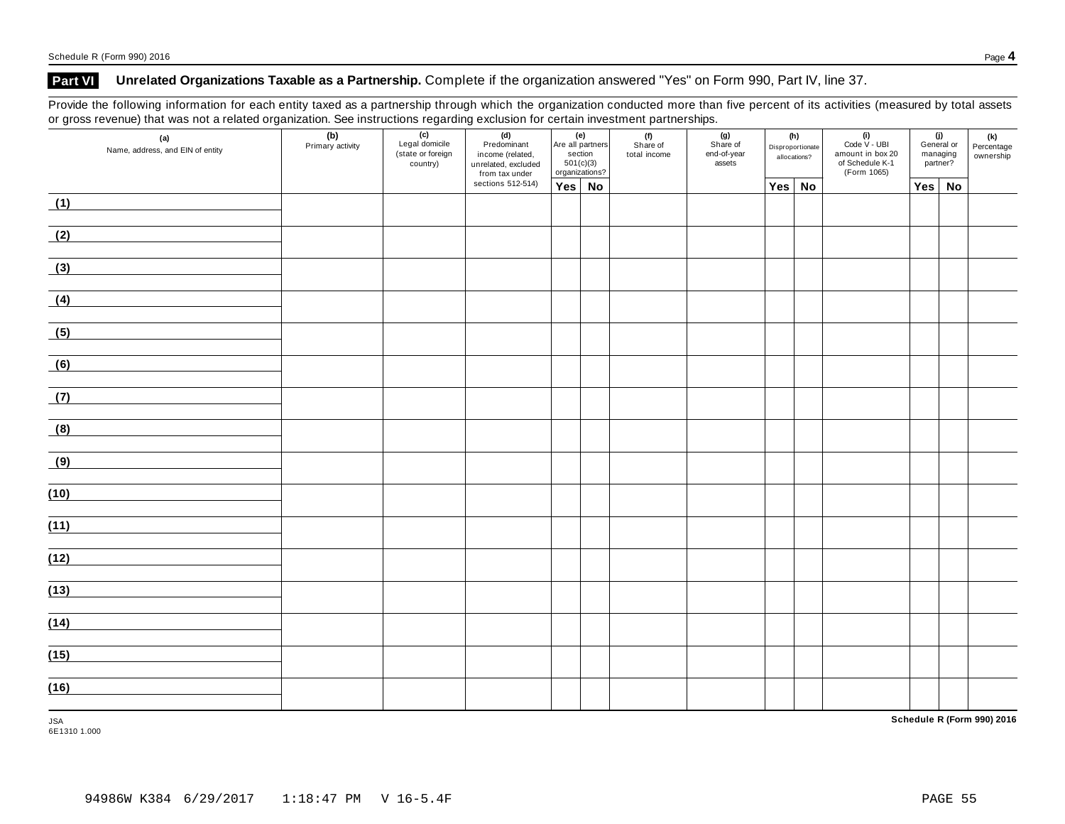## Part VI Unrelated Organizations Taxable as a Partnership. Complete if the organization answered "Yes" on Form 990, Part IV, line 37.

Provide the following information for each entity taxed as a partnership through which the organization conducted more than five percent of its activities (measured by total assets or gross revenue) that was not a related organization. See instructions regarding exclusion for certain investment partnerships.

| (a) Name, address, and EIN of entity | (b) Primary activity | (c) Legal domicile (state or foreign country) | (d) Predominant income (related, unrelated, excluded from tax under sections 512-514) | (e) Are all partners section 501(c)(3) organizations? | | (f) Share of total income | (g) Share of end-of-year assets | (h) Disproportionate allocations? | | (i) Code V - UBI amount in box 20 of Schedule K-1 (Form 1065) | (j) General or managing partner? | | (k) Percentage ownership |
|---|---|---|---|---|---|---|---|---|---|---|---|---|---|
| | | | | Yes | No | | | Yes | No | | Yes | No | |
| (1) | | | | | | | | | | | | | |
| (2) | | | | | | | | | | | | | |
| (3) | | | | | | | | | | | | | |
| (4) | | | | | | | | | | | | | |
| (5) | | | | | | | | | | | | | |
| (6) | | | | | | | | | | | | | |
| (7) | | | | | | | | | | | | | |
| (8) | | | | | | | | | | | | | |
| (9) | | | | | | | | | | | | | |
| (10) | | | | | | | | | | | | | |
| (11) | | | | | | | | | | | | | |
| (12) | | | | | | | | | | | | | |
| (13) | | | | | | | | | | | | | |
| (14) | | | | | | | | | | | | | |
| (15) | | | | | | | | | | | | | |
| (16) | | | | | | | | | | | | | |

JSA
6E1310 1.000

Schedule R (Form 990) 2016

94986W K384 6/29/2017 1:18:47 PM V 16-5.4F PAGE 55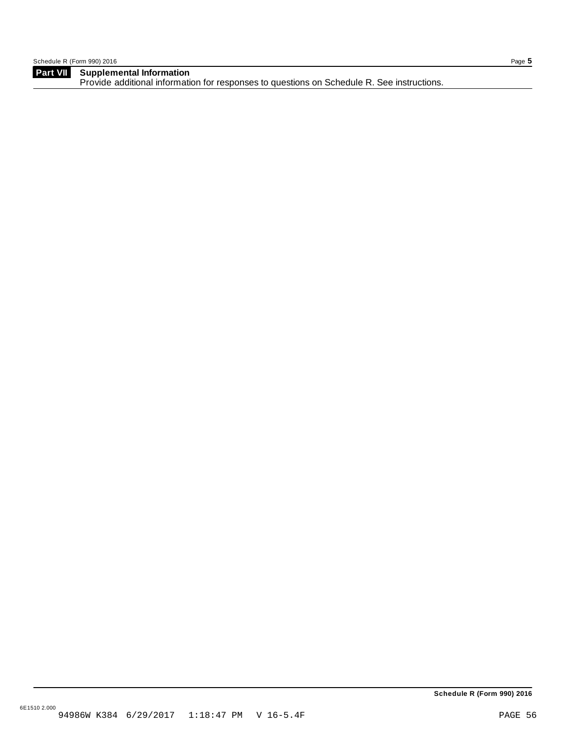**Part VII** **Supplemental Information**

Provide additional information for responses to questions on Schedule R. See instructions.